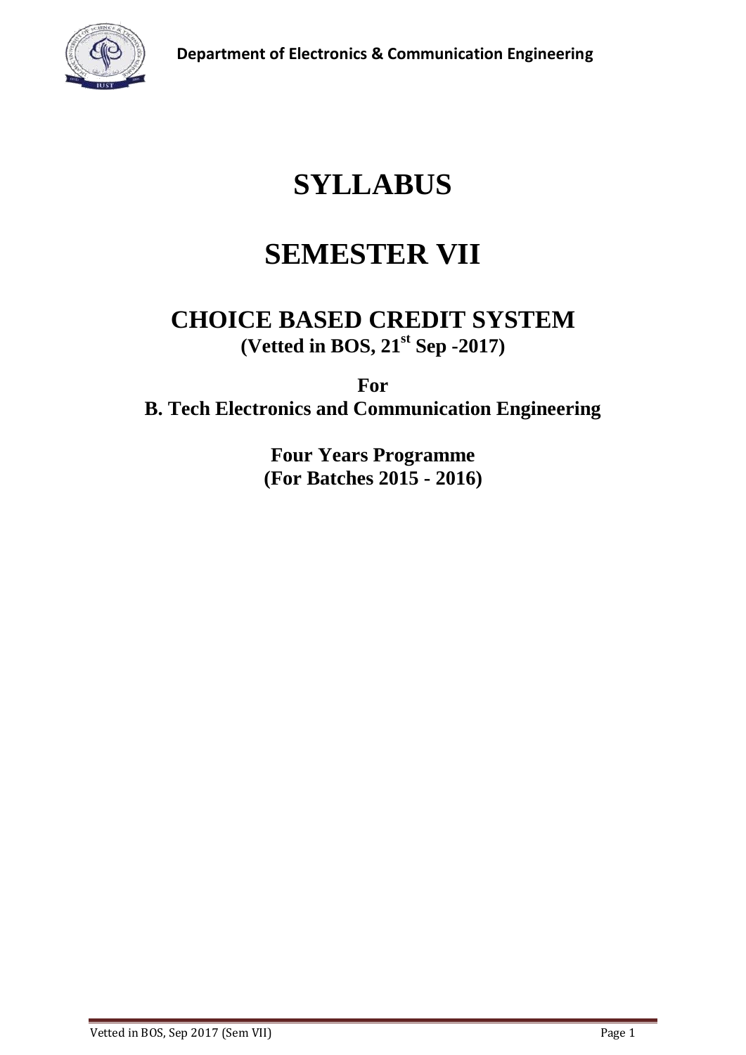# SYLLABUS

# SEMESTER VII

## CHOICE BASED CREDIT SYSTEM

**(Vetted in BOS, 21st Sep -2017)**

**For**

**B. Tech Electronics and Communication Engineering**

**Four Years Programme**

**(For Batches 2015 - 2016)**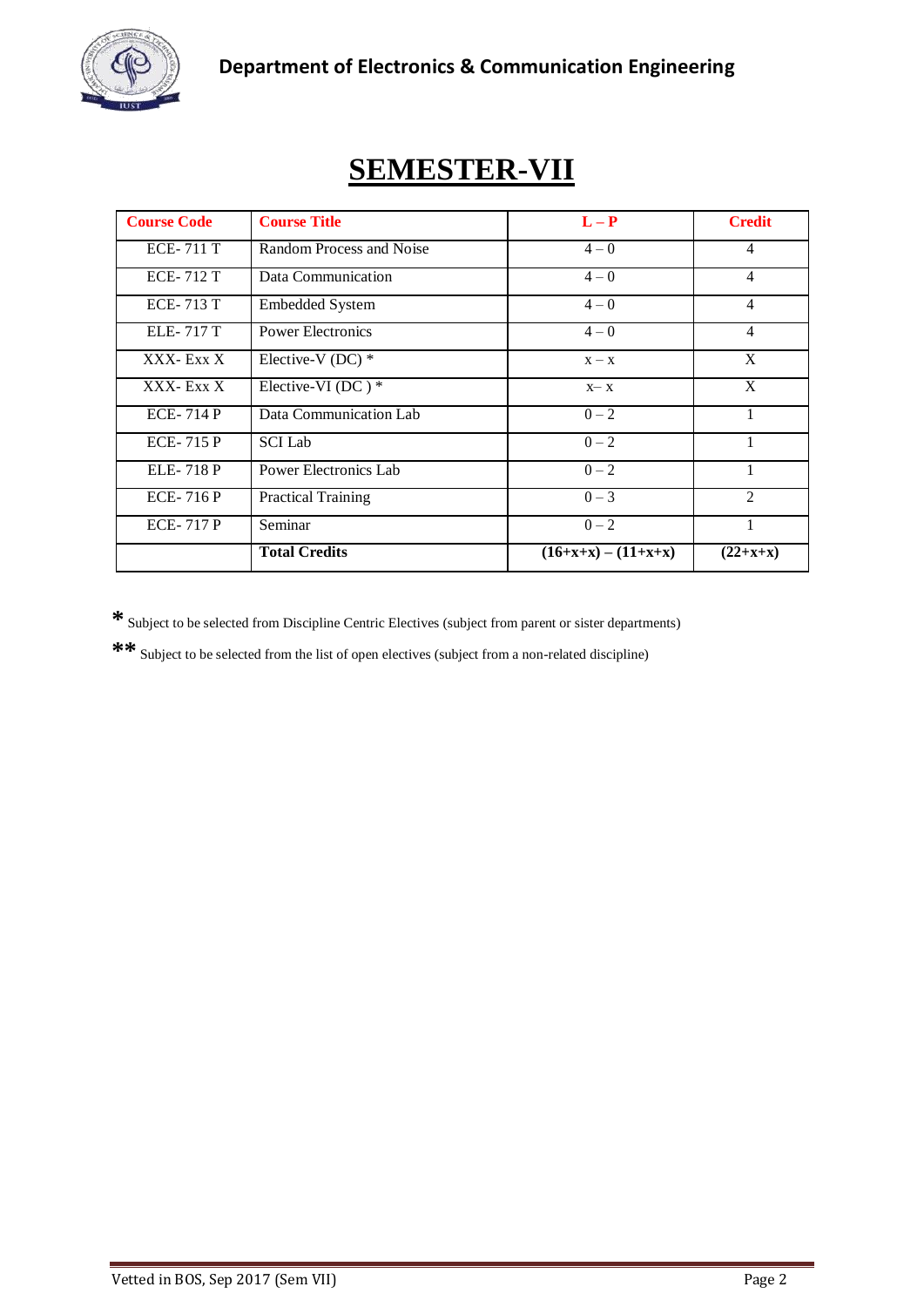# SEMESTER-VII

| Course Code | Course Title | L – P | Credit |
|---|---|---|---|
| ECE- 711 T | Random Process and Noise | 4 – 0 | 4 |
| ECE- 712 T | Data Communication | 4 – 0 | 4 |
| ECE- 713 T | Embedded System | 4 – 0 | 4 |
| ELE- 717 T | Power Electronics | 4 – 0 | 4 |
| XXX- Exx X | Elective-V (DC) * | x – x | X |
| XXX- Exx X | Elective-VI (DC ) * | x– x | X |
| ECE- 714 P | Data Communication Lab | 0 – 2 | 1 |
| ECE- 715 P | SCI Lab | 0 – 2 | 1 |
| ELE- 718 P | Power Electronics Lab | 0 – 2 | 1 |
| ECE- 716 P | Practical Training | 0 – 3 | 2 |
| ECE- 717 P | Seminar | 0 – 2 | 1 |
| | **Total Credits** | **(16+x+x) – (11+x+x)** | **(22+x+x)** |

**\*** Subject to be selected from Discipline Centric Electives (subject from parent or sister departments)

**\*\*** Subject to be selected from the list of open electives (subject from a non-related discipline)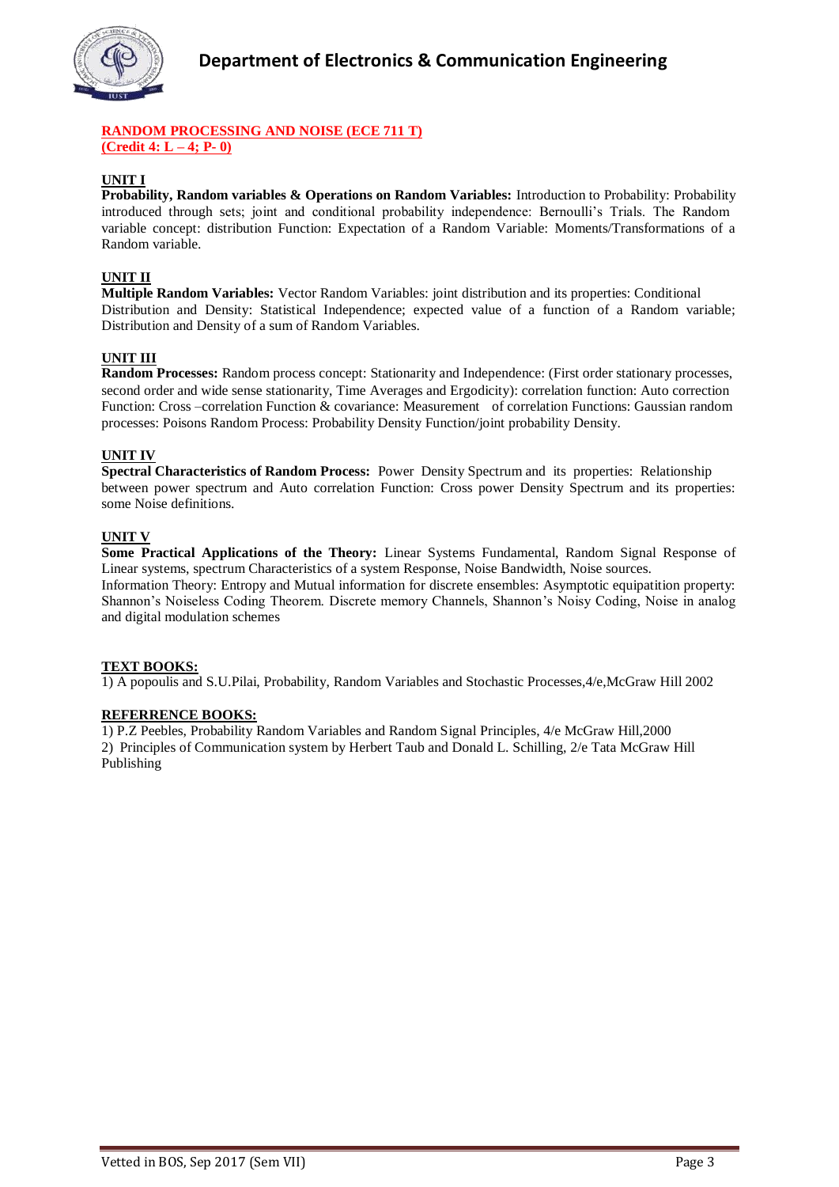**RANDOM PROCESSING AND NOISE (ECE 711 T)**
**(Credit 4: L – 4; P- 0)**

**UNIT I**

**Probability, Random variables & Operations on Random Variables:** Introduction to Probability: Probability introduced through sets; joint and conditional probability independence: Bernoulli's Trials. The Random variable concept: distribution Function: Expectation of a Random Variable: Moments/Transformations of a Random variable.

**UNIT II**

**Multiple Random Variables:** Vector Random Variables: joint distribution and its properties: Conditional Distribution and Density: Statistical Independence; expected value of a function of a Random variable; Distribution and Density of a sum of Random Variables.

**UNIT III**

**Random Processes:** Random process concept: Stationarity and Independence: (First order stationary processes, second order and wide sense stationarity, Time Averages and Ergodicity): correlation function: Auto correction Function: Cross –correlation Function & covariance: Measurement of correlation Functions: Gaussian random processes: Poisons Random Process: Probability Density Function/joint probability Density.

**UNIT IV**

**Spectral Characteristics of Random Process:** Power Density Spectrum and its properties: Relationship between power spectrum and Auto correlation Function: Cross power Density Spectrum and its properties: some Noise definitions.

**UNIT V**

**Some Practical Applications of the Theory:** Linear Systems Fundamental, Random Signal Response of Linear systems, spectrum Characteristics of a system Response, Noise Bandwidth, Noise sources.
Information Theory: Entropy and Mutual information for discrete ensembles: Asymptotic equipatition property: Shannon's Noiseless Coding Theorem. Discrete memory Channels, Shannon's Noisy Coding, Noise in analog and digital modulation schemes

**TEXT BOOKS:**

1) A popoulis and S.U.Pilai, Probability, Random Variables and Stochastic Processes,4/e,McGraw Hill 2002

**REFERRENCE BOOKS:**

1) P.Z Peebles, Probability Random Variables and Random Signal Principles, 4/e McGraw Hill,2000
2) Principles of Communication system by Herbert Taub and Donald L. Schilling, 2/e Tata McGraw Hill Publishing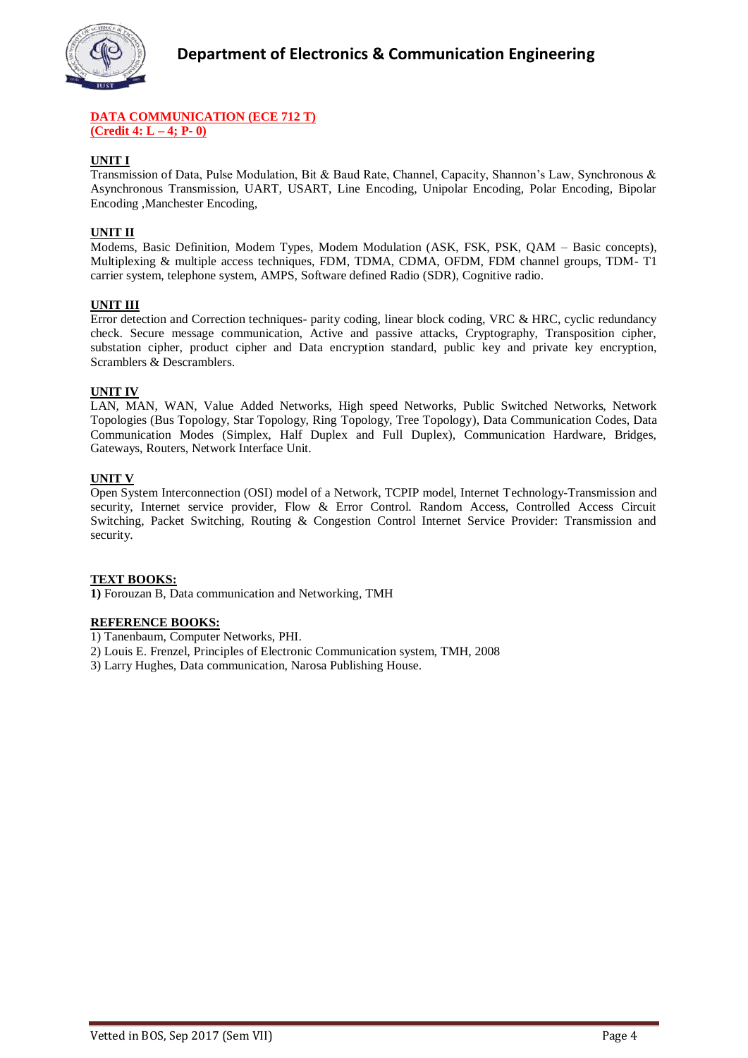## DATA COMMUNICATION (ECE 712 T)
**(Credit 4: L – 4; P- 0)**

**UNIT I**

Transmission of Data, Pulse Modulation, Bit & Baud Rate, Channel, Capacity, Shannon's Law, Synchronous & Asynchronous Transmission, UART, USART, Line Encoding, Unipolar Encoding, Polar Encoding, Bipolar Encoding ,Manchester Encoding,

**UNIT II**

Modems, Basic Definition, Modem Types, Modem Modulation (ASK, FSK, PSK, QAM – Basic concepts), Multiplexing & multiple access techniques, FDM, TDMA, CDMA, OFDM, FDM channel groups, TDM- T1 carrier system, telephone system, AMPS, Software defined Radio (SDR), Cognitive radio.

**UNIT III**

Error detection and Correction techniques- parity coding, linear block coding, VRC & HRC, cyclic redundancy check. Secure message communication, Active and passive attacks, Cryptography, Transposition cipher, substation cipher, product cipher and Data encryption standard, public key and private key encryption, Scramblers & Descramblers.

**UNIT IV**

LAN, MAN, WAN, Value Added Networks, High speed Networks, Public Switched Networks, Network Topologies (Bus Topology, Star Topology, Ring Topology, Tree Topology), Data Communication Codes, Data Communication Modes (Simplex, Half Duplex and Full Duplex), Communication Hardware, Bridges, Gateways, Routers, Network Interface Unit.

**UNIT V**

Open System Interconnection (OSI) model of a Network, TCPIP model, Internet Technology-Transmission and security, Internet service provider, Flow & Error Control. Random Access, Controlled Access Circuit Switching, Packet Switching, Routing & Congestion Control Internet Service Provider: Transmission and security.

**TEXT BOOKS:**

**1)** Forouzan B, Data communication and Networking, TMH

**REFERENCE BOOKS:**

1) Tanenbaum, Computer Networks, PHI.
2) Louis E. Frenzel, Principles of Electronic Communication system, TMH, 2008
3) Larry Hughes, Data communication, Narosa Publishing House.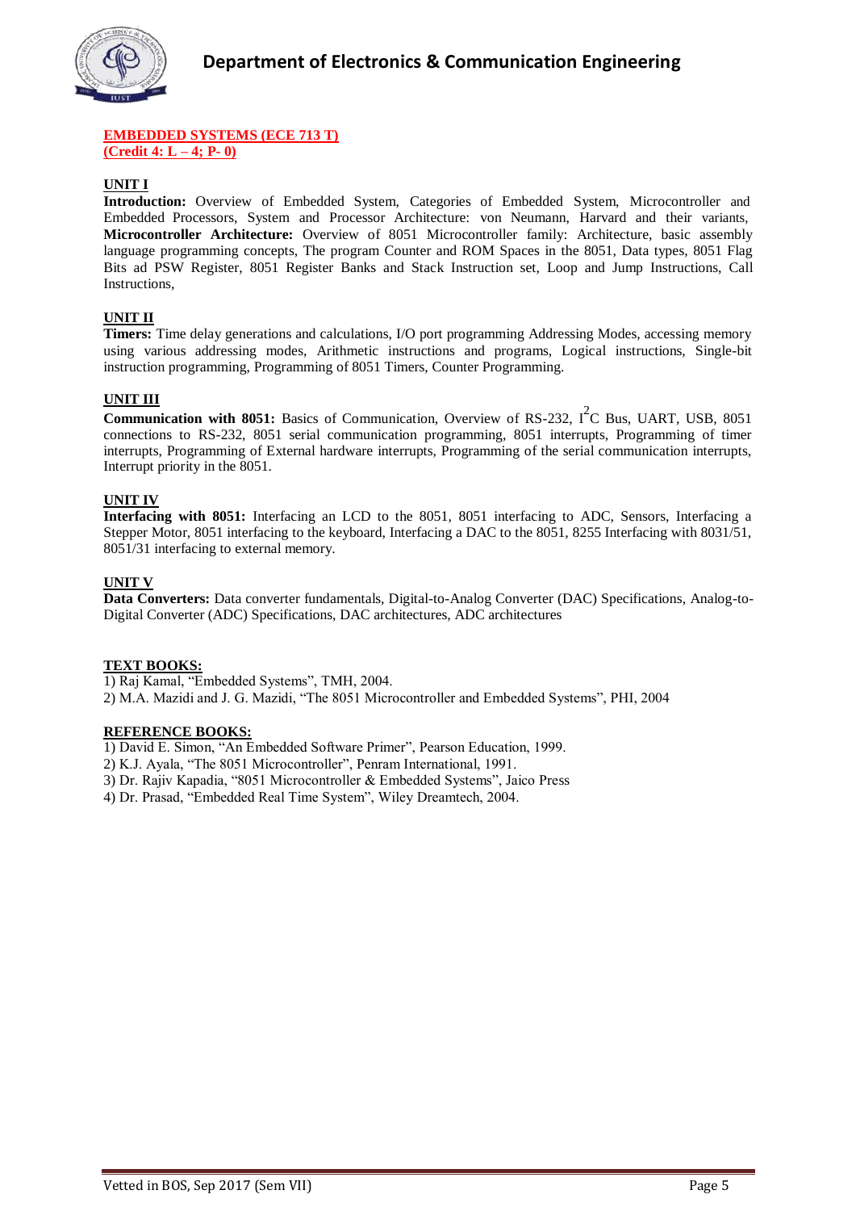## EMBEDDED SYSTEMS (ECE 713 T)
## (Credit 4: L – 4; P- 0)

### UNIT I

**Introduction:** Overview of Embedded System, Categories of Embedded System, Microcontroller and Embedded Processors, System and Processor Architecture: von Neumann, Harvard and their variants, **Microcontroller Architecture:** Overview of 8051 Microcontroller family: Architecture, basic assembly language programming concepts, The program Counter and ROM Spaces in the 8051, Data types, 8051 Flag Bits ad PSW Register, 8051 Register Banks and Stack Instruction set, Loop and Jump Instructions, Call Instructions,

### UNIT II

**Timers:** Time delay generations and calculations, I/O port programming Addressing Modes, accessing memory using various addressing modes, Arithmetic instructions and programs, Logical instructions, Single-bit instruction programming, Programming of 8051 Timers, Counter Programming.

### UNIT III

**Communication with 8051:** Basics of Communication, Overview of RS-232, $I^2C$ Bus, UART, USB, 8051 connections to RS-232, 8051 serial communication programming, 8051 interrupts, Programming of timer interrupts, Programming of External hardware interrupts, Programming of the serial communication interrupts, Interrupt priority in the 8051.

### UNIT IV

**Interfacing with 8051:** Interfacing an LCD to the 8051, 8051 interfacing to ADC, Sensors, Interfacing a Stepper Motor, 8051 interfacing to the keyboard, Interfacing a DAC to the 8051, 8255 Interfacing with 8031/51, 8051/31 interfacing to external memory.

### UNIT V

**Data Converters:** Data converter fundamentals, Digital-to-Analog Converter (DAC) Specifications, Analog-to-Digital Converter (ADC) Specifications, DAC architectures, ADC architectures

### TEXT BOOKS:

1) Raj Kamal, "Embedded Systems", TMH, 2004.
2) M.A. Mazidi and J. G. Mazidi, "The 8051 Microcontroller and Embedded Systems", PHI, 2004

### REFERENCE BOOKS:

1) David E. Simon, "An Embedded Software Primer", Pearson Education, 1999.
2) K.J. Ayala, "The 8051 Microcontroller", Penram International, 1991.
3) Dr. Rajiv Kapadia, "8051 Microcontroller & Embedded Systems", Jaico Press
4) Dr. Prasad, "Embedded Real Time System", Wiley Dreamtech, 2004.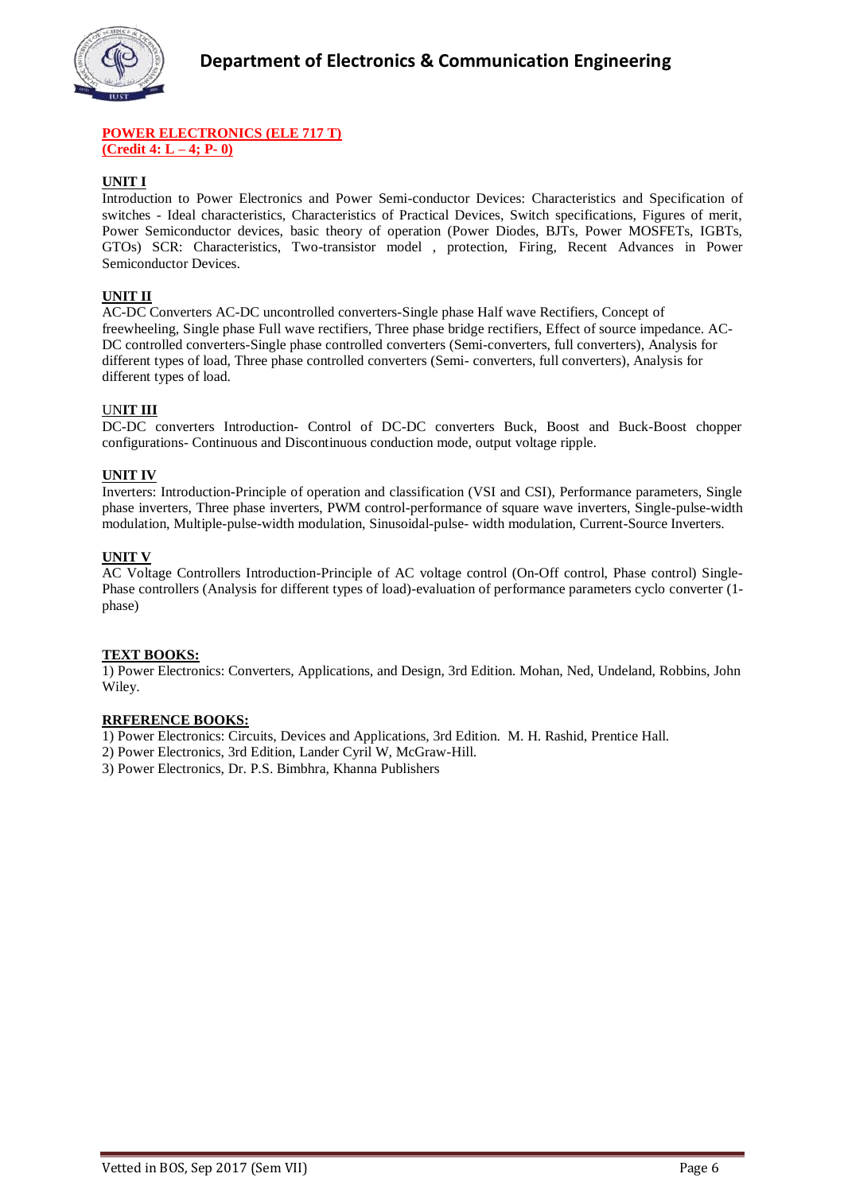**POWER ELECTRONICS (ELE 717 T)**
**(Credit 4: L – 4; P- 0)**

**UNIT I**

Introduction to Power Electronics and Power Semi-conductor Devices: Characteristics and Specification of switches - Ideal characteristics, Characteristics of Practical Devices, Switch specifications, Figures of merit, Power Semiconductor devices, basic theory of operation (Power Diodes, BJTs, Power MOSFETs, IGBTs, GTOs) SCR: Characteristics, Two-transistor model , protection, Firing, Recent Advances in Power Semiconductor Devices.

**UNIT II**

AC-DC Converters AC-DC uncontrolled converters-Single phase Half wave Rectifiers, Concept of freewheeling, Single phase Full wave rectifiers, Three phase bridge rectifiers, Effect of source impedance. AC-DC controlled converters-Single phase controlled converters (Semi-converters, full converters), Analysis for different types of load, Three phase controlled converters (Semi- converters, full converters), Analysis for different types of load.

**UNIT III**

DC-DC converters Introduction- Control of DC-DC converters Buck, Boost and Buck-Boost chopper configurations- Continuous and Discontinuous conduction mode, output voltage ripple.

**UNIT IV**

Inverters: Introduction-Principle of operation and classification (VSI and CSI), Performance parameters, Single phase inverters, Three phase inverters, PWM control-performance of square wave inverters, Single-pulse-width modulation, Multiple-pulse-width modulation, Sinusoidal-pulse- width modulation, Current-Source Inverters.

**UNIT V**

AC Voltage Controllers Introduction-Principle of AC voltage control (On-Off control, Phase control) Single-Phase controllers (Analysis for different types of load)-evaluation of performance parameters cyclo converter (1-phase)

**TEXT BOOKS:**

1) Power Electronics: Converters, Applications, and Design, 3rd Edition. Mohan, Ned, Undeland, Robbins, John Wiley.

**RRFERENCE BOOKS:**

1) Power Electronics: Circuits, Devices and Applications, 3rd Edition. M. H. Rashid, Prentice Hall.
2) Power Electronics, 3rd Edition, Lander Cyril W, McGraw-Hill.
3) Power Electronics, Dr. P.S. Bimbhra, Khanna Publishers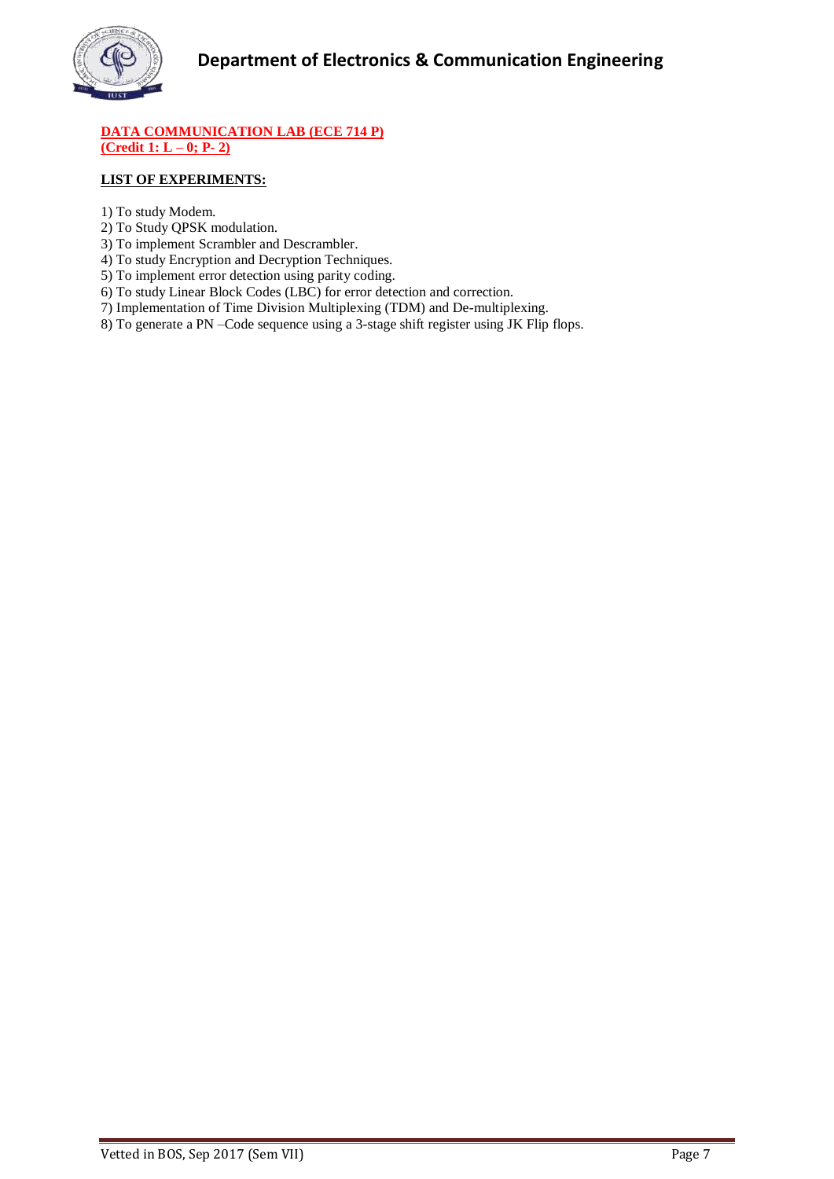**DATA COMMUNICATION LAB (ECE 714 P)**
**(Credit 1: L – 0; P- 2)**

**LIST OF EXPERIMENTS:**

1) To study Modem.
2) To Study QPSK modulation.
3) To implement Scrambler and Descrambler.
4) To study Encryption and Decryption Techniques.
5) To implement error detection using parity coding.
6) To study Linear Block Codes (LBC) for error detection and correction.
7) Implementation of Time Division Multiplexing (TDM) and De-multiplexing.
8) To generate a PN –Code sequence using a 3-stage shift register using JK Flip flops.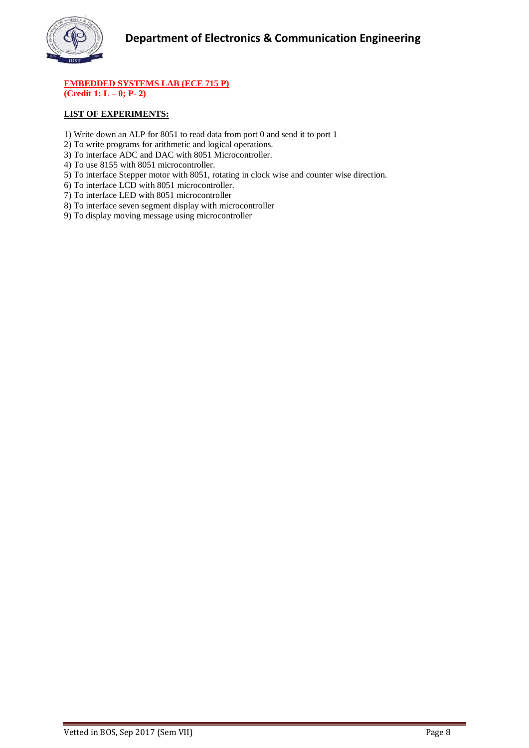**EMBEDDED SYSTEMS LAB (ECE 715 P)**
**(Credit 1: L – 0; P- 2)**

**LIST OF EXPERIMENTS:**

1) Write down an ALP for 8051 to read data from port 0 and send it to port 1
2) To write programs for arithmetic and logical operations.
3) To interface ADC and DAC with 8051 Microcontroller.
4) To use 8155 with 8051 microcontroller.
5) To interface Stepper motor with 8051, rotating in clock wise and counter wise direction.
6) To interface LCD with 8051 microcontroller.
7) To interface LED with 8051 microcontroller
8) To interface seven segment display with microcontroller
9) To display moving message using microcontroller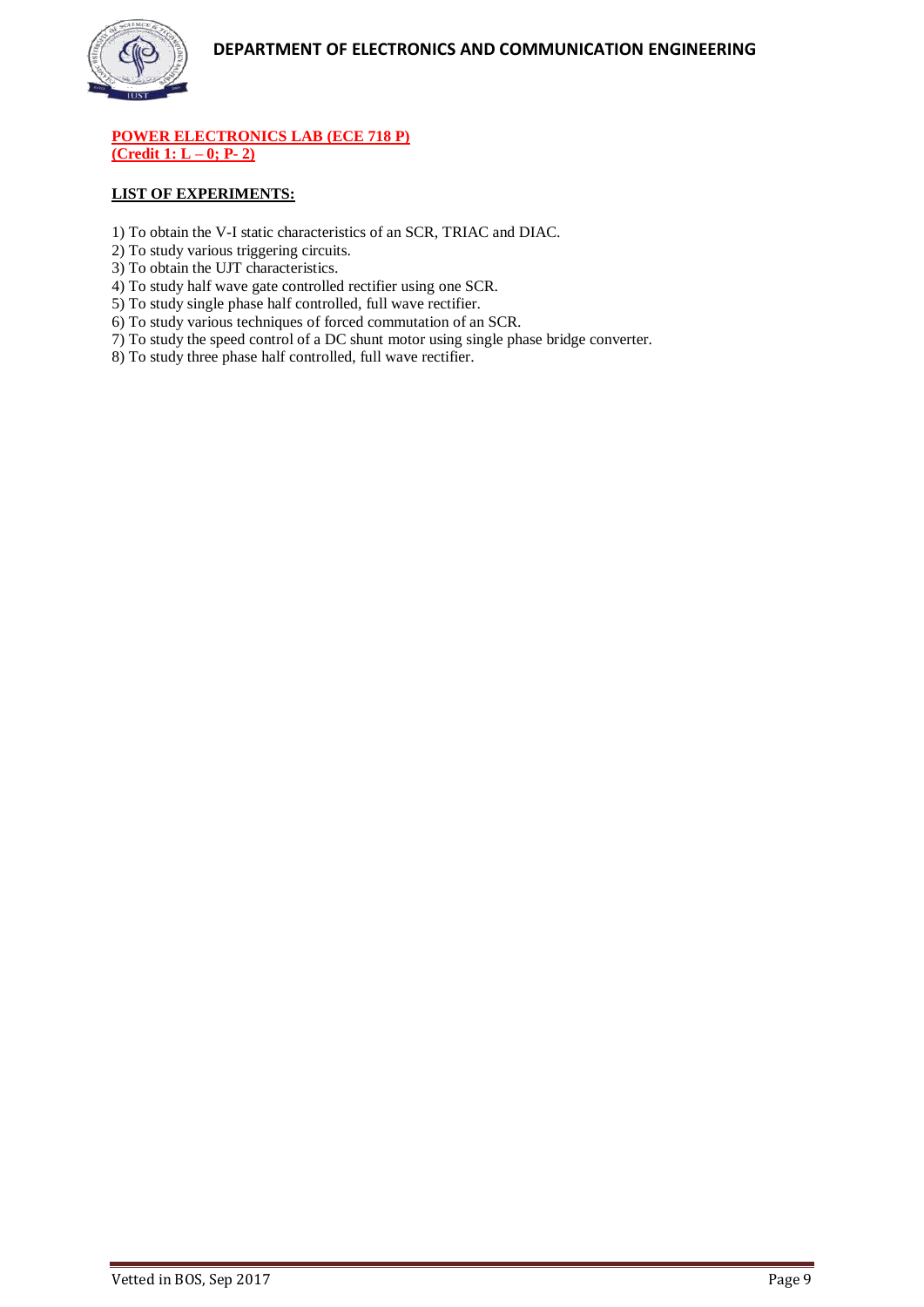**POWER ELECTRONICS LAB (ECE 718 P)**
**(Credit 1: L – 0; P- 2)**

**LIST OF EXPERIMENTS:**

1) To obtain the V-I static characteristics of an SCR, TRIAC and DIAC.
2) To study various triggering circuits.
3) To obtain the UJT characteristics.
4) To study half wave gate controlled rectifier using one SCR.
5) To study single phase half controlled, full wave rectifier.
6) To study various techniques of forced commutation of an SCR.
7) To study the speed control of a DC shunt motor using single phase bridge converter.
8) To study three phase half controlled, full wave rectifier.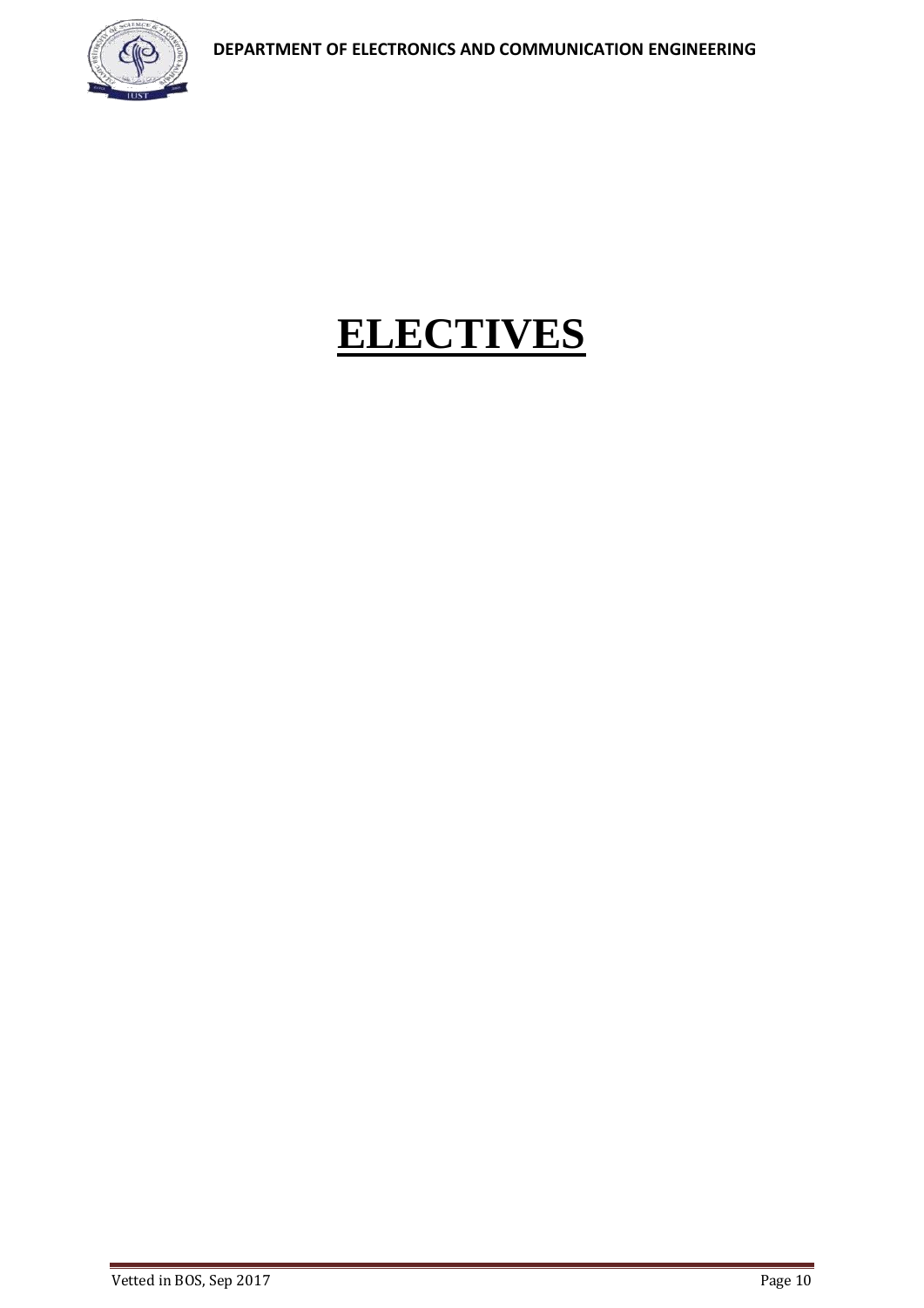# ELECTIVES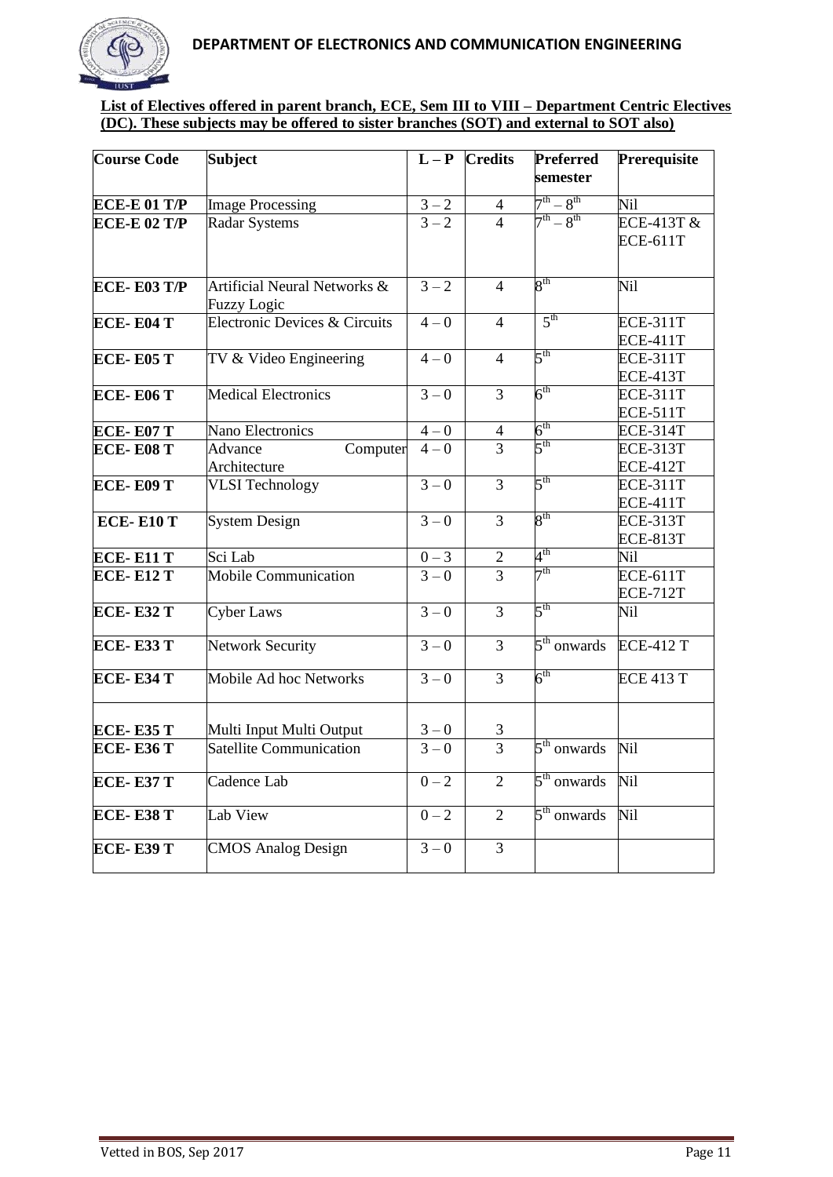**List of Electives offered in parent branch, ECE, Sem III to VIII – Department Centric Electives (DC). These subjects may be offered to sister branches (SOT) and external to SOT also)**

| Course Code | Subject | L – P | Credits | Preferred semester | Prerequisite |
|---|---|---|---|---|---|
| **ECE-E 01 T/P** | Image Processing | 3 – 2 | 4 | 7th – 8th | Nil |
| **ECE-E 02 T/P** | Radar Systems | 3 – 2 | 4 | 7th – 8th | ECE-413T & ECE-611T |
| **ECE- E03 T/P** | Artificial Neural Networks & Fuzzy Logic | 3 – 2 | 4 | 8th | Nil |
| **ECE- E04 T** | Electronic Devices & Circuits | 4 – 0 | 4 | 5th | ECE-311T ECE-411T |
| **ECE- E05 T** | TV & Video Engineering | 4 – 0 | 4 | 5th | ECE-311T ECE-413T |
| **ECE- E06 T** | Medical Electronics | 3 – 0 | 3 | 6th | ECE-311T ECE-511T |
| **ECE- E07 T** | Nano Electronics | 4 – 0 | 4 | 6th | ECE-314T |
| **ECE- E08 T** | Advance Computer Architecture | 4 – 0 | 3 | 5th | ECE-313T ECE-412T |
| **ECE- E09 T** | VLSI Technology | 3 – 0 | 3 | 5th | ECE-311T ECE-411T |
| **ECE- E10 T** | System Design | 3 – 0 | 3 | 8th | ECE-313T ECE-813T |
| **ECE- E11 T** | Sci Lab | 0 – 3 | 2 | 4th | Nil |
| **ECE- E12 T** | Mobile Communication | 3 – 0 | 3 | 7th | ECE-611T ECE-712T |
| **ECE- E32 T** | Cyber Laws | 3 – 0 | 3 | 5th | Nil |
| **ECE- E33 T** | Network Security | 3 – 0 | 3 | 5th onwards | ECE-412 T |
| **ECE- E34 T** | Mobile Ad hoc Networks | 3 – 0 | 3 | 6th | ECE 413 T |
| **ECE- E35 T** | Multi Input Multi Output | 3 – 0 | 3 | | |
| **ECE- E36 T** | Satellite Communication | 3 – 0 | 3 | 5th onwards | Nil |
| **ECE- E37 T** | Cadence Lab | 0 – 2 | 2 | 5th onwards | Nil |
| **ECE- E38 T** | Lab View | 0 – 2 | 2 | 5th onwards | Nil |
| **ECE- E39 T** | CMOS Analog Design | 3 – 0 | 3 | | |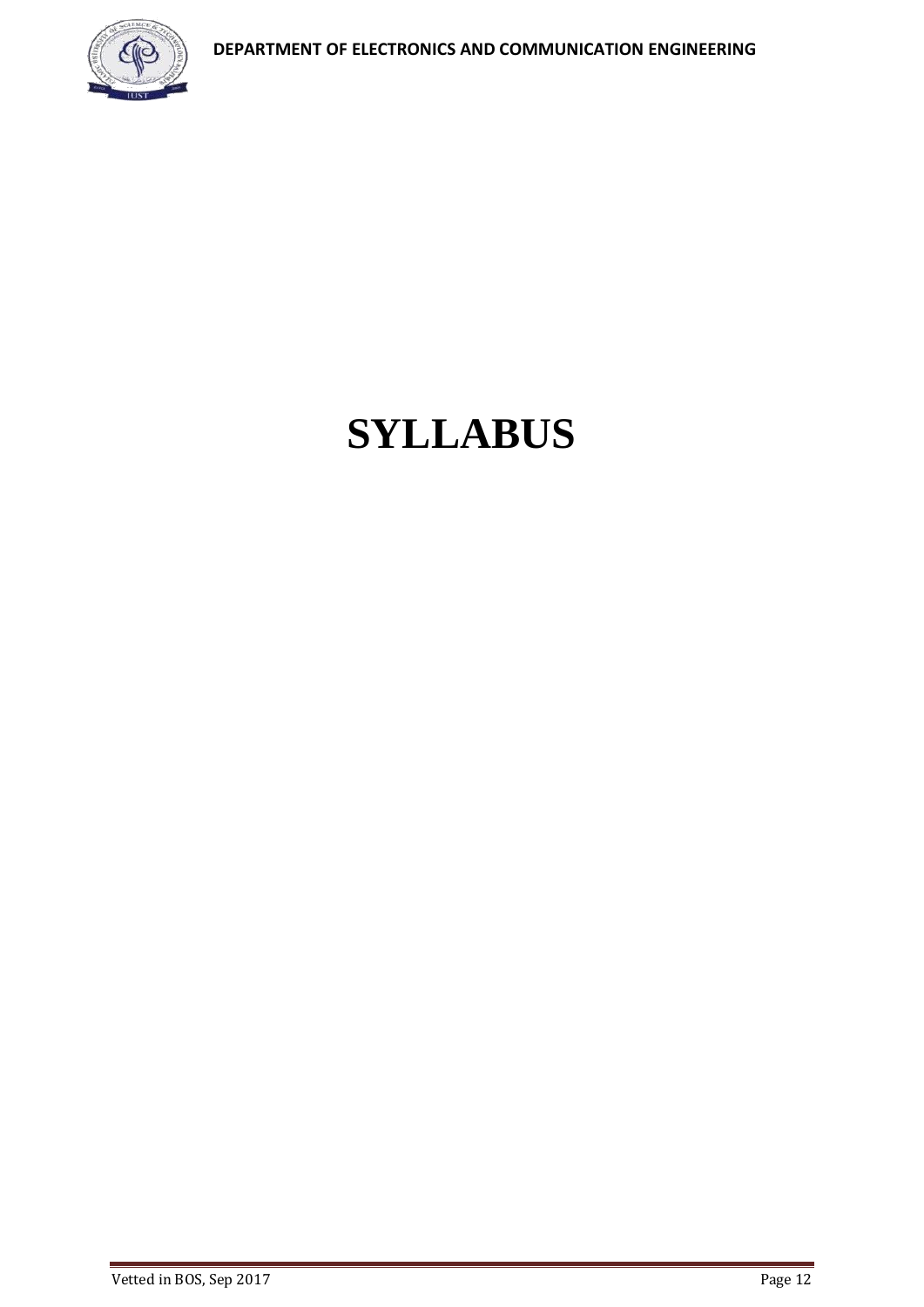# SYLLABUS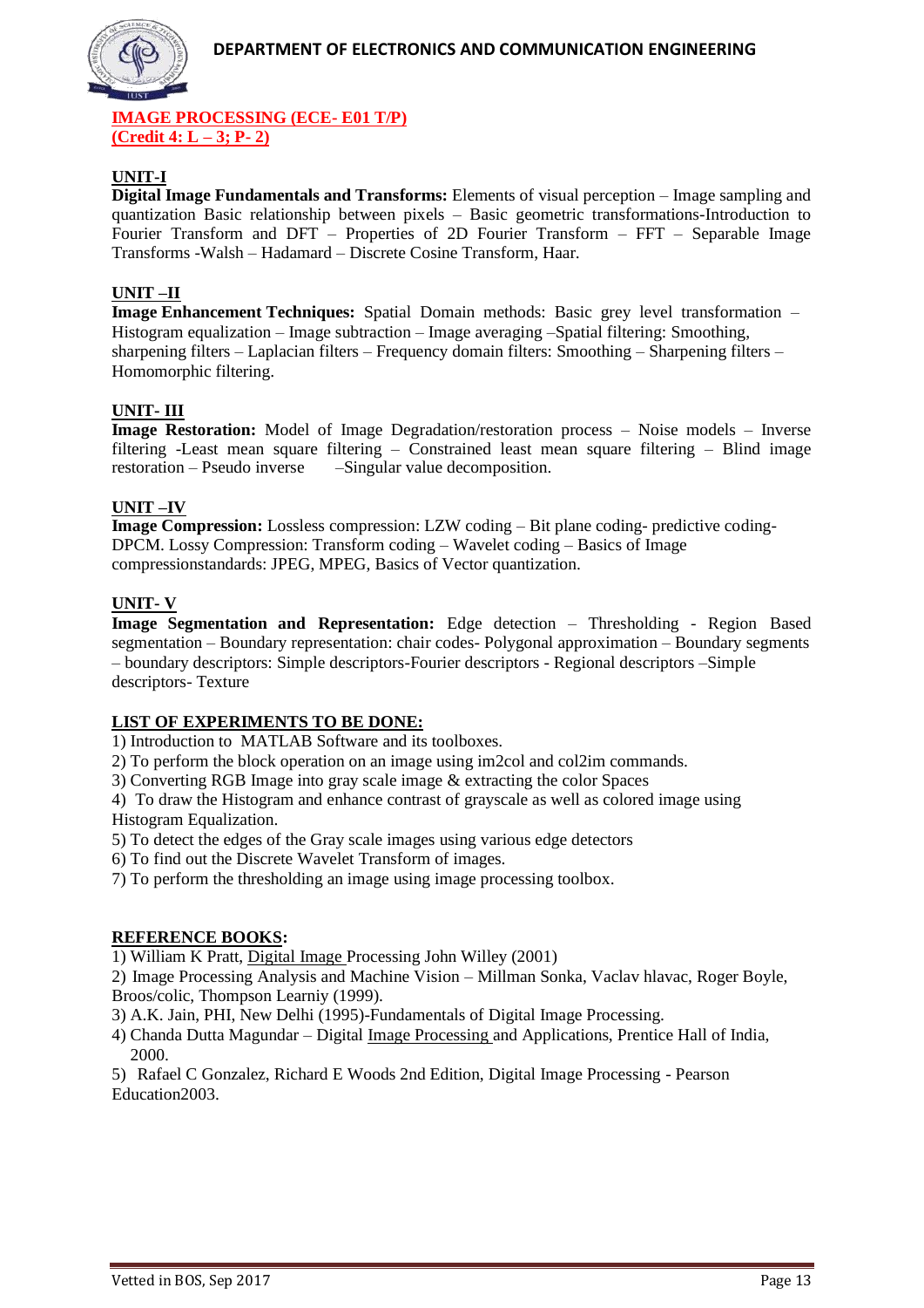# IMAGE PROCESSING (ECE- E01 T/P)
# (Credit 4: L – 3; P- 2)

## UNIT-I

**Digital Image Fundamentals and Transforms:** Elements of visual perception – Image sampling and quantization Basic relationship between pixels – Basic geometric transformations-Introduction to Fourier Transform and DFT – Properties of 2D Fourier Transform – FFT – Separable Image Transforms -Walsh – Hadamard – Discrete Cosine Transform, Haar.

## UNIT –II

**Image Enhancement Techniques:** Spatial Domain methods: Basic grey level transformation – Histogram equalization – Image subtraction – Image averaging –Spatial filtering: Smoothing, sharpening filters – Laplacian filters – Frequency domain filters: Smoothing – Sharpening filters – Homomorphic filtering.

## UNIT- III

**Image Restoration:** Model of Image Degradation/restoration process – Noise models – Inverse filtering -Least mean square filtering – Constrained least mean square filtering – Blind image restoration – Pseudo inverse –Singular value decomposition.

## UNIT –IV

**Image Compression:** Lossless compression: LZW coding – Bit plane coding- predictive coding-DPCM. Lossy Compression: Transform coding – Wavelet coding – Basics of Image compressionstandards: JPEG, MPEG, Basics of Vector quantization.

## UNIT- V

**Image Segmentation and Representation:** Edge detection – Thresholding - Region Based segmentation – Boundary representation: chair codes- Polygonal approximation – Boundary segments – boundary descriptors: Simple descriptors-Fourier descriptors - Regional descriptors –Simple descriptors- Texture

## LIST OF EXPERIMENTS TO BE DONE:

1) Introduction to MATLAB Software and its toolboxes.
2) To perform the block operation on an image using im2col and col2im commands.
3) Converting RGB Image into gray scale image & extracting the color Spaces
4) To draw the Histogram and enhance contrast of grayscale as well as colored image using Histogram Equalization.
5) To detect the edges of the Gray scale images using various edge detectors
6) To find out the Discrete Wavelet Transform of images.
7) To perform the thresholding an image using image processing toolbox.

## REFERENCE BOOKS:

1) William K Pratt, Digital Image Processing John Willey (2001)
2) Image Processing Analysis and Machine Vision – Millman Sonka, Vaclav hlavac, Roger Boyle, Broos/colic, Thompson Learniy (1999).
3) A.K. Jain, PHI, New Delhi (1995)-Fundamentals of Digital Image Processing.
4) Chanda Dutta Magundar – Digital Image Processing and Applications, Prentice Hall of India, 2000.
5) Rafael C Gonzalez, Richard E Woods 2nd Edition, Digital Image Processing - Pearson Education2003.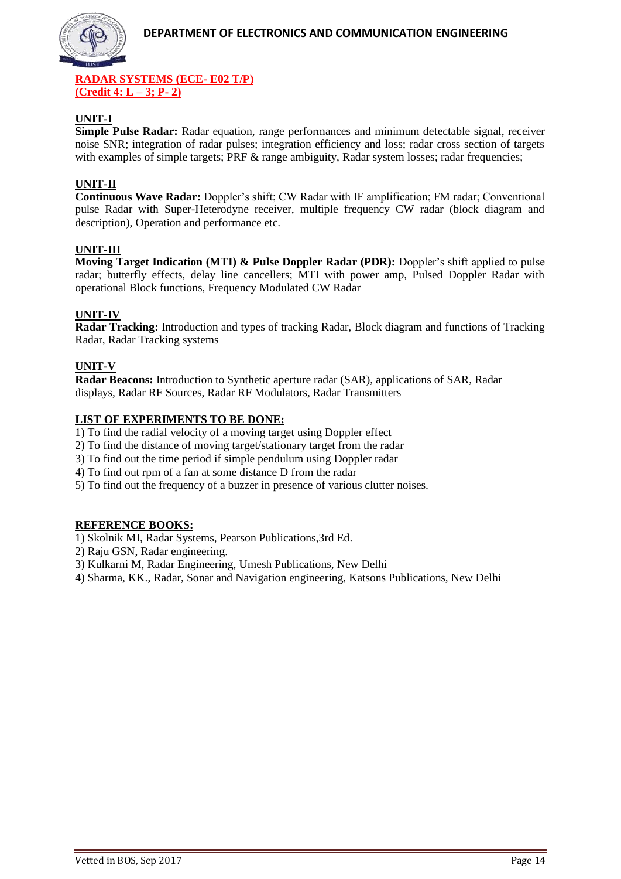**RADAR SYSTEMS (ECE- E02 T/P)**
**(Credit 4: L – 3; P- 2)**

**UNIT-I**

**Simple Pulse Radar:** Radar equation, range performances and minimum detectable signal, receiver noise SNR; integration of radar pulses; integration efficiency and loss; radar cross section of targets with examples of simple targets; PRF & range ambiguity, Radar system losses; radar frequencies;

**UNIT-II**

**Continuous Wave Radar:** Doppler's shift; CW Radar with IF amplification; FM radar; Conventional pulse Radar with Super-Heterodyne receiver, multiple frequency CW radar (block diagram and description), Operation and performance etc.

**UNIT-III**

**Moving Target Indication (MTI) & Pulse Doppler Radar (PDR):** Doppler's shift applied to pulse radar; butterfly effects, delay line cancellers; MTI with power amp, Pulsed Doppler Radar with operational Block functions, Frequency Modulated CW Radar

**UNIT-IV**

**Radar Tracking:** Introduction and types of tracking Radar, Block diagram and functions of Tracking Radar, Radar Tracking systems

**UNIT-V**

**Radar Beacons:** Introduction to Synthetic aperture radar (SAR), applications of SAR, Radar displays, Radar RF Sources, Radar RF Modulators, Radar Transmitters

**LIST OF EXPERIMENTS TO BE DONE:**

1) To find the radial velocity of a moving target using Doppler effect
2) To find the distance of moving target/stationary target from the radar
3) To find out the time period if simple pendulum using Doppler radar
4) To find out rpm of a fan at some distance D from the radar
5) To find out the frequency of a buzzer in presence of various clutter noises.

**REFERENCE BOOKS:**

1) Skolnik MI, Radar Systems, Pearson Publications,3rd Ed.
2) Raju GSN, Radar engineering.
3) Kulkarni M, Radar Engineering, Umesh Publications, New Delhi
4) Sharma, KK., Radar, Sonar and Navigation engineering, Katsons Publications, New Delhi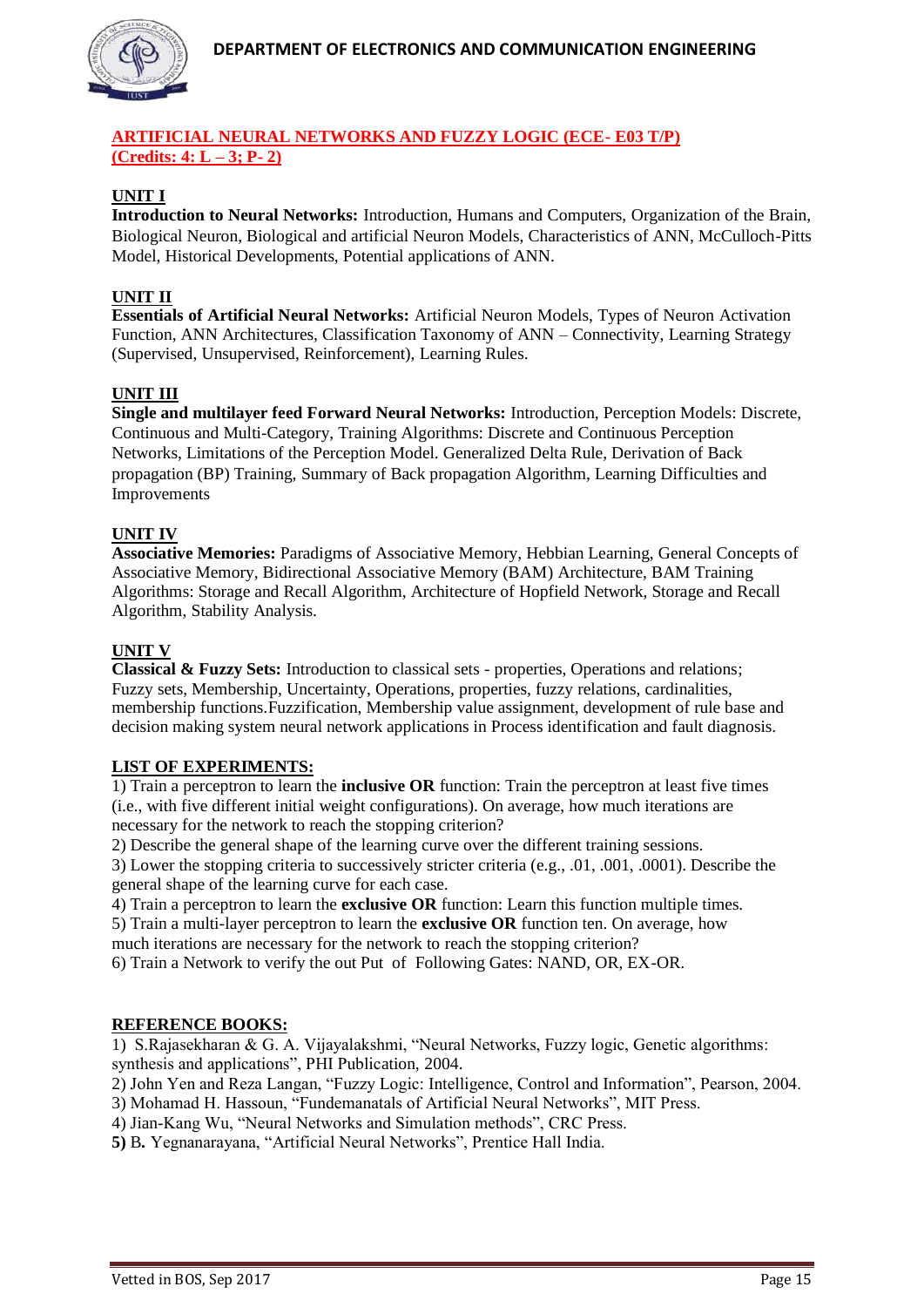## ARTIFICIAL NEURAL NETWORKS AND FUZZY LOGIC (ECE- E03 T/P)
## (Credits: 4: L – 3; P- 2)

### UNIT I

**Introduction to Neural Networks:** Introduction, Humans and Computers, Organization of the Brain, Biological Neuron, Biological and artificial Neuron Models, Characteristics of ANN, McCulloch-Pitts Model, Historical Developments, Potential applications of ANN.

### UNIT II

**Essentials of Artificial Neural Networks:** Artificial Neuron Models, Types of Neuron Activation Function, ANN Architectures, Classification Taxonomy of ANN – Connectivity, Learning Strategy (Supervised, Unsupervised, Reinforcement), Learning Rules.

### UNIT III

**Single and multilayer feed Forward Neural Networks:** Introduction, Perception Models: Discrete, Continuous and Multi-Category, Training Algorithms: Discrete and Continuous Perception Networks, Limitations of the Perception Model. Generalized Delta Rule, Derivation of Back propagation (BP) Training, Summary of Back propagation Algorithm, Learning Difficulties and Improvements

### UNIT IV

**Associative Memories:** Paradigms of Associative Memory, Hebbian Learning, General Concepts of Associative Memory, Bidirectional Associative Memory (BAM) Architecture, BAM Training Algorithms: Storage and Recall Algorithm, Architecture of Hopfield Network, Storage and Recall Algorithm, Stability Analysis.

### UNIT V

**Classical & Fuzzy Sets:** Introduction to classical sets - properties, Operations and relations; Fuzzy sets, Membership, Uncertainty, Operations, properties, fuzzy relations, cardinalities, membership functions.Fuzzification, Membership value assignment, development of rule base and decision making system neural network applications in Process identification and fault diagnosis.

### LIST OF EXPERIMENTS:

1) Train a perceptron to learn the **inclusive OR** function: Train the perceptron at least five times (i.e., with five different initial weight configurations). On average, how much iterations are necessary for the network to reach the stopping criterion?
2) Describe the general shape of the learning curve over the different training sessions.
3) Lower the stopping criteria to successively stricter criteria (e.g., .01, .001, .0001). Describe the general shape of the learning curve for each case.
4) Train a perceptron to learn the **exclusive OR** function: Learn this function multiple times.
5) Train a multi-layer perceptron to learn the **exclusive OR** function ten. On average, how much iterations are necessary for the network to reach the stopping criterion?
6) Train a Network to verify the out Put of Following Gates: NAND, OR, EX-OR.

### REFERENCE BOOKS:

1) S.Rajasekharan & G. A. Vijayalakshmi, "Neural Networks, Fuzzy logic, Genetic algorithms: synthesis and applications", PHI Publication, 2004.
2) John Yen and Reza Langan, "Fuzzy Logic: Intelligence, Control and Information", Pearson, 2004.
3) Mohamad H. Hassoun, "Fundemanatals of Artificial Neural Networks", MIT Press.
4) Jian-Kang Wu, "Neural Networks and Simulation methods", CRC Press.
5) B. Yegnanarayana, "Artificial Neural Networks", Prentice Hall India.

Vetted in BOS, Sep 2017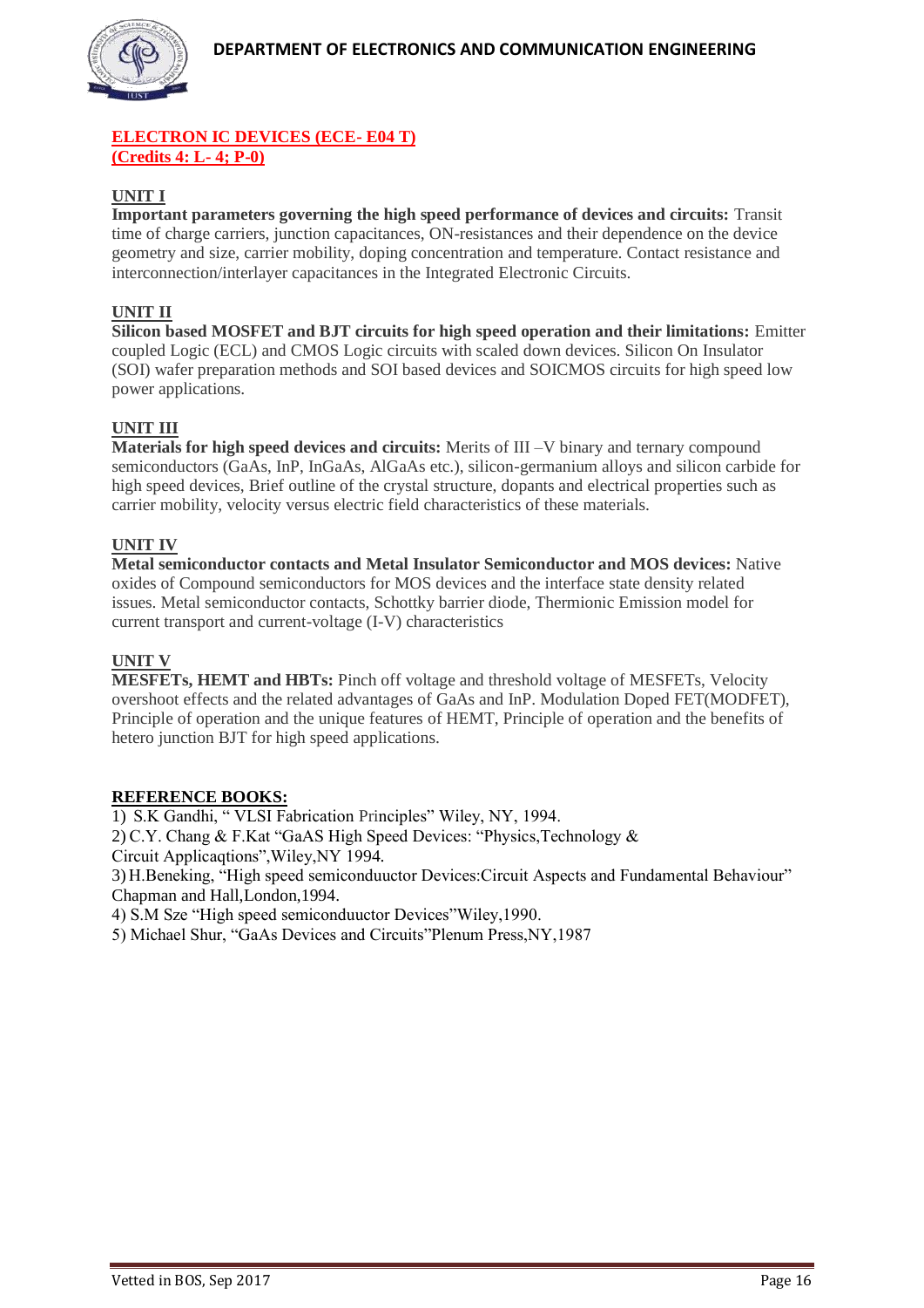**ELECTRON IC DEVICES (ECE- E04 T)**
**(Credits 4: L- 4; P-0)**

**UNIT I**

**Important parameters governing the high speed performance of devices and circuits:** Transit time of charge carriers, junction capacitances, ON-resistances and their dependence on the device geometry and size, carrier mobility, doping concentration and temperature. Contact resistance and interconnection/interlayer capacitances in the Integrated Electronic Circuits.

**UNIT II**

**Silicon based MOSFET and BJT circuits for high speed operation and their limitations:** Emitter coupled Logic (ECL) and CMOS Logic circuits with scaled down devices. Silicon On Insulator (SOI) wafer preparation methods and SOI based devices and SOICMOS circuits for high speed low power applications.

**UNIT III**

**Materials for high speed devices and circuits:** Merits of III –V binary and ternary compound semiconductors (GaAs, InP, InGaAs, AlGaAs etc.), silicon-germanium alloys and silicon carbide for high speed devices, Brief outline of the crystal structure, dopants and electrical properties such as carrier mobility, velocity versus electric field characteristics of these materials.

**UNIT IV**

**Metal semiconductor contacts and Metal Insulator Semiconductor and MOS devices:** Native oxides of Compound semiconductors for MOS devices and the interface state density related issues. Metal semiconductor contacts, Schottky barrier diode, Thermionic Emission model for current transport and current-voltage (I-V) characteristics

**UNIT V**

**MESFETs, HEMT and HBTs:** Pinch off voltage and threshold voltage of MESFETs, Velocity overshoot effects and the related advantages of GaAs and InP. Modulation Doped FET(MODFET), Principle of operation and the unique features of HEMT, Principle of operation and the benefits of hetero junction BJT for high speed applications.

**REFERENCE BOOKS:**

1) S.K Gandhi, " VLSI Fabrication Principles" Wiley, NY, 1994.
2) C.Y. Chang & F.Kat "GaAS High Speed Devices: "Physics,Technology & Circuit Applicaqtions",Wiley,NY 1994.
3) H.Beneking, "High speed semiconduuctor Devices:Circuit Aspects and Fundamental Behaviour" Chapman and Hall,London,1994.
4) S.M Sze "High speed semiconduuctor Devices"Wiley,1990.
5) Michael Shur, "GaAs Devices and Circuits"Plenum Press,NY,1987

Vetted in BOS, Sep 2017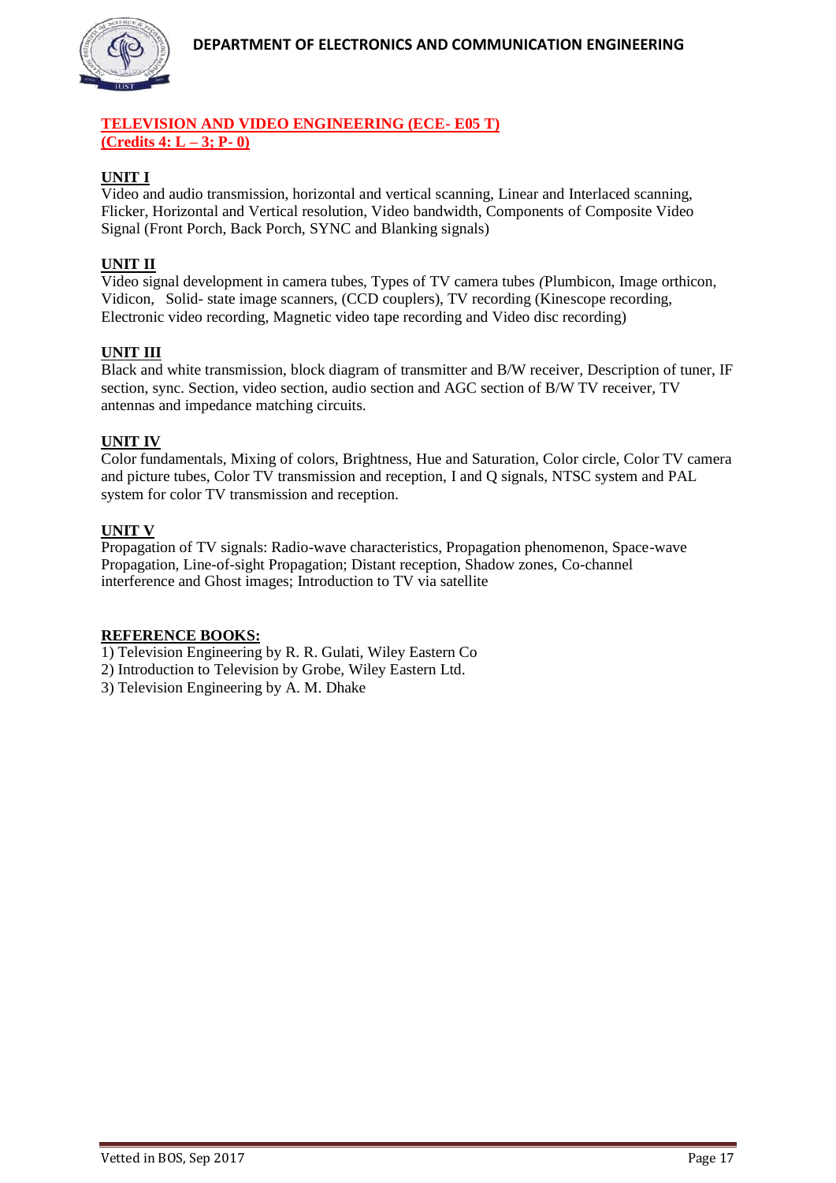## TELEVISION AND VIDEO ENGINEERING (ECE- E05 T)
## (Credits 4: L – 3; P- 0)

### UNIT I

Video and audio transmission, horizontal and vertical scanning, Linear and Interlaced scanning, Flicker, Horizontal and Vertical resolution, Video bandwidth, Components of Composite Video Signal (Front Porch, Back Porch, SYNC and Blanking signals)

### UNIT II

Video signal development in camera tubes, Types of TV camera tubes *(*Plumbicon, Image orthicon, Vidicon, Solid- state image scanners, (CCD couplers), TV recording (Kinescope recording, Electronic video recording, Magnetic video tape recording and Video disc recording)

### UNIT III

Black and white transmission, block diagram of transmitter and B/W receiver, Description of tuner, IF section, sync. Section, video section, audio section and AGC section of B/W TV receiver, TV antennas and impedance matching circuits.

### UNIT IV

Color fundamentals, Mixing of colors, Brightness, Hue and Saturation, Color circle, Color TV camera and picture tubes, Color TV transmission and reception, I and Q signals, NTSC system and PAL system for color TV transmission and reception.

### UNIT V

Propagation of TV signals: Radio-wave characteristics, Propagation phenomenon, Space-wave Propagation, Line-of-sight Propagation; Distant reception, Shadow zones, Co-channel interference and Ghost images; Introduction to TV via satellite

### REFERENCE BOOKS:

1) Television Engineering by R. R. Gulati, Wiley Eastern Co
2) Introduction to Television by Grobe, Wiley Eastern Ltd.
3) Television Engineering by A. M. Dhake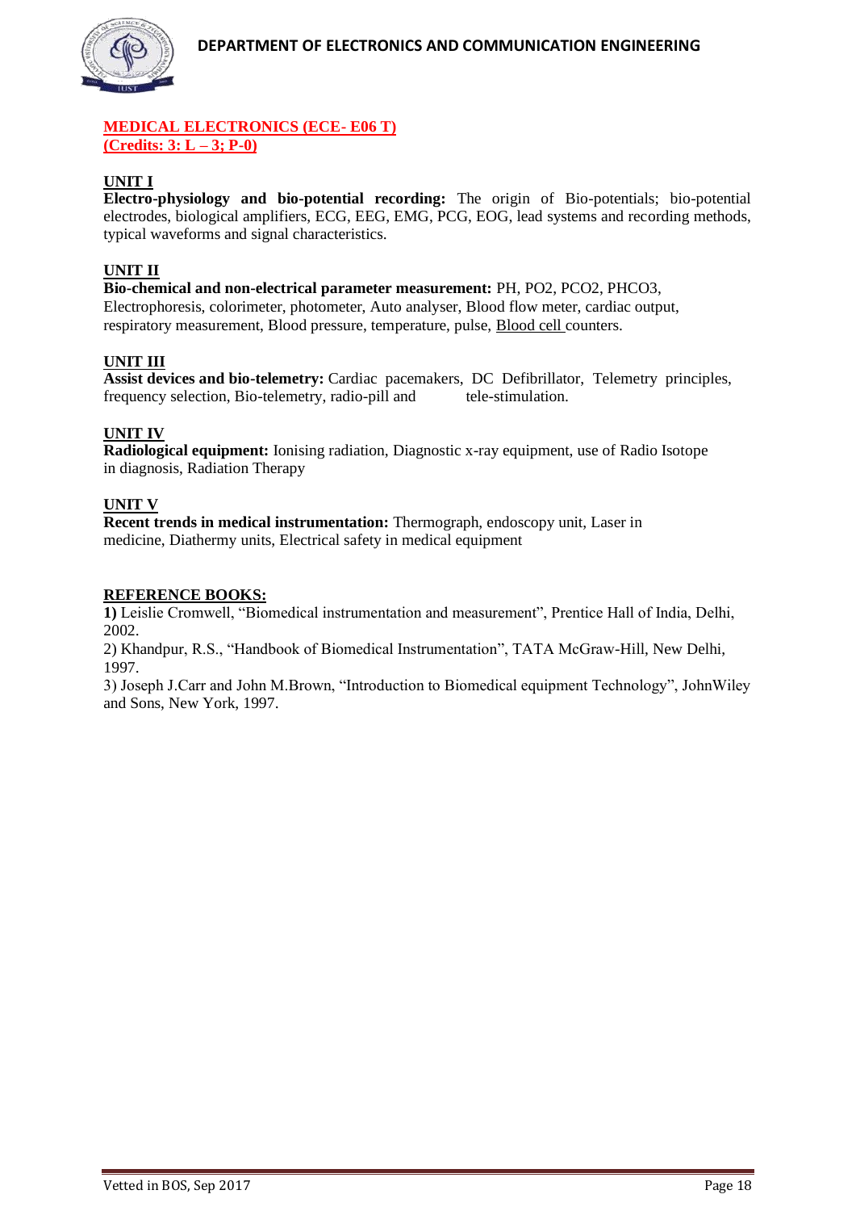## MEDICAL ELECTRONICS (ECE- E06 T)
**(Credits: 3: L – 3; P-0)**

### UNIT I

**Electro-physiology and bio-potential recording:** The origin of Bio-potentials; bio-potential electrodes, biological amplifiers, ECG, EEG, EMG, PCG, EOG, lead systems and recording methods, typical waveforms and signal characteristics.

### UNIT II

**Bio-chemical and non-electrical parameter measurement:** PH, PO2, PCO2, PHCO3, Electrophoresis, colorimeter, photometer, Auto analyser, Blood flow meter, cardiac output, respiratory measurement, Blood pressure, temperature, pulse, Blood cell counters.

### UNIT III

**Assist devices and bio-telemetry:** Cardiac pacemakers, DC Defibrillator, Telemetry principles, frequency selection, Bio-telemetry, radio-pill and tele-stimulation.

### UNIT IV

**Radiological equipment:** Ionising radiation, Diagnostic x-ray equipment, use of Radio Isotope in diagnosis, Radiation Therapy

### UNIT V

**Recent trends in medical instrumentation:** Thermograph, endoscopy unit, Laser in medicine, Diathermy units, Electrical safety in medical equipment

### REFERENCE BOOKS:

**1)** Leislie Cromwell, "Biomedical instrumentation and measurement", Prentice Hall of India, Delhi, 2002.

2) Khandpur, R.S., "Handbook of Biomedical Instrumentation", TATA McGraw-Hill, New Delhi, 1997.

3) Joseph J.Carr and John M.Brown, "Introduction to Biomedical equipment Technology", JohnWiley and Sons, New York, 1997.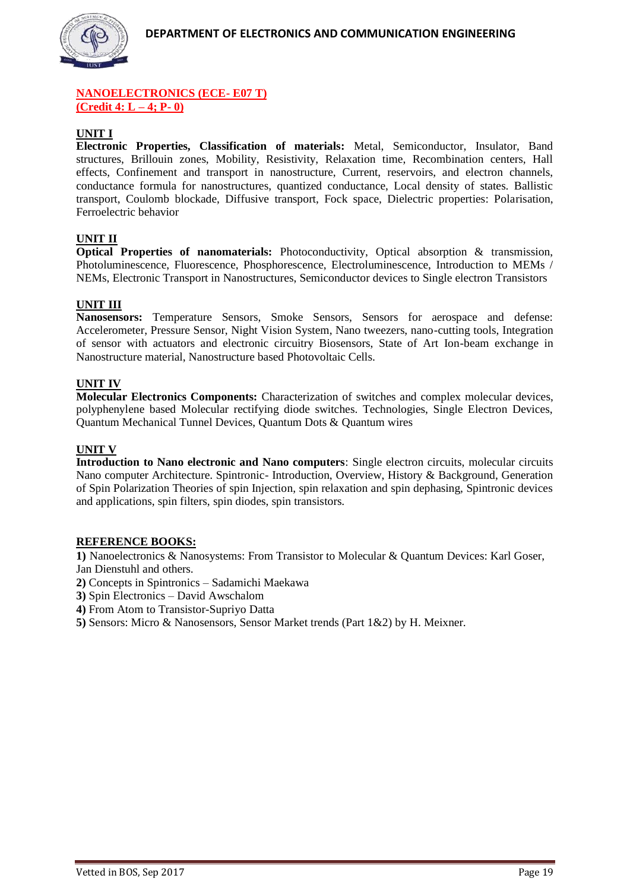**NANOELECTRONICS (ECE- E07 T)**
**(Credit 4: L – 4; P- 0)**

## UNIT I

**Electronic Properties, Classification of materials:** Metal, Semiconductor, Insulator, Band structures, Brillouin zones, Mobility, Resistivity, Relaxation time, Recombination centers, Hall effects, Confinement and transport in nanostructure, Current, reservoirs, and electron channels, conductance formula for nanostructures, quantized conductance, Local density of states. Ballistic transport, Coulomb blockade, Diffusive transport, Fock space, Dielectric properties: Polarisation, Ferroelectric behavior

## UNIT II

**Optical Properties of nanomaterials:** Photoconductivity, Optical absorption & transmission, Photoluminescence, Fluorescence, Phosphorescence, Electroluminescence, Introduction to MEMs / NEMs, Electronic Transport in Nanostructures, Semiconductor devices to Single electron Transistors

## UNIT III

**Nanosensors:** Temperature Sensors, Smoke Sensors, Sensors for aerospace and defense: Accelerometer, Pressure Sensor, Night Vision System, Nano tweezers, nano-cutting tools, Integration of sensor with actuators and electronic circuitry Biosensors, State of Art Ion-beam exchange in Nanostructure material, Nanostructure based Photovoltaic Cells.

## UNIT IV

**Molecular Electronics Components:** Characterization of switches and complex molecular devices, polyphenylene based Molecular rectifying diode switches. Technologies, Single Electron Devices, Quantum Mechanical Tunnel Devices, Quantum Dots & Quantum wires

## UNIT V

**Introduction to Nano electronic and Nano computers**: Single electron circuits, molecular circuits Nano computer Architecture. Spintronic- Introduction, Overview, History & Background, Generation of Spin Polarization Theories of spin Injection, spin relaxation and spin dephasing, Spintronic devices and applications, spin filters, spin diodes, spin transistors.

## REFERENCE BOOKS:

**1)** Nanoelectronics & Nanosystems: From Transistor to Molecular & Quantum Devices: Karl Goser, Jan Dienstuhl and others.
**2)** Concepts in Spintronics – Sadamichi Maekawa
**3)** Spin Electronics – David Awschalom
**4)** From Atom to Transistor-Supriyo Datta
**5)** Sensors: Micro & Nanosensors, Sensor Market trends (Part 1&2) by H. Meixner.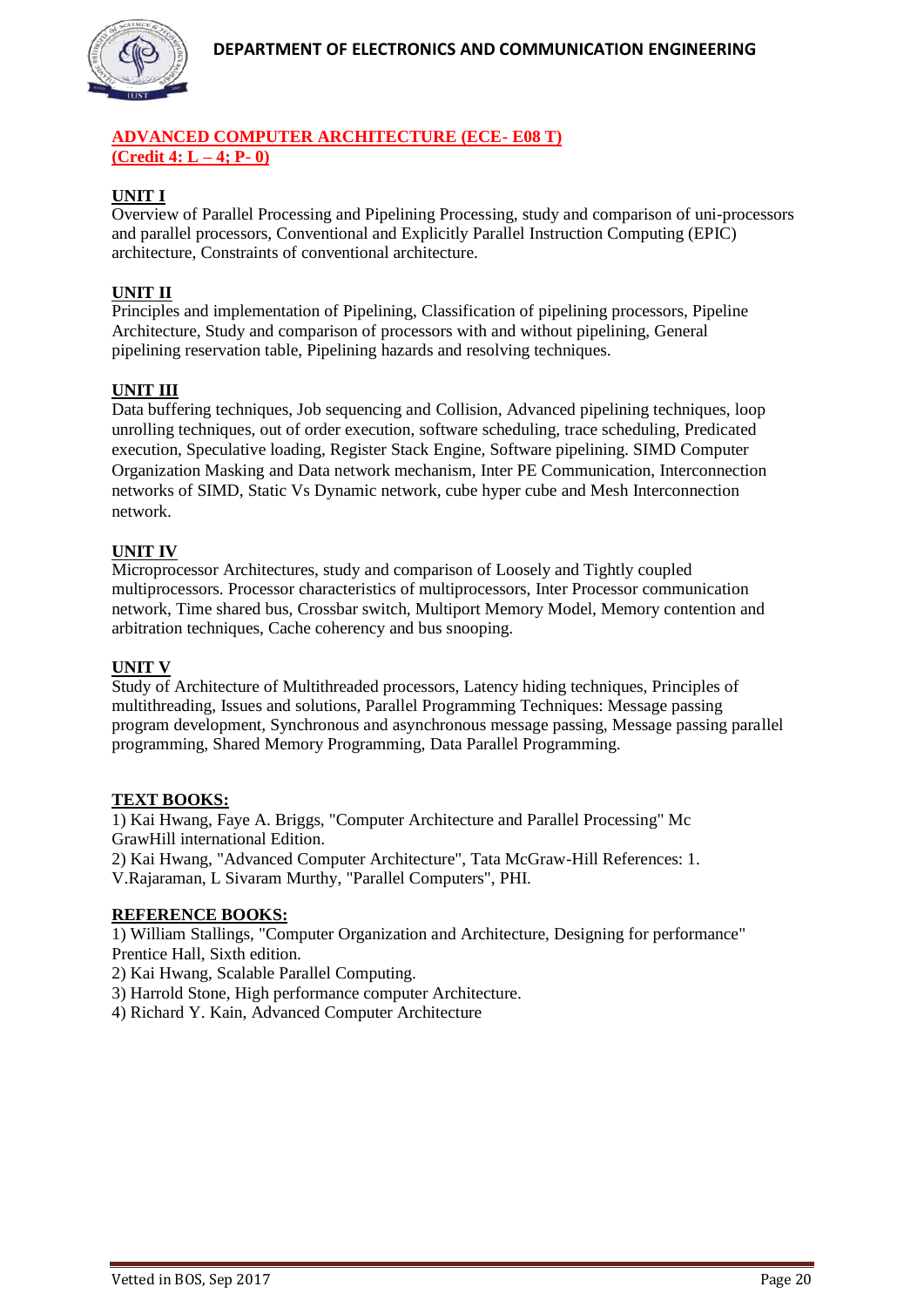## ADVANCED COMPUTER ARCHITECTURE (ECE- E08 T)
## (Credit 4: L – 4; P- 0)

### UNIT I

Overview of Parallel Processing and Pipelining Processing, study and comparison of uni-processors and parallel processors, Conventional and Explicitly Parallel Instruction Computing (EPIC) architecture, Constraints of conventional architecture.

### UNIT II

Principles and implementation of Pipelining, Classification of pipelining processors, Pipeline Architecture, Study and comparison of processors with and without pipelining, General pipelining reservation table, Pipelining hazards and resolving techniques.

### UNIT III

Data buffering techniques, Job sequencing and Collision, Advanced pipelining techniques, loop unrolling techniques, out of order execution, software scheduling, trace scheduling, Predicated execution, Speculative loading, Register Stack Engine, Software pipelining. SIMD Computer Organization Masking and Data network mechanism, Inter PE Communication, Interconnection networks of SIMD, Static Vs Dynamic network, cube hyper cube and Mesh Interconnection network.

### UNIT IV

Microprocessor Architectures, study and comparison of Loosely and Tightly coupled multiprocessors. Processor characteristics of multiprocessors, Inter Processor communication network, Time shared bus, Crossbar switch, Multiport Memory Model, Memory contention and arbitration techniques, Cache coherency and bus snooping.

### UNIT V

Study of Architecture of Multithreaded processors, Latency hiding techniques, Principles of multithreading, Issues and solutions, Parallel Programming Techniques: Message passing program development, Synchronous and asynchronous message passing, Message passing parallel programming, Shared Memory Programming, Data Parallel Programming.

### TEXT BOOKS:

1) Kai Hwang, Faye A. Briggs, "Computer Architecture and Parallel Processing" Mc GrawHill international Edition.
2) Kai Hwang, "Advanced Computer Architecture", Tata McGraw-Hill References: 1. V.Rajaraman, L Sivaram Murthy, "Parallel Computers", PHI.

### REFERENCE BOOKS:

1) William Stallings, "Computer Organization and Architecture, Designing for performance" Prentice Hall, Sixth edition.
2) Kai Hwang, Scalable Parallel Computing.
3) Harrold Stone, High performance computer Architecture.
4) Richard Y. Kain, Advanced Computer Architecture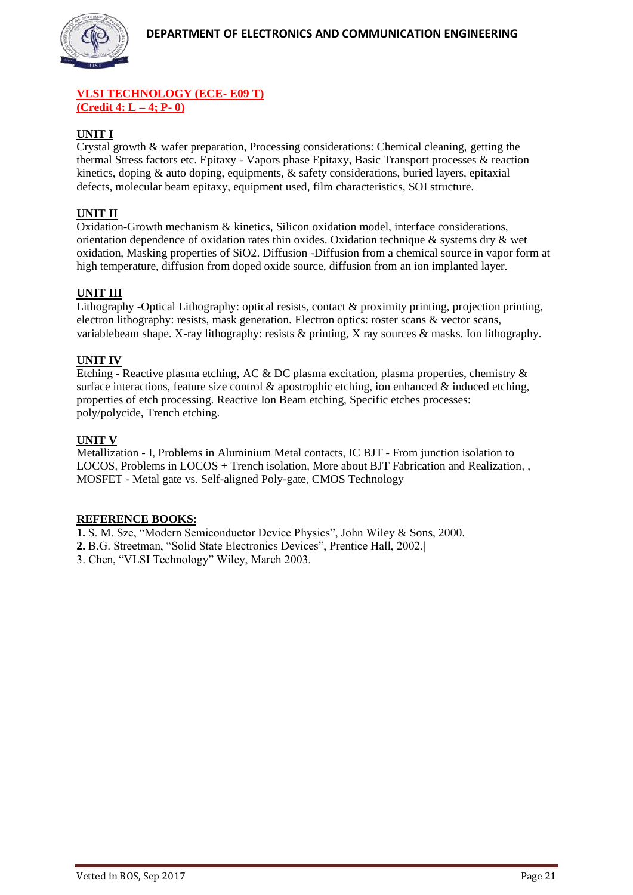**VLSI TECHNOLOGY (ECE- E09 T)**
**(Credit 4: L – 4; P- 0)**

**UNIT I**

Crystal growth & wafer preparation, Processing considerations: Chemical cleaning, getting the thermal Stress factors etc. Epitaxy - Vapors phase Epitaxy, Basic Transport processes & reaction kinetics, doping & auto doping, equipments, & safety considerations, buried layers, epitaxial defects, molecular beam epitaxy, equipment used, film characteristics, SOI structure.

**UNIT II**

Oxidation-Growth mechanism & kinetics, Silicon oxidation model, interface considerations, orientation dependence of oxidation rates thin oxides. Oxidation technique & systems dry & wet oxidation, Masking properties of SiO2. Diffusion -Diffusion from a chemical source in vapor form at high temperature, diffusion from doped oxide source, diffusion from an ion implanted layer.

**UNIT III**

Lithography -Optical Lithography: optical resists, contact & proximity printing, projection printing, electron lithography: resists, mask generation. Electron optics: roster scans & vector scans, variablebeam shape. X-ray lithography: resists & printing, X ray sources & masks. Ion lithography.

**UNIT IV**

Etching - Reactive plasma etching, AC & DC plasma excitation, plasma properties, chemistry & surface interactions, feature size control & apostrophic etching, ion enhanced & induced etching, properties of etch processing. Reactive Ion Beam etching, Specific etches processes: poly/polycide, Trench etching.

**UNIT V**

Metallization - I, Problems in Aluminium Metal contacts, IC BJT - From junction isolation to LOCOS, Problems in LOCOS + Trench isolation, More about BJT Fabrication and Realization, , MOSFET - Metal gate vs. Self-aligned Poly-gate, CMOS Technology

**REFERENCE BOOKS**:

**1.** S. M. Sze, "Modern Semiconductor Device Physics", John Wiley & Sons, 2000.
**2.** B.G. Streetman, "Solid State Electronics Devices", Prentice Hall, 2002.|
3. Chen, "VLSI Technology" Wiley, March 2003.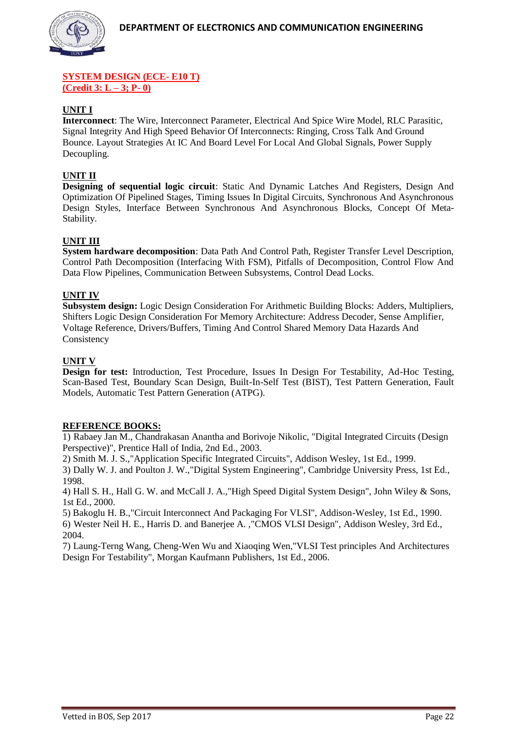## SYSTEM DESIGN (ECE- E10 T)
## (Credit 3: L – 3; P- 0)

### UNIT I

**Interconnect**: The Wire, Interconnect Parameter, Electrical And Spice Wire Model, RLC Parasitic, Signal Integrity And High Speed Behavior Of Interconnects: Ringing, Cross Talk And Ground Bounce. Layout Strategies At IC And Board Level For Local And Global Signals, Power Supply Decoupling.

### UNIT II

**Designing of sequential logic circuit**: Static And Dynamic Latches And Registers, Design And Optimization Of Pipelined Stages, Timing Issues In Digital Circuits, Synchronous And Asynchronous Design Styles, Interface Between Synchronous And Asynchronous Blocks, Concept Of Meta-Stability.

### UNIT III

**System hardware decomposition**: Data Path And Control Path, Register Transfer Level Description, Control Path Decomposition (Interfacing With FSM), Pitfalls of Decomposition, Control Flow And Data Flow Pipelines, Communication Between Subsystems, Control Dead Locks.

### UNIT IV

**Subsystem design:** Logic Design Consideration For Arithmetic Building Blocks: Adders, Multipliers, Shifters Logic Design Consideration For Memory Architecture: Address Decoder, Sense Amplifier, Voltage Reference, Drivers/Buffers, Timing And Control Shared Memory Data Hazards And Consistency

### UNIT V

**Design for test:** Introduction, Test Procedure, Issues In Design For Testability, Ad-Hoc Testing, Scan-Based Test, Boundary Scan Design, Built-In-Self Test (BIST), Test Pattern Generation, Fault Models, Automatic Test Pattern Generation (ATPG).

### REFERENCE BOOKS:

1) Rabaey Jan M., Chandrakasan Anantha and Borivoje Nikolic, "Digital Integrated Circuits (Design Perspective)", Prentice Hall of India, 2nd Ed., 2003.
2) Smith M. J. S.,"Application Specific Integrated Circuits", Addison Wesley, 1st Ed., 1999.
3) Dally W. J. and Poulton J. W.,"Digital System Engineering", Cambridge University Press, 1st Ed., 1998.
4) Hall S. H., Hall G. W. and McCall J. A.,"High Speed Digital System Design", John Wiley & Sons, 1st Ed., 2000.
5) Bakoglu H. B.,"Circuit Interconnect And Packaging For VLSI", Addison-Wesley, 1st Ed., 1990.
6) Wester Neil H. E., Harris D. and Banerjee A. ,"CMOS VLSI Design", Addison Wesley, 3rd Ed., 2004.
7) Laung-Terng Wang, Cheng-Wen Wu and Xiaoqing Wen,"VLSI Test principles And Architectures Design For Testability", Morgan Kaufmann Publishers, 1st Ed., 2006.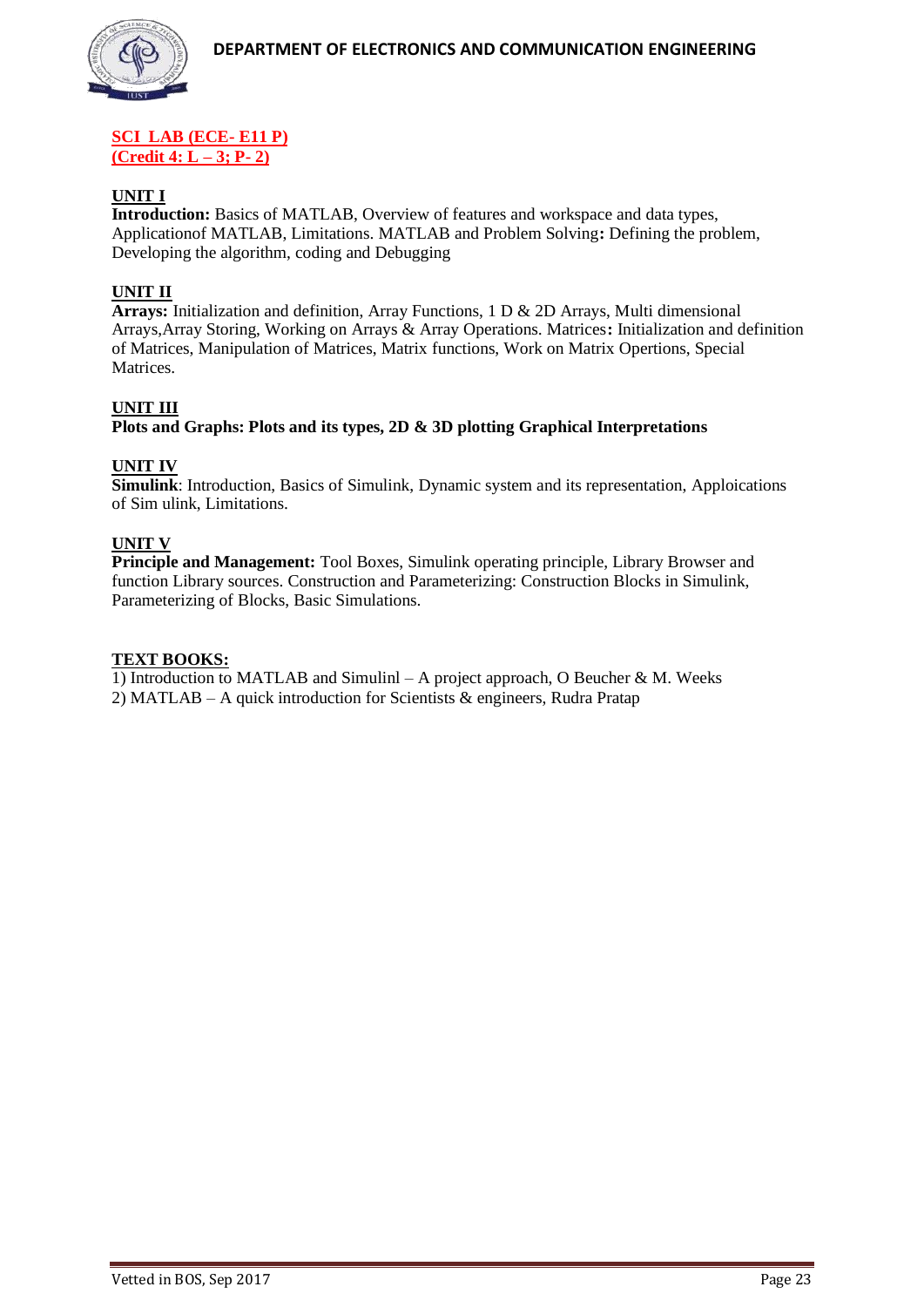**SCI LAB (ECE- E11 P)**
**(Credit 4: L – 3; P- 2)**

**UNIT I**

**Introduction:** Basics of MATLAB, Overview of features and workspace and data types, Applicationof MATLAB, Limitations. MATLAB and Problem Solving**:** Defining the problem, Developing the algorithm, coding and Debugging

**UNIT II**

**Arrays:** Initialization and definition, Array Functions, 1 D & 2D Arrays, Multi dimensional Arrays,Array Storing, Working on Arrays & Array Operations. Matrices**:** Initialization and definition of Matrices, Manipulation of Matrices, Matrix functions, Work on Matrix Opertions, Special Matrices.

**UNIT III**

**Plots and Graphs: Plots and its types, 2D & 3D plotting Graphical Interpretations**

**UNIT IV**

**Simulink**: Introduction, Basics of Simulink, Dynamic system and its representation, Apploications of Sim ulink, Limitations.

**UNIT V**

**Principle and Management:** Tool Boxes, Simulink operating principle, Library Browser and function Library sources. Construction and Parameterizing: Construction Blocks in Simulink, Parameterizing of Blocks, Basic Simulations.

**TEXT BOOKS:**

1) Introduction to MATLAB and Simulinl – A project approach, O Beucher & M. Weeks
2) MATLAB – A quick introduction for Scientists & engineers, Rudra Pratap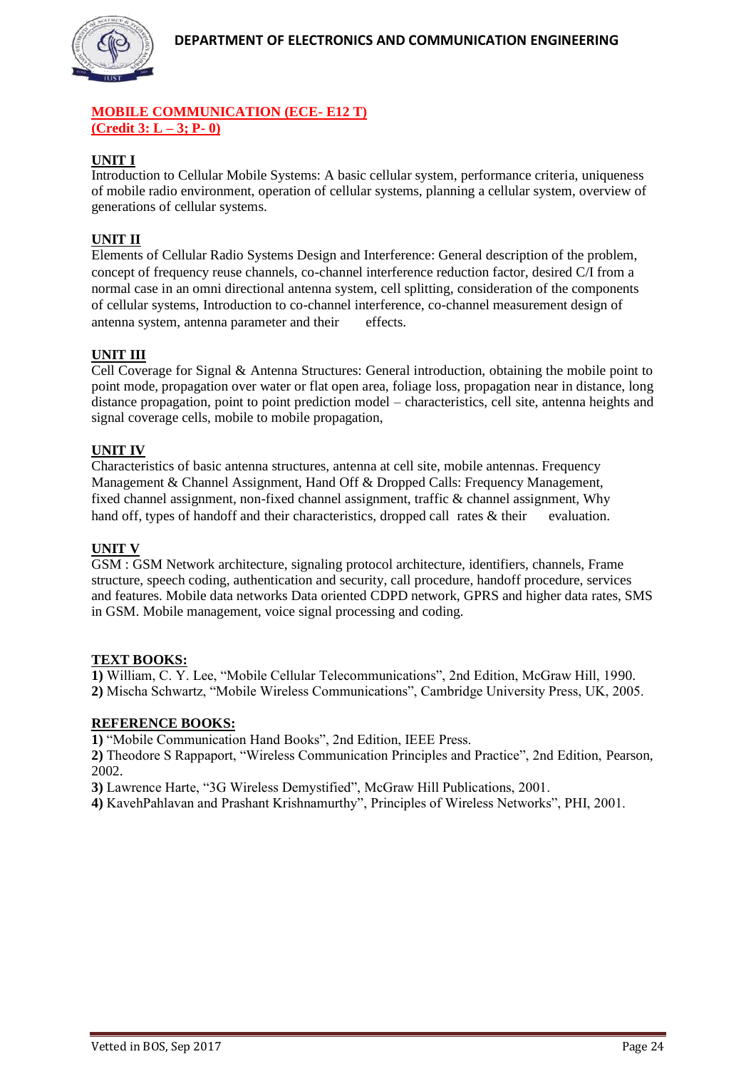## MOBILE COMMUNICATION (ECE- E12 T)
## (Credit 3: L – 3; P- 0)

### UNIT I

Introduction to Cellular Mobile Systems: A basic cellular system, performance criteria, uniqueness of mobile radio environment, operation of cellular systems, planning a cellular system, overview of generations of cellular systems.

### UNIT II

Elements of Cellular Radio Systems Design and Interference: General description of the problem, concept of frequency reuse channels, co-channel interference reduction factor, desired C/I from a normal case in an omni directional antenna system, cell splitting, consideration of the components of cellular systems, Introduction to co-channel interference, co-channel measurement design of antenna system, antenna parameter and their effects.

### UNIT III

Cell Coverage for Signal & Antenna Structures: General introduction, obtaining the mobile point to point mode, propagation over water or flat open area, foliage loss, propagation near in distance, long distance propagation, point to point prediction model – characteristics, cell site, antenna heights and signal coverage cells, mobile to mobile propagation,

### UNIT IV

Characteristics of basic antenna structures, antenna at cell site, mobile antennas. Frequency Management & Channel Assignment, Hand Off & Dropped Calls: Frequency Management, fixed channel assignment, non-fixed channel assignment, traffic & channel assignment, Why hand off, types of handoff and their characteristics, dropped call rates & their evaluation.

### UNIT V

GSM : GSM Network architecture, signaling protocol architecture, identifiers, channels, Frame structure, speech coding, authentication and security, call procedure, handoff procedure, services and features. Mobile data networks Data oriented CDPD network, GPRS and higher data rates, SMS in GSM. Mobile management, voice signal processing and coding.

### TEXT BOOKS:

**1)** William, C. Y. Lee, "Mobile Cellular Telecommunications", 2nd Edition, McGraw Hill, 1990.
**2)** Mischa Schwartz, "Mobile Wireless Communications", Cambridge University Press, UK, 2005.

### REFERENCE BOOKS:

**1)** "Mobile Communication Hand Books", 2nd Edition, IEEE Press.
**2)** Theodore S Rappaport, "Wireless Communication Principles and Practice", 2nd Edition, Pearson, 2002.
**3)** Lawrence Harte, "3G Wireless Demystified", McGraw Hill Publications, 2001.
**4)** KavehPahlavan and Prashant Krishnamurthy", Principles of Wireless Networks", PHI, 2001.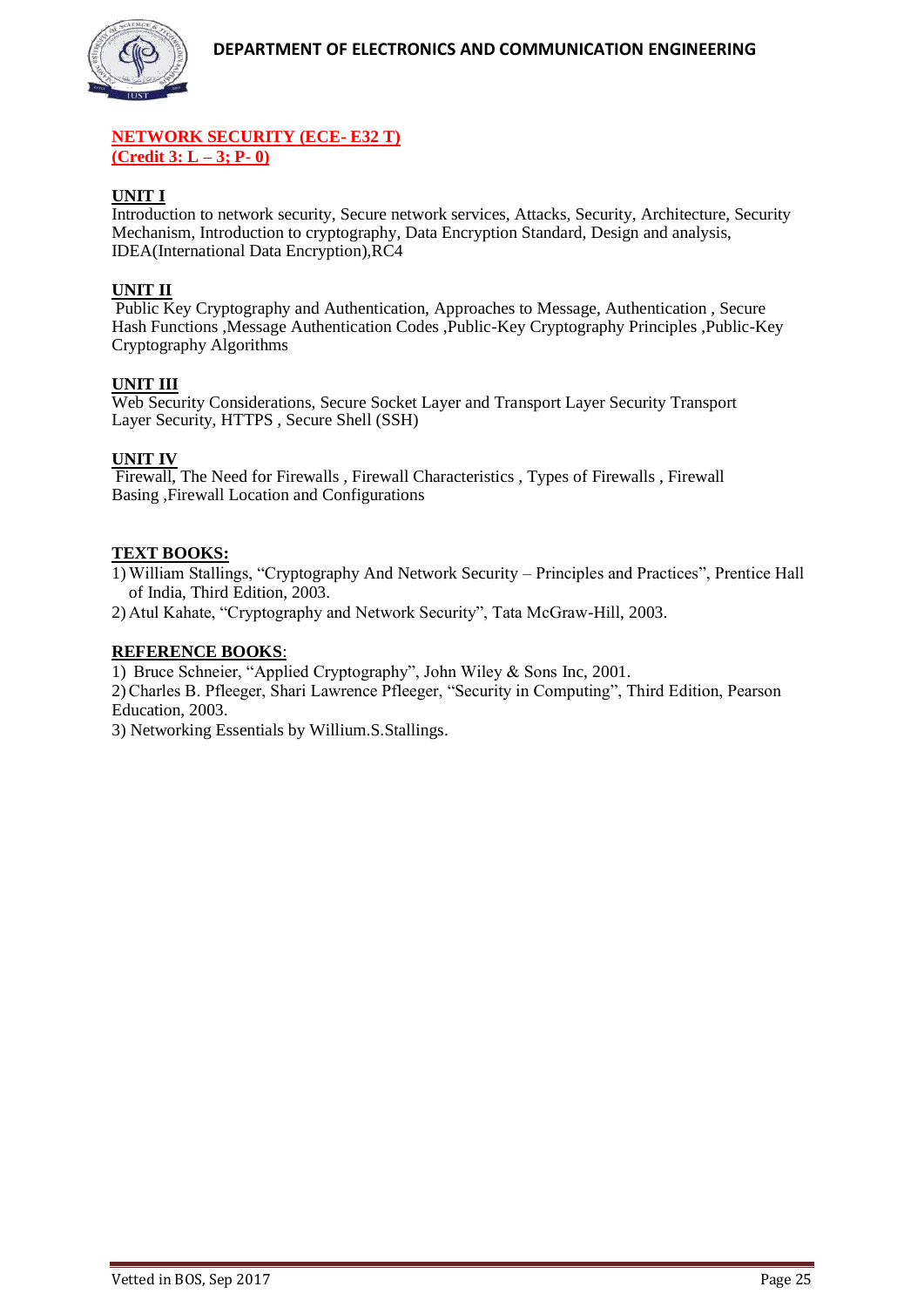## NETWORK SECURITY (ECE- E32 T)

**(Credit 3: L – 3; P- 0)**

### UNIT I

Introduction to network security, Secure network services, Attacks, Security, Architecture, Security Mechanism, Introduction to cryptography, Data Encryption Standard, Design and analysis, IDEA(International Data Encryption),RC4

### UNIT II

Public Key Cryptography and Authentication, Approaches to Message, Authentication , Secure Hash Functions ,Message Authentication Codes ,Public-Key Cryptography Principles ,Public-Key Cryptography Algorithms

### UNIT III

Web Security Considerations, Secure Socket Layer and Transport Layer Security Transport Layer Security, HTTPS , Secure Shell (SSH)

### UNIT IV

Firewall, The Need for Firewalls , Firewall Characteristics , Types of Firewalls , Firewall Basing ,Firewall Location and Configurations

### TEXT BOOKS:

1) William Stallings, "Cryptography And Network Security – Principles and Practices", Prentice Hall of India, Third Edition, 2003.
2) Atul Kahate, "Cryptography and Network Security", Tata McGraw-Hill, 2003.

### REFERENCE BOOKS:

1) Bruce Schneier, "Applied Cryptography", John Wiley & Sons Inc, 2001.
2) Charles B. Pfleeger, Shari Lawrence Pfleeger, "Security in Computing", Third Edition, Pearson Education, 2003.
3) Networking Essentials by Willium.S.Stallings.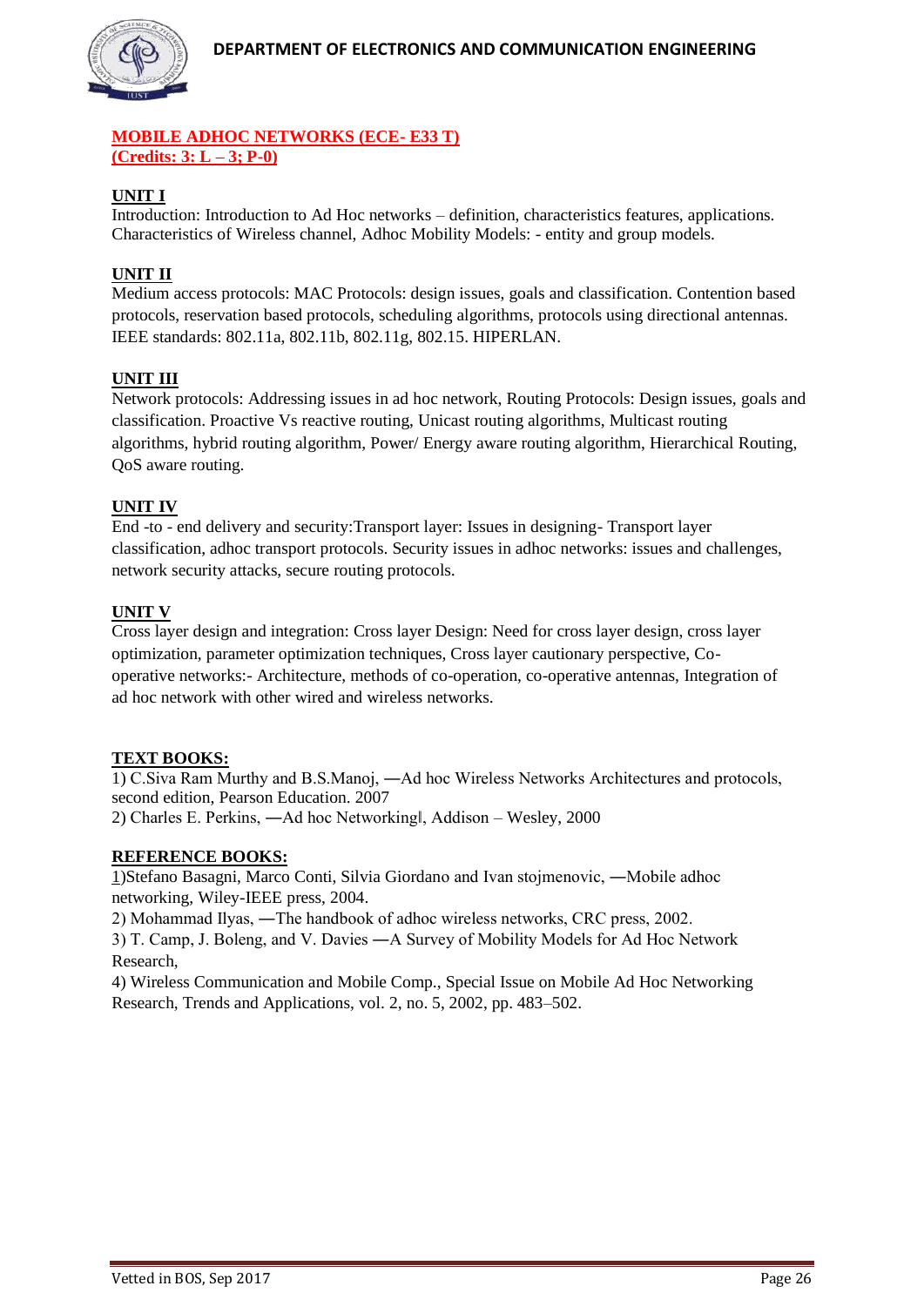## MOBILE ADHOC NETWORKS (ECE- E33 T)
**(Credits: 3: L – 3; P-0)**

### UNIT I

Introduction: Introduction to Ad Hoc networks – definition, characteristics features, applications. Characteristics of Wireless channel, Adhoc Mobility Models: - entity and group models.

### UNIT II

Medium access protocols: MAC Protocols: design issues, goals and classification. Contention based protocols, reservation based protocols, scheduling algorithms, protocols using directional antennas. IEEE standards: 802.11a, 802.11b, 802.11g, 802.15. HIPERLAN.

### UNIT III

Network protocols: Addressing issues in ad hoc network, Routing Protocols: Design issues, goals and classification. Proactive Vs reactive routing, Unicast routing algorithms, Multicast routing algorithms, hybrid routing algorithm, Power/ Energy aware routing algorithm, Hierarchical Routing, QoS aware routing.

### UNIT IV

End -to - end delivery and security:Transport layer: Issues in designing- Transport layer classification, adhoc transport protocols. Security issues in adhoc networks: issues and challenges, network security attacks, secure routing protocols.

### UNIT V

Cross layer design and integration: Cross layer Design: Need for cross layer design, cross layer optimization, parameter optimization techniques, Cross layer cautionary perspective, Co-operative networks:- Architecture, methods of co-operation, co-operative antennas, Integration of ad hoc network with other wired and wireless networks.

### TEXT BOOKS:

1) C.Siva Ram Murthy and B.S.Manoj, ―Ad hoc Wireless Networks Architectures and protocols, second edition, Pearson Education. 2007
2) Charles E. Perkins, ―Ad hoc Networking‖, Addison – Wesley, 2000

### REFERENCE BOOKS:

1)Stefano Basagni, Marco Conti, Silvia Giordano and Ivan stojmenovic, ―Mobile adhoc networking, Wiley-IEEE press, 2004.
2) Mohammad Ilyas, ―The handbook of adhoc wireless networks, CRC press, 2002.
3) T. Camp, J. Boleng, and V. Davies ―A Survey of Mobility Models for Ad Hoc Network Research,
4) Wireless Communication and Mobile Comp., Special Issue on Mobile Ad Hoc Networking Research, Trends and Applications, vol. 2, no. 5, 2002, pp. 483–502.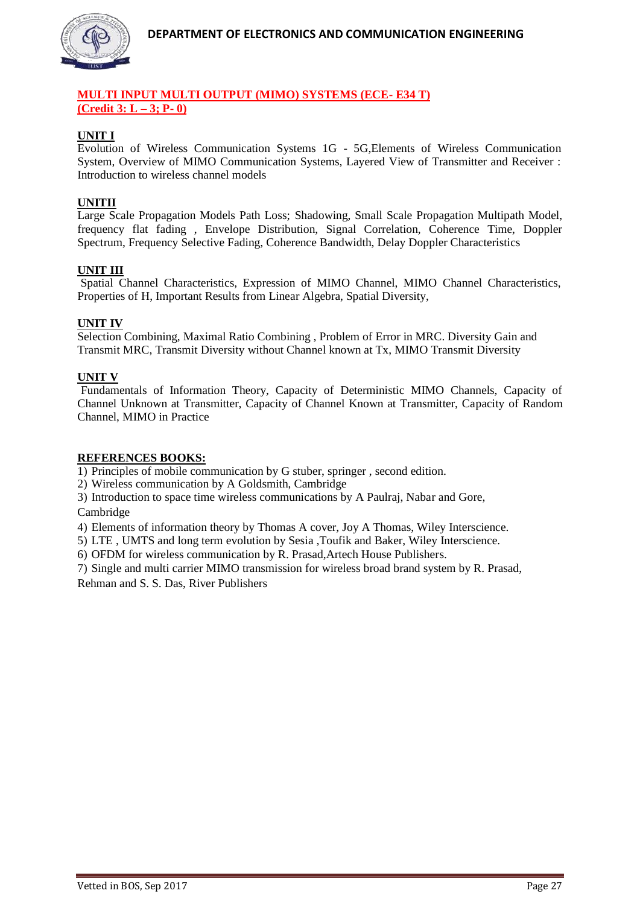## MULTI INPUT MULTI OUTPUT (MIMO) SYSTEMS (ECE- E34 T)
**(Credit 3: L – 3; P- 0)**

**UNIT I**

Evolution of Wireless Communication Systems 1G - 5G,Elements of Wireless Communication System, Overview of MIMO Communication Systems, Layered View of Transmitter and Receiver : Introduction to wireless channel models

**UNITII**

Large Scale Propagation Models Path Loss; Shadowing, Small Scale Propagation Multipath Model, frequency flat fading , Envelope Distribution, Signal Correlation, Coherence Time, Doppler Spectrum, Frequency Selective Fading, Coherence Bandwidth, Delay Doppler Characteristics

**UNIT III**

Spatial Channel Characteristics, Expression of MIMO Channel, MIMO Channel Characteristics, Properties of H, Important Results from Linear Algebra, Spatial Diversity,

**UNIT IV**

Selection Combining, Maximal Ratio Combining , Problem of Error in MRC. Diversity Gain and Transmit MRC, Transmit Diversity without Channel known at Tx, MIMO Transmit Diversity

**UNIT V**

Fundamentals of Information Theory, Capacity of Deterministic MIMO Channels, Capacity of Channel Unknown at Transmitter, Capacity of Channel Known at Transmitter, Capacity of Random Channel, MIMO in Practice

**REFERENCES BOOKS:**

1) Principles of mobile communication by G stuber, springer , second edition.
2) Wireless communication by A Goldsmith, Cambridge
3) Introduction to space time wireless communications by A Paulraj, Nabar and Gore, Cambridge
4) Elements of information theory by Thomas A cover, Joy A Thomas, Wiley Interscience.
5) LTE , UMTS and long term evolution by Sesia ,Toufik and Baker, Wiley Interscience.
6) OFDM for wireless communication by R. Prasad,Artech House Publishers.
7) Single and multi carrier MIMO transmission for wireless broad brand system by R. Prasad, Rehman and S. S. Das, River Publishers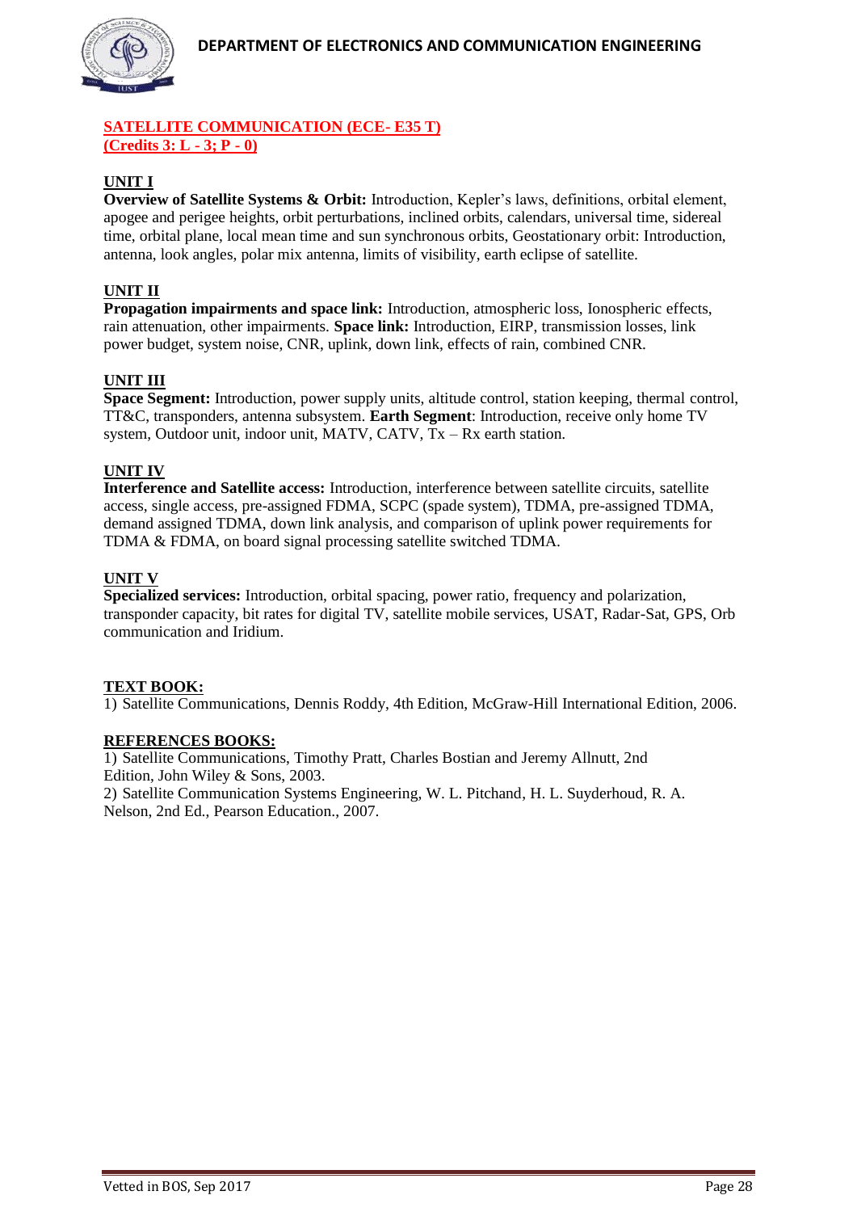## SATELLITE COMMUNICATION (ECE- E35 T)
**(Credits 3: L - 3; P - 0)**

### UNIT I

**Overview of Satellite Systems & Orbit:** Introduction, Kepler's laws, definitions, orbital element, apogee and perigee heights, orbit perturbations, inclined orbits, calendars, universal time, sidereal time, orbital plane, local mean time and sun synchronous orbits, Geostationary orbit: Introduction, antenna, look angles, polar mix antenna, limits of visibility, earth eclipse of satellite.

### UNIT II

**Propagation impairments and space link:** Introduction, atmospheric loss, Ionospheric effects, rain attenuation, other impairments. **Space link:** Introduction, EIRP, transmission losses, link power budget, system noise, CNR, uplink, down link, effects of rain, combined CNR.

### UNIT III

**Space Segment:** Introduction, power supply units, altitude control, station keeping, thermal control, TT&C, transponders, antenna subsystem. **Earth Segment**: Introduction, receive only home TV system, Outdoor unit, indoor unit, MATV, CATV, Tx – Rx earth station.

### UNIT IV

**Interference and Satellite access:** Introduction, interference between satellite circuits, satellite access, single access, pre-assigned FDMA, SCPC (spade system), TDMA, pre-assigned TDMA, demand assigned TDMA, down link analysis, and comparison of uplink power requirements for TDMA & FDMA, on board signal processing satellite switched TDMA.

### UNIT V

**Specialized services:** Introduction, orbital spacing, power ratio, frequency and polarization, transponder capacity, bit rates for digital TV, satellite mobile services, USAT, Radar-Sat, GPS, Orb communication and Iridium.

### TEXT BOOK:

1) Satellite Communications, Dennis Roddy, 4th Edition, McGraw-Hill International Edition, 2006.

### REFERENCES BOOKS:

1) Satellite Communications, Timothy Pratt, Charles Bostian and Jeremy Allnutt, 2nd Edition, John Wiley & Sons, 2003.
2) Satellite Communication Systems Engineering, W. L. Pitchand, H. L. Suyderhoud, R. A. Nelson, 2nd Ed., Pearson Education., 2007.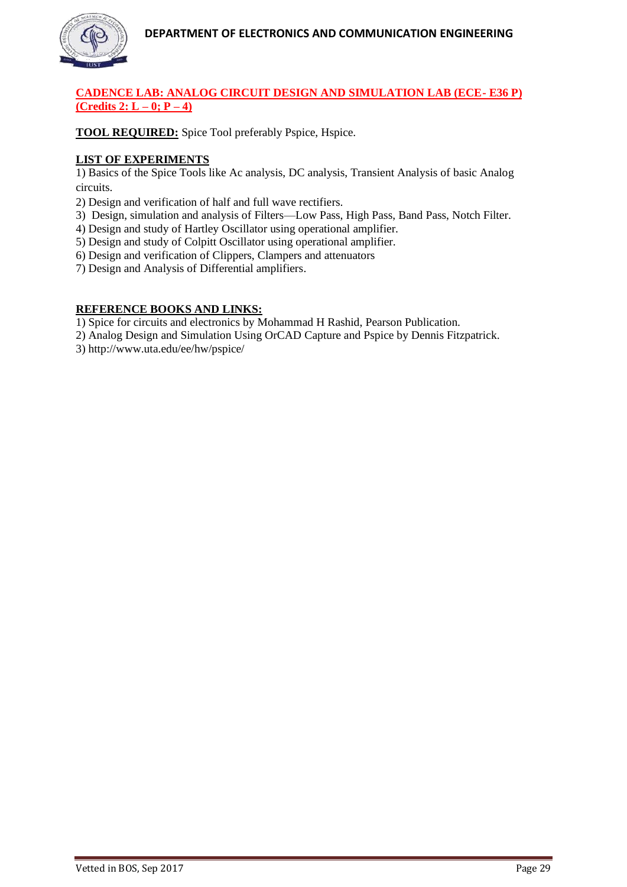## CADENCE LAB: ANALOG CIRCUIT DESIGN AND SIMULATION LAB (ECE- E36 P) (Credits 2: L – 0; P – 4)

**TOOL REQUIRED:** Spice Tool preferably Pspice, Hspice.

**LIST OF EXPERIMENTS**

1) Basics of the Spice Tools like Ac analysis, DC analysis, Transient Analysis of basic Analog circuits.
2) Design and verification of half and full wave rectifiers.
3) Design, simulation and analysis of Filters—Low Pass, High Pass, Band Pass, Notch Filter.
4) Design and study of Hartley Oscillator using operational amplifier.
5) Design and study of Colpitt Oscillator using operational amplifier.
6) Design and verification of Clippers, Clampers and attenuators
7) Design and Analysis of Differential amplifiers.

**REFERENCE BOOKS AND LINKS:**

1) Spice for circuits and electronics by Mohammad H Rashid, Pearson Publication.
2) Analog Design and Simulation Using OrCAD Capture and Pspice by Dennis Fitzpatrick.
3) http://www.uta.edu/ee/hw/pspice/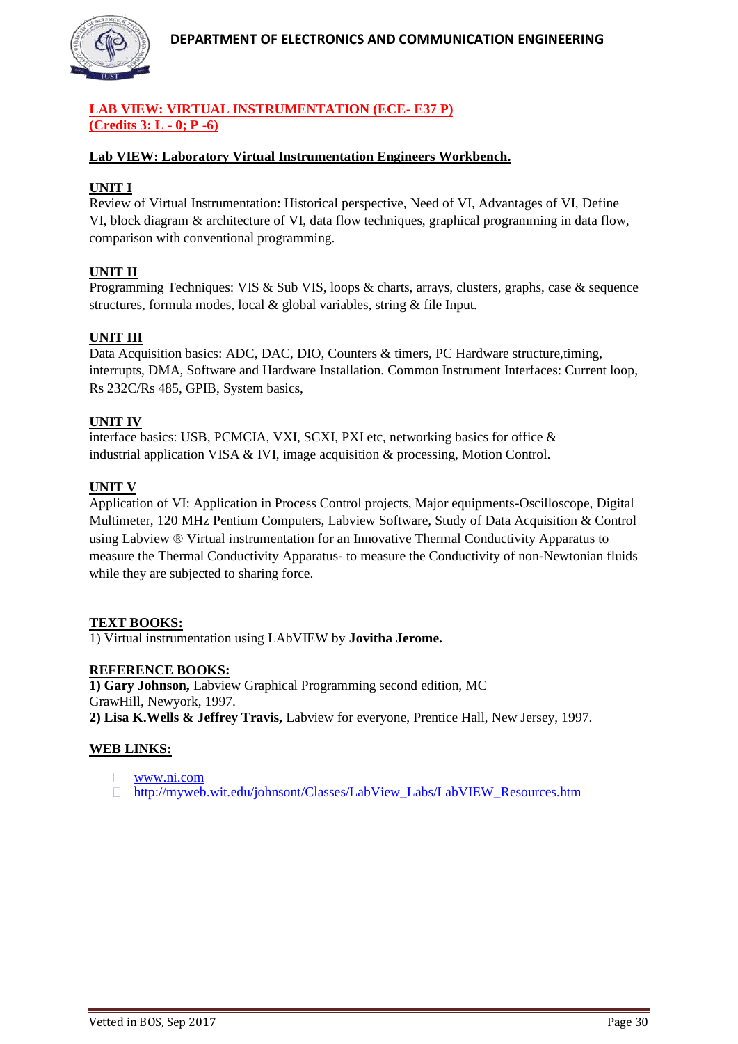**LAB VIEW: VIRTUAL INSTRUMENTATION (ECE- E37 P)**
**(Credits 3: L - 0; P -6)**

**Lab VIEW: Laboratory Virtual Instrumentation Engineers Workbench.**

**UNIT I**

Review of Virtual Instrumentation: Historical perspective, Need of VI, Advantages of VI, Define VI, block diagram & architecture of VI, data flow techniques, graphical programming in data flow, comparison with conventional programming.

**UNIT II**

Programming Techniques: VIS & Sub VIS, loops & charts, arrays, clusters, graphs, case & sequence structures, formula modes, local & global variables, string & file Input.

**UNIT III**

Data Acquisition basics: ADC, DAC, DIO, Counters & timers, PC Hardware structure,timing, interrupts, DMA, Software and Hardware Installation. Common Instrument Interfaces: Current loop, Rs 232C/Rs 485, GPIB, System basics,

**UNIT IV**

interface basics: USB, PCMCIA, VXI, SCXI, PXI etc, networking basics for office & industrial application VISA & IVI, image acquisition & processing, Motion Control.

**UNIT V**

Application of VI: Application in Process Control projects, Major equipments-Oscilloscope, Digital Multimeter, 120 MHz Pentium Computers, Labview Software, Study of Data Acquisition & Control using Labview ® Virtual instrumentation for an Innovative Thermal Conductivity Apparatus to measure the Thermal Conductivity Apparatus- to measure the Conductivity of non-Newtonian fluids while they are subjected to sharing force.

**TEXT BOOKS:**

1) Virtual instrumentation using LAbVIEW by **Jovitha Jerome.**

**REFERENCE BOOKS:**

**1) Gary Johnson,** Labview Graphical Programming second edition, MC GrawHill, Newyork, 1997.
**2) Lisa K.Wells & Jeffrey Travis,** Labview for everyone, Prentice Hall, New Jersey, 1997.

**WEB LINKS:**

- www.ni.com
- http://myweb.wit.edu/johnsont/Classes/LabView_Labs/LabVIEW_Resources.htm

Vetted in BOS, Sep 2017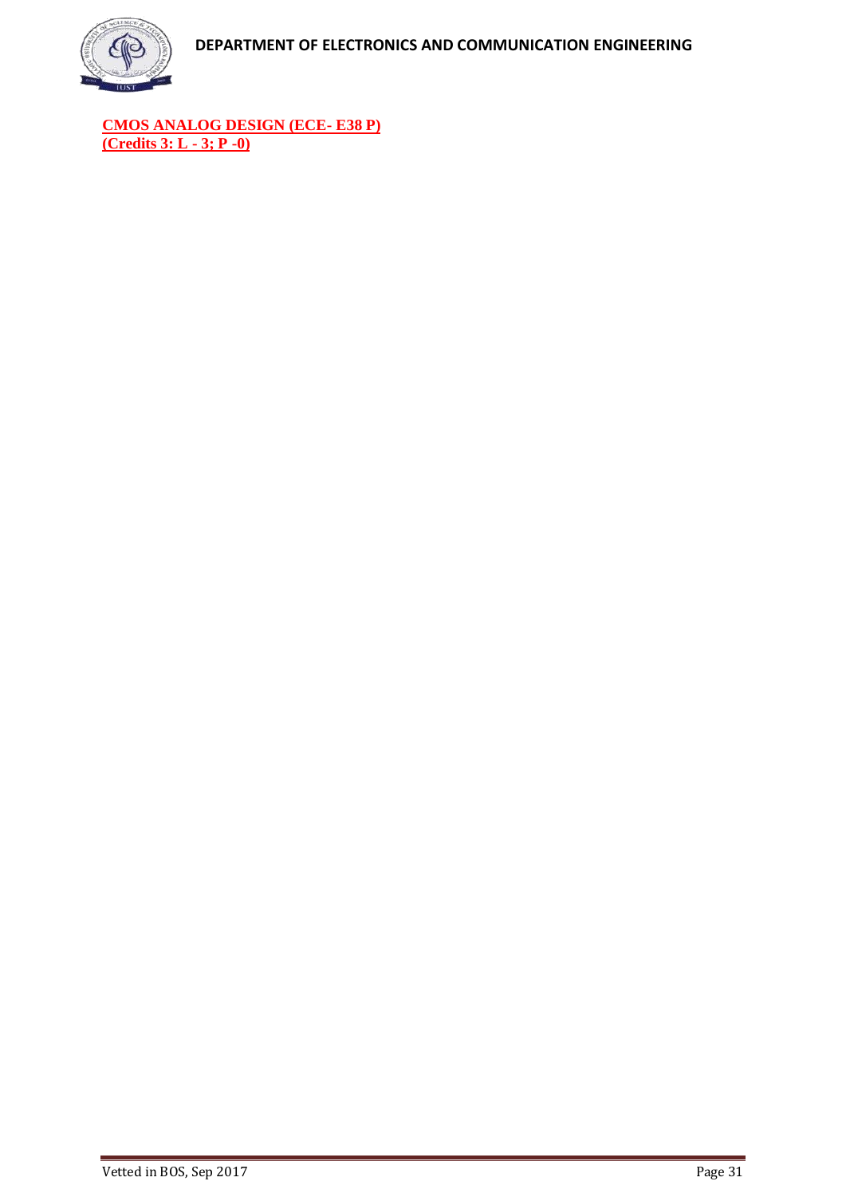**CMOS ANALOG DESIGN (ECE- E38 P)**
**(Credits 3: L - 3; P -0)**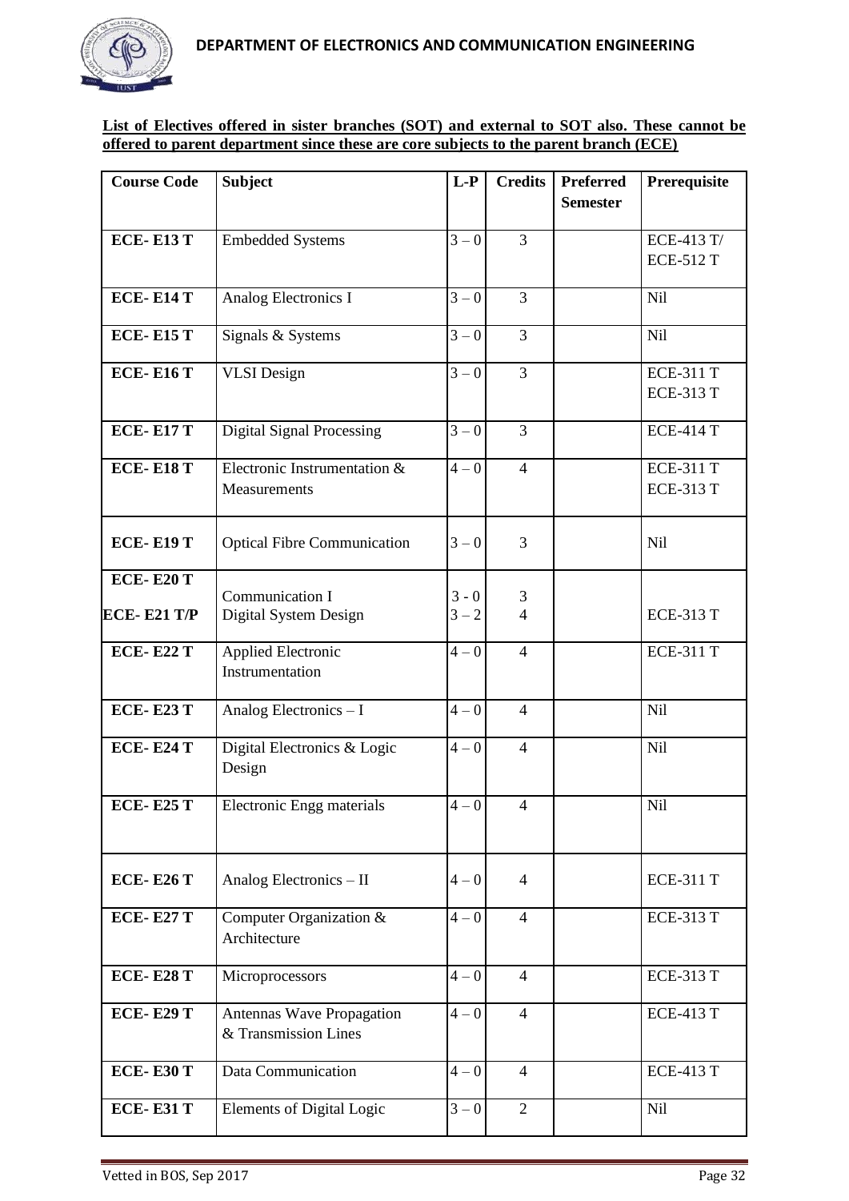**List of Electives offered in sister branches (SOT) and external to SOT also. These cannot be offered to parent department since these are core subjects to the parent branch (ECE)**

| Course Code | Subject | L-P | Credits | Preferred Semester | Prerequisite |
|---|---|---|---|---|---|
| ECE- E13 T | Embedded Systems | 3 – 0 | 3 | | ECE-413 T/ ECE-512 T |
| ECE- E14 T | Analog Electronics I | 3 – 0 | 3 | | Nil |
| ECE- E15 T | Signals & Systems | 3 – 0 | 3 | | Nil |
| ECE- E16 T | VLSI Design | 3 – 0 | 3 | | ECE-311 T ECE-313 T |
| ECE- E17 T | Digital Signal Processing | 3 – 0 | 3 | | ECE-414 T |
| ECE- E18 T | Electronic Instrumentation & Measurements | 4 – 0 | 4 | | ECE-311 T ECE-313 T |
| ECE- E19 T | Optical Fibre Communication | 3 – 0 | 3 | | Nil |
| ECE- E20 T | Communication I | 3 - 0 | 3 | | |
| ECE- E21 T/P | Digital System Design | 3 – 2 | 4 | | ECE-313 T |
| ECE- E22 T | Applied Electronic Instrumentation | 4 – 0 | 4 | | ECE-311 T |
| ECE- E23 T | Analog Electronics – I | 4 – 0 | 4 | | Nil |
| ECE- E24 T | Digital Electronics & Logic Design | 4 – 0 | 4 | | Nil |
| ECE- E25 T | Electronic Engg materials | 4 – 0 | 4 | | Nil |
| ECE- E26 T | Analog Electronics – II | 4 – 0 | 4 | | ECE-311 T |
| ECE- E27 T | Computer Organization & Architecture | 4 – 0 | 4 | | ECE-313 T |
| ECE- E28 T | Microprocessors | 4 – 0 | 4 | | ECE-313 T |
| ECE- E29 T | Antennas Wave Propagation & Transmission Lines | 4 – 0 | 4 | | ECE-413 T |
| ECE- E30 T | Data Communication | 4 – 0 | 4 | | ECE-413 T |
| ECE- E31 T | Elements of Digital Logic | 3 – 0 | 2 | | Nil |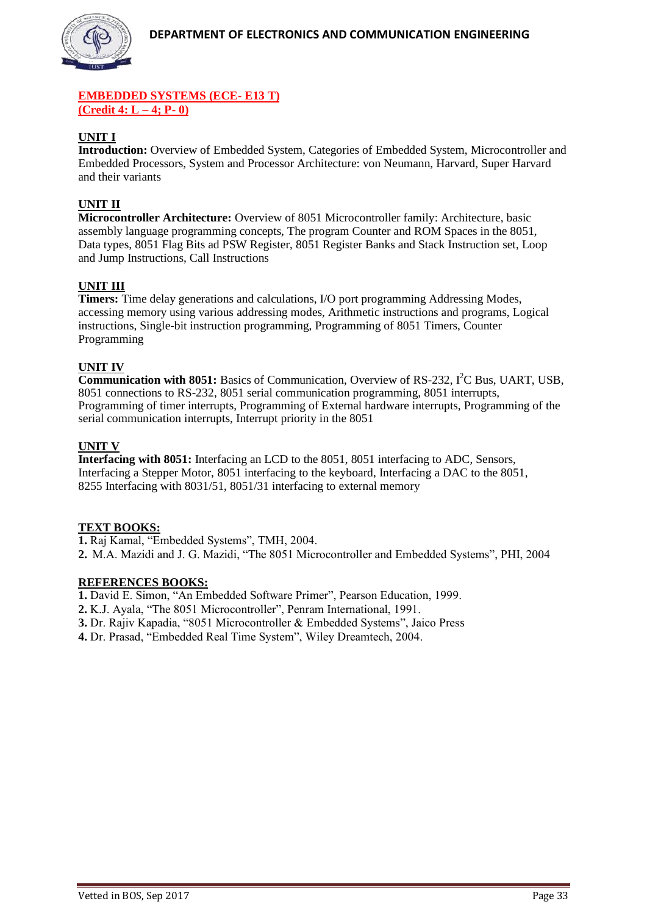## EMBEDDED SYSTEMS (ECE- E13 T)
**(Credit 4: L – 4; P- 0)**

### UNIT I

**Introduction:** Overview of Embedded System, Categories of Embedded System, Microcontroller and Embedded Processors, System and Processor Architecture: von Neumann, Harvard, Super Harvard and their variants

### UNIT II

**Microcontroller Architecture:** Overview of 8051 Microcontroller family: Architecture, basic assembly language programming concepts, The program Counter and ROM Spaces in the 8051, Data types, 8051 Flag Bits ad PSW Register, 8051 Register Banks and Stack Instruction set, Loop and Jump Instructions, Call Instructions

### UNIT III

**Timers:** Time delay generations and calculations, I/O port programming Addressing Modes, accessing memory using various addressing modes, Arithmetic instructions and programs, Logical instructions, Single-bit instruction programming, Programming of 8051 Timers, Counter Programming

### UNIT IV

**Communication with 8051:** Basics of Communication, Overview of RS-232, $I^2C$ Bus, UART, USB, 8051 connections to RS-232, 8051 serial communication programming, 8051 interrupts, Programming of timer interrupts, Programming of External hardware interrupts, Programming of the serial communication interrupts, Interrupt priority in the 8051

### UNIT V

**Interfacing with 8051:** Interfacing an LCD to the 8051, 8051 interfacing to ADC, Sensors, Interfacing a Stepper Motor, 8051 interfacing to the keyboard, Interfacing a DAC to the 8051, 8255 Interfacing with 8031/51, 8051/31 interfacing to external memory

### TEXT BOOKS:

**1.** Raj Kamal, "Embedded Systems", TMH, 2004.
**2.** M.A. Mazidi and J. G. Mazidi, "The 8051 Microcontroller and Embedded Systems", PHI, 2004

### REFERENCES BOOKS:

**1.** David E. Simon, "An Embedded Software Primer", Pearson Education, 1999.
**2.** K.J. Ayala, "The 8051 Microcontroller", Penram International, 1991.
**3.** Dr. Rajiv Kapadia, "8051 Microcontroller & Embedded Systems", Jaico Press
**4.** Dr. Prasad, "Embedded Real Time System", Wiley Dreamtech, 2004.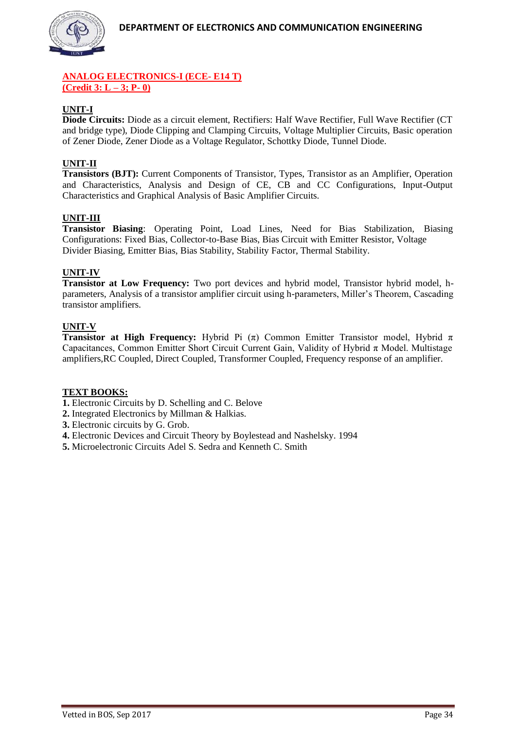## ANALOG ELECTRONICS-I (ECE- E14 T)
**(Credit 3: L – 3; P- 0)**

### UNIT-I
**Diode Circuits:** Diode as a circuit element, Rectifiers: Half Wave Rectifier, Full Wave Rectifier (CT and bridge type), Diode Clipping and Clamping Circuits, Voltage Multiplier Circuits, Basic operation of Zener Diode, Zener Diode as a Voltage Regulator, Schottky Diode, Tunnel Diode.

### UNIT-II
**Transistors (BJT):** Current Components of Transistor, Types, Transistor as an Amplifier, Operation and Characteristics, Analysis and Design of CE, CB and CC Configurations, Input-Output Characteristics and Graphical Analysis of Basic Amplifier Circuits.

### UNIT-III
**Transistor Biasing**: Operating Point, Load Lines, Need for Bias Stabilization, Biasing Configurations: Fixed Bias, Collector-to-Base Bias, Bias Circuit with Emitter Resistor, Voltage Divider Biasing, Emitter Bias, Bias Stability, Stability Factor, Thermal Stability.

### UNIT-IV
**Transistor at Low Frequency:** Two port devices and hybrid model, Transistor hybrid model, h-parameters, Analysis of a transistor amplifier circuit using h-parameters, Miller's Theorem, Cascading transistor amplifiers.

### UNIT-V
**Transistor at High Frequency:** Hybrid Pi ($\pi$) Common Emitter Transistor model, Hybrid $\pi$ Capacitances, Common Emitter Short Circuit Current Gain, Validity of Hybrid $\pi$ Model. Multistage amplifiers,RC Coupled, Direct Coupled, Transformer Coupled, Frequency response of an amplifier.

### TEXT BOOKS:
**1.** Electronic Circuits by D. Schelling and C. Belove
**2.** Integrated Electronics by Millman & Halkias.
**3.** Electronic circuits by G. Grob.
**4.** Electronic Devices and Circuit Theory by Boylestead and Nashelsky. 1994
**5.** Microelectronic Circuits Adel S. Sedra and Kenneth C. Smith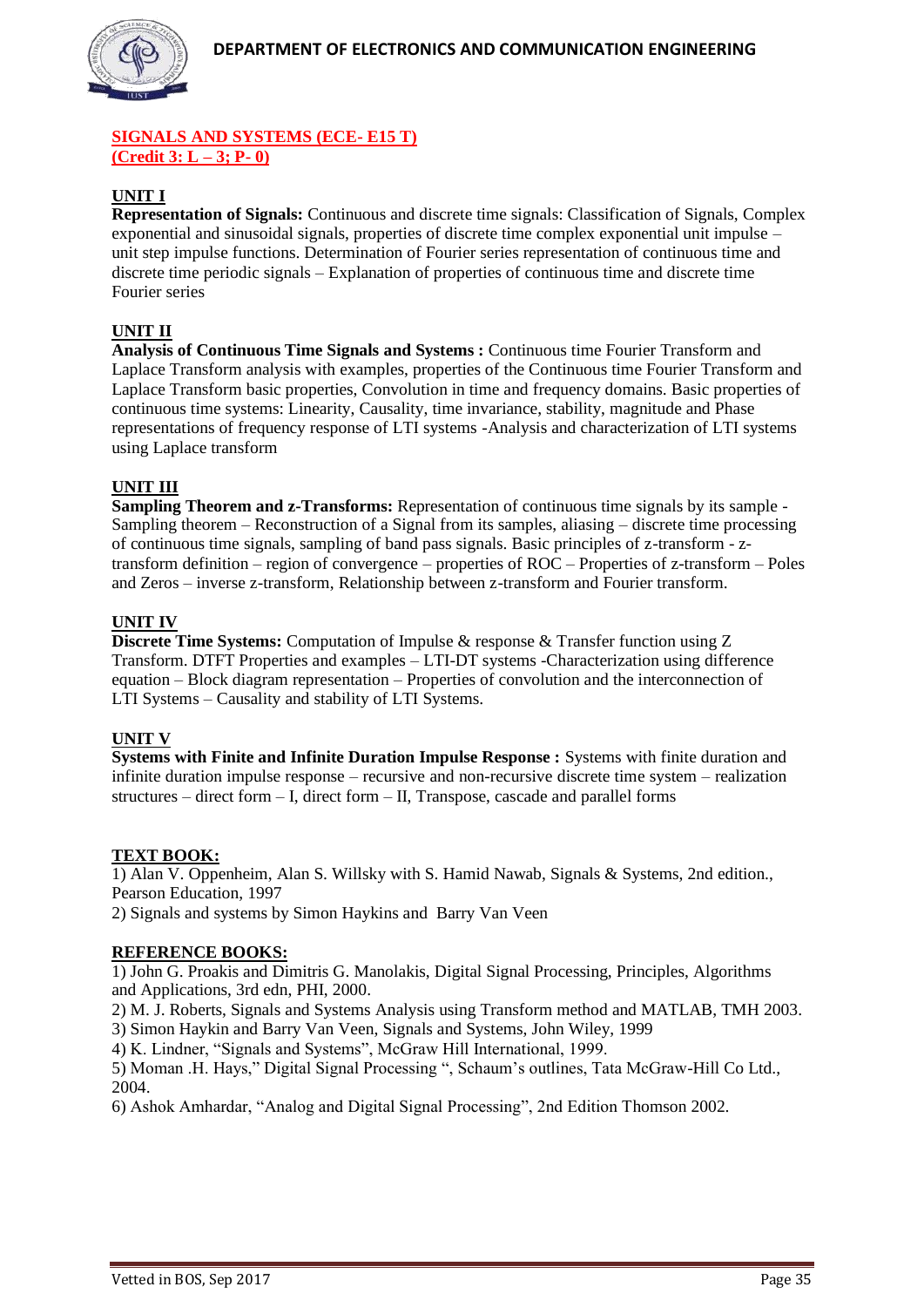## SIGNALS AND SYSTEMS (ECE- E15 T)
**(Credit 3: L – 3; P- 0)**

### UNIT I

**Representation of Signals:** Continuous and discrete time signals: Classification of Signals, Complex exponential and sinusoidal signals, properties of discrete time complex exponential unit impulse – unit step impulse functions. Determination of Fourier series representation of continuous time and discrete time periodic signals – Explanation of properties of continuous time and discrete time Fourier series

### UNIT II

**Analysis of Continuous Time Signals and Systems :** Continuous time Fourier Transform and Laplace Transform analysis with examples, properties of the Continuous time Fourier Transform and Laplace Transform basic properties, Convolution in time and frequency domains. Basic properties of continuous time systems: Linearity, Causality, time invariance, stability, magnitude and Phase representations of frequency response of LTI systems -Analysis and characterization of LTI systems using Laplace transform

### UNIT III

**Sampling Theorem and z-Transforms:** Representation of continuous time signals by its sample - Sampling theorem – Reconstruction of a Signal from its samples, aliasing – discrete time processing of continuous time signals, sampling of band pass signals. Basic principles of z-transform - z-transform definition – region of convergence – properties of ROC – Properties of z-transform – Poles and Zeros – inverse z-transform, Relationship between z-transform and Fourier transform.

### UNIT IV

**Discrete Time Systems:** Computation of Impulse & response & Transfer function using Z Transform. DTFT Properties and examples – LTI-DT systems -Characterization using difference equation – Block diagram representation – Properties of convolution and the interconnection of LTI Systems – Causality and stability of LTI Systems.

### UNIT V

**Systems with Finite and Infinite Duration Impulse Response :** Systems with finite duration and infinite duration impulse response – recursive and non-recursive discrete time system – realization structures – direct form – I, direct form – II, Transpose, cascade and parallel forms

### TEXT BOOK:

1) Alan V. Oppenheim, Alan S. Willsky with S. Hamid Nawab, Signals & Systems, 2nd edition., Pearson Education, 1997
2) Signals and systems by Simon Haykins and Barry Van Veen

### REFERENCE BOOKS:

1) John G. Proakis and Dimitris G. Manolakis, Digital Signal Processing, Principles, Algorithms and Applications, 3rd edn, PHI, 2000.
2) M. J. Roberts, Signals and Systems Analysis using Transform method and MATLAB, TMH 2003.
3) Simon Haykin and Barry Van Veen, Signals and Systems, John Wiley, 1999
4) K. Lindner, "Signals and Systems", McGraw Hill International, 1999.
5) Moman .H. Hays," Digital Signal Processing ", Schaum's outlines, Tata McGraw-Hill Co Ltd., 2004.
6) Ashok Amhardar, "Analog and Digital Signal Processing", 2nd Edition Thomson 2002.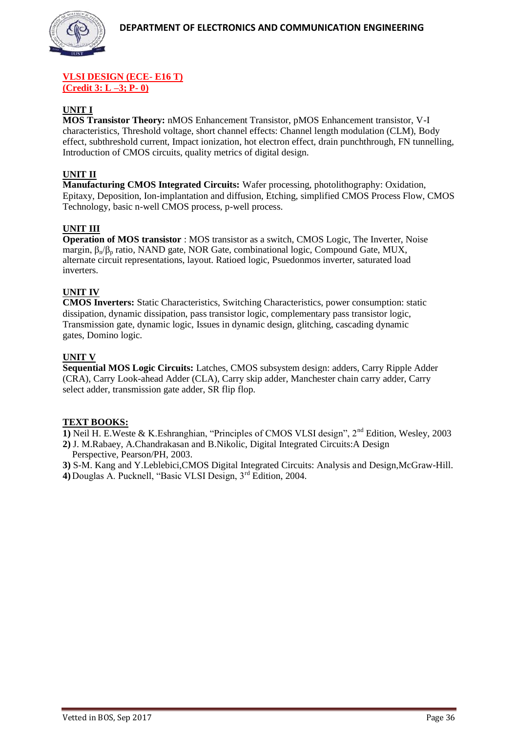## VLSI DESIGN (ECE- E16 T)
**(Credit 3: L –3; P- 0)**

### UNIT I

**MOS Transistor Theory:** nMOS Enhancement Transistor, pMOS Enhancement transistor, V-I characteristics, Threshold voltage, short channel effects: Channel length modulation (CLM), Body effect, subthreshold current, Impact ionization, hot electron effect, drain punchthrough, FN tunnelling, Introduction of CMOS circuits, quality metrics of digital design.

### UNIT II

**Manufacturing CMOS Integrated Circuits:** Wafer processing, photolithography: Oxidation, Epitaxy, Deposition, Ion-implantation and diffusion, Etching, simplified CMOS Process Flow, CMOS Technology, basic n-well CMOS process, p-well process.

### UNIT III

**Operation of MOS transistor** : MOS transistor as a switch, CMOS Logic, The Inverter, Noise margin, $\beta_n/\beta_p$ ratio, NAND gate, NOR Gate, combinational logic, Compound Gate, MUX, alternate circuit representations, layout. Ratioed logic, Psuedonmos inverter, saturated load inverters.

### UNIT IV

**CMOS Inverters:** Static Characteristics, Switching Characteristics, power consumption: static dissipation, dynamic dissipation, pass transistor logic, complementary pass transistor logic, Transmission gate, dynamic logic, Issues in dynamic design, glitching, cascading dynamic gates, Domino logic.

### UNIT V

**Sequential MOS Logic Circuits:** Latches, CMOS subsystem design: adders, Carry Ripple Adder (CRA), Carry Look-ahead Adder (CLA), Carry skip adder, Manchester chain carry adder, Carry select adder, transmission gate adder, SR flip flop.

### TEXT BOOKS:

1) Neil H. E.Weste & K.Eshranghian, "Principles of CMOS VLSI design", 2nd Edition, Wesley, 2003
2) J. M.Rabaey, A.Chandrakasan and B.Nikolic, Digital Integrated Circuits:A Design Perspective, Pearson/PH, 2003.
3) S-M. Kang and Y.Leblebici,CMOS Digital Integrated Circuits: Analysis and Design,McGraw-Hill.
4) Douglas A. Pucknell, "Basic VLSI Design, 3rd Edition, 2004.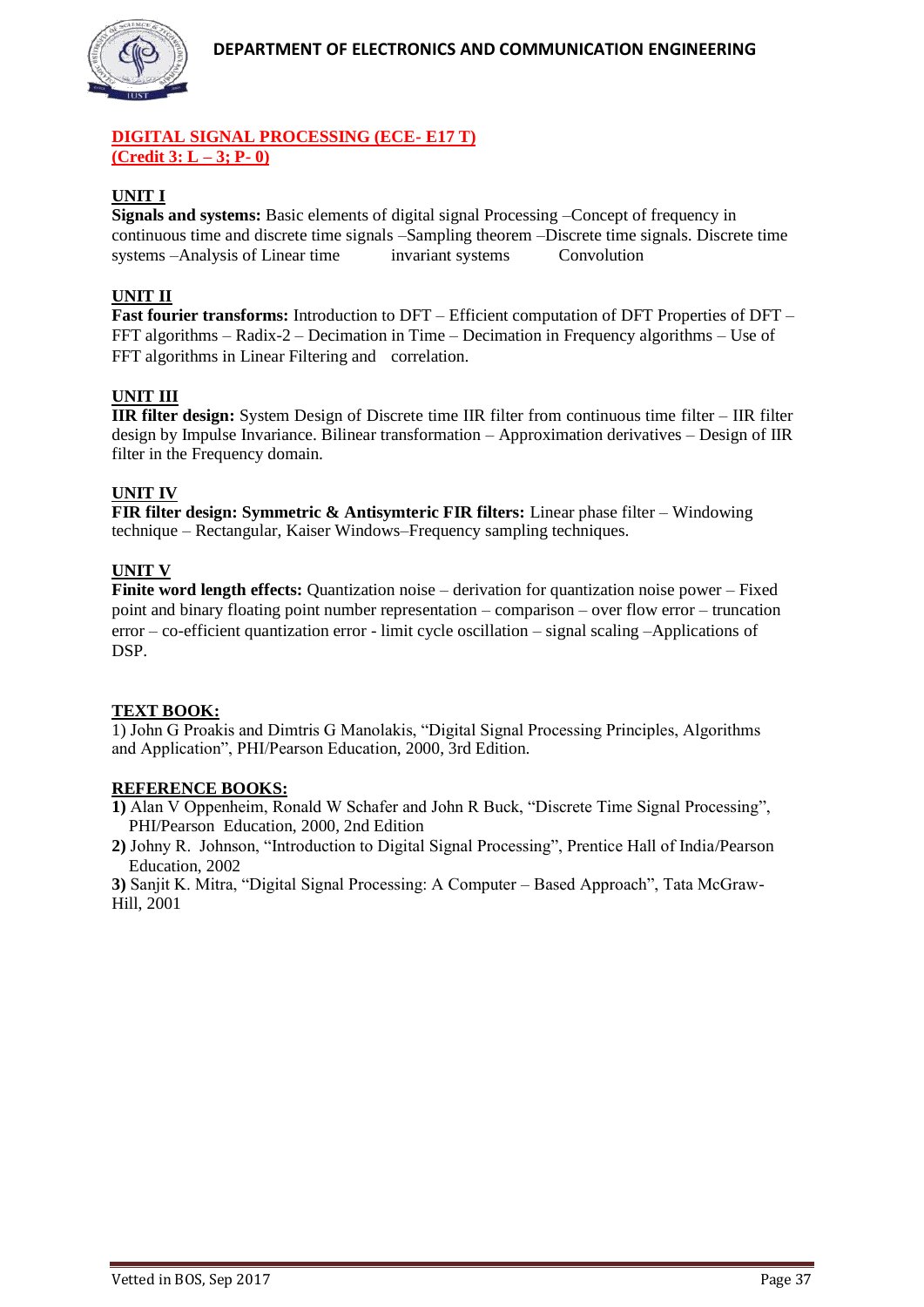## DIGITAL SIGNAL PROCESSING (ECE- E17 T)
**(Credit 3: L – 3; P- 0)**

### UNIT I

**Signals and systems:** Basic elements of digital signal Processing –Concept of frequency in continuous time and discrete time signals –Sampling theorem –Discrete time signals. Discrete time systems –Analysis of Linear time invariant systems Convolution

### UNIT II

**Fast fourier transforms:** Introduction to DFT – Efficient computation of DFT Properties of DFT – FFT algorithms – Radix-2 – Decimation in Time – Decimation in Frequency algorithms – Use of FFT algorithms in Linear Filtering and correlation.

### UNIT III

**IIR filter design:** System Design of Discrete time IIR filter from continuous time filter – IIR filter design by Impulse Invariance. Bilinear transformation – Approximation derivatives – Design of IIR filter in the Frequency domain.

### UNIT IV

**FIR filter design: Symmetric & Antisymteric FIR filters:** Linear phase filter – Windowing technique – Rectangular, Kaiser Windows–Frequency sampling techniques.

### UNIT V

**Finite word length effects:** Quantization noise – derivation for quantization noise power – Fixed point and binary floating point number representation – comparison – over flow error – truncation error – co-efficient quantization error - limit cycle oscillation – signal scaling –Applications of DSP.

### TEXT BOOK:

1) John G Proakis and Dimtris G Manolakis, "Digital Signal Processing Principles, Algorithms and Application", PHI/Pearson Education, 2000, 3rd Edition.

### REFERENCE BOOKS:

**1)** Alan V Oppenheim, Ronald W Schafer and John R Buck, "Discrete Time Signal Processing", PHI/Pearson Education, 2000, 2nd Edition

**2)** Johny R. Johnson, "Introduction to Digital Signal Processing", Prentice Hall of India/Pearson Education, 2002

**3)** Sanjit K. Mitra, "Digital Signal Processing: A Computer – Based Approach", Tata McGraw-Hill, 2001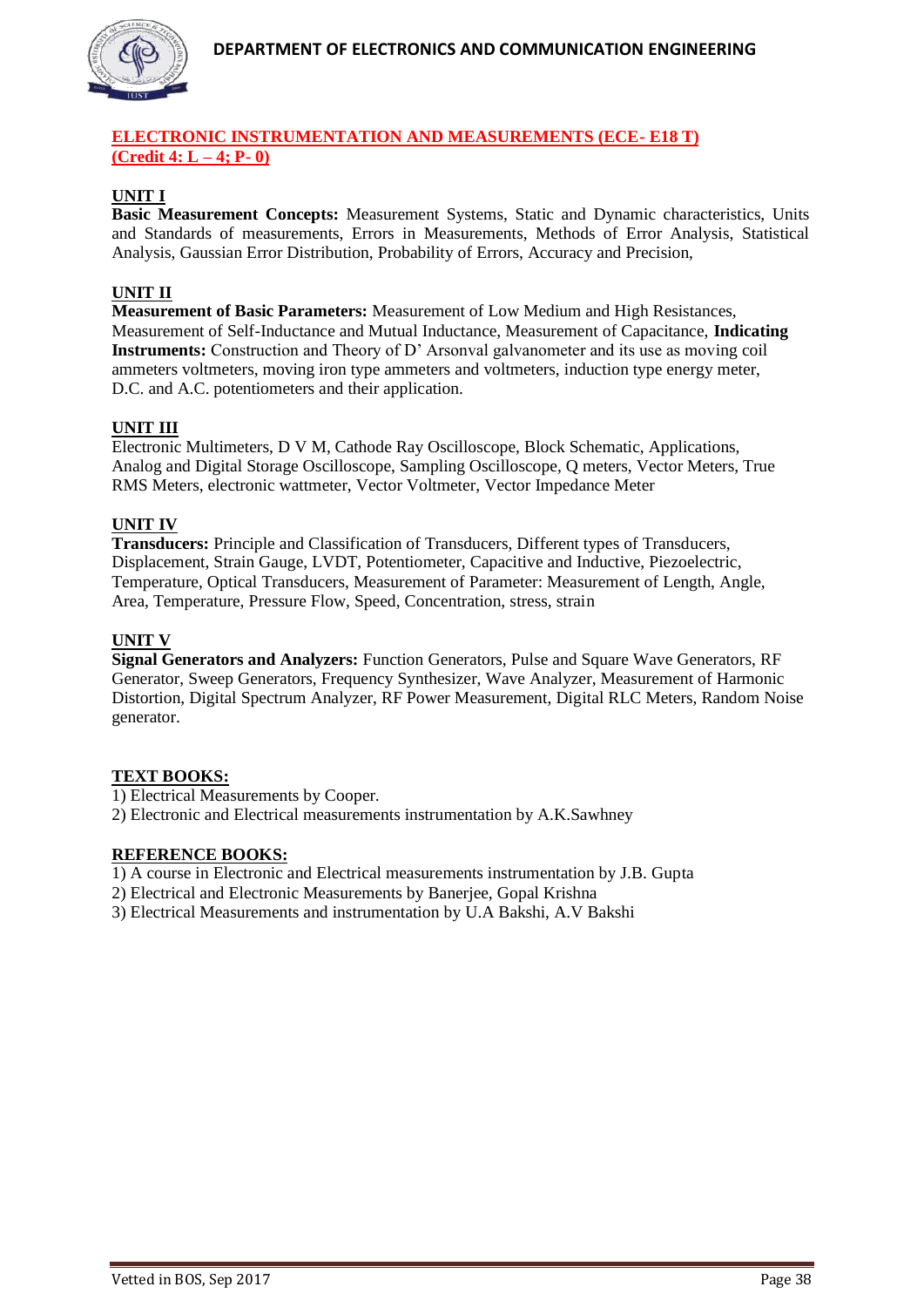## ELECTRONIC INSTRUMENTATION AND MEASUREMENTS (ECE- E18 T)
## (Credit 4: L – 4; P- 0)

### UNIT I

**Basic Measurement Concepts:** Measurement Systems, Static and Dynamic characteristics, Units and Standards of measurements, Errors in Measurements, Methods of Error Analysis, Statistical Analysis, Gaussian Error Distribution, Probability of Errors, Accuracy and Precision,

### UNIT II

**Measurement of Basic Parameters:** Measurement of Low Medium and High Resistances, Measurement of Self-Inductance and Mutual Inductance, Measurement of Capacitance, **Indicating Instruments:** Construction and Theory of D' Arsonval galvanometer and its use as moving coil ammeters voltmeters, moving iron type ammeters and voltmeters, induction type energy meter, D.C. and A.C. potentiometers and their application.

### UNIT III

Electronic Multimeters, D V M, Cathode Ray Oscilloscope, Block Schematic, Applications, Analog and Digital Storage Oscilloscope, Sampling Oscilloscope, Q meters, Vector Meters, True RMS Meters, electronic wattmeter, Vector Voltmeter, Vector Impedance Meter

### UNIT IV

**Transducers:** Principle and Classification of Transducers, Different types of Transducers, Displacement, Strain Gauge, LVDT, Potentiometer, Capacitive and Inductive, Piezoelectric, Temperature, Optical Transducers, Measurement of Parameter: Measurement of Length, Angle, Area, Temperature, Pressure Flow, Speed, Concentration, stress, strain

### UNIT V

**Signal Generators and Analyzers:** Function Generators, Pulse and Square Wave Generators, RF Generator, Sweep Generators, Frequency Synthesizer, Wave Analyzer, Measurement of Harmonic Distortion, Digital Spectrum Analyzer, RF Power Measurement, Digital RLC Meters, Random Noise generator.

### TEXT BOOKS:

1) Electrical Measurements by Cooper.
2) Electronic and Electrical measurements instrumentation by A.K.Sawhney

### REFERENCE BOOKS:

1) A course in Electronic and Electrical measurements instrumentation by J.B. Gupta
2) Electrical and Electronic Measurements by Banerjee, Gopal Krishna
3) Electrical Measurements and instrumentation by U.A Bakshi, A.V Bakshi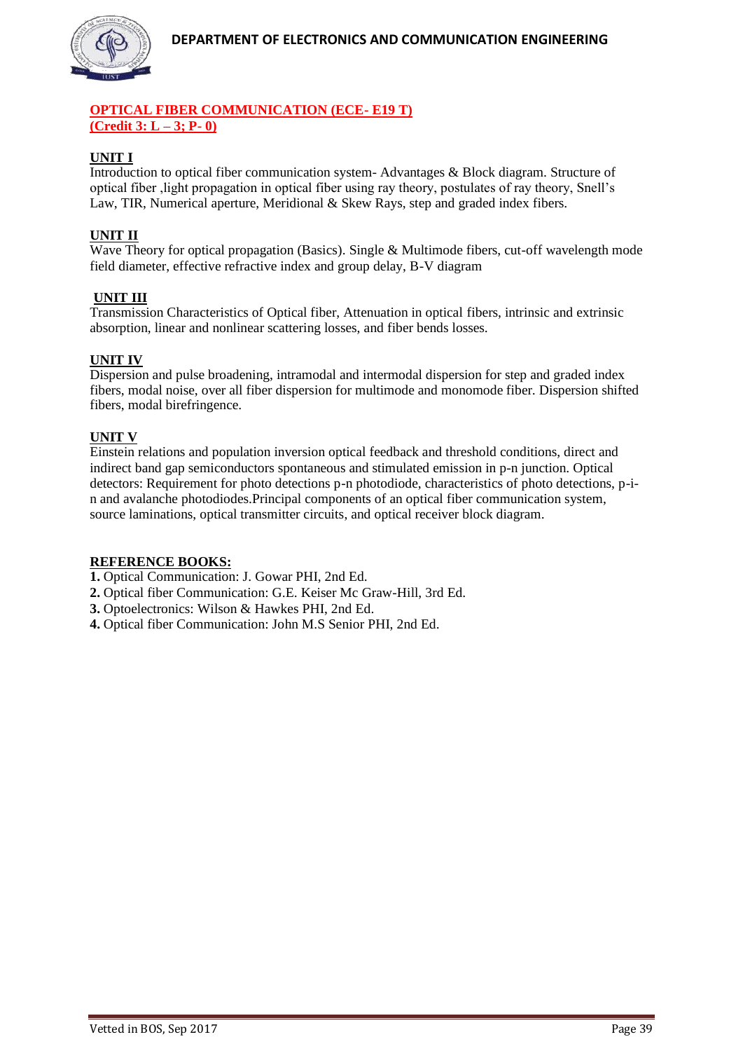## OPTICAL FIBER COMMUNICATION (ECE- E19 T)
## (Credit 3: L – 3; P- 0)

### UNIT I

Introduction to optical fiber communication system- Advantages & Block diagram. Structure of optical fiber ,light propagation in optical fiber using ray theory, postulates of ray theory, Snell's Law, TIR, Numerical aperture, Meridional & Skew Rays, step and graded index fibers.

### UNIT II

Wave Theory for optical propagation (Basics). Single & Multimode fibers, cut-off wavelength mode field diameter, effective refractive index and group delay, B-V diagram

### UNIT III

Transmission Characteristics of Optical fiber, Attenuation in optical fibers, intrinsic and extrinsic absorption, linear and nonlinear scattering losses, and fiber bends losses.

### UNIT IV

Dispersion and pulse broadening, intramodal and intermodal dispersion for step and graded index fibers, modal noise, over all fiber dispersion for multimode and monomode fiber. Dispersion shifted fibers, modal birefringence.

### UNIT V

Einstein relations and population inversion optical feedback and threshold conditions, direct and indirect band gap semiconductors spontaneous and stimulated emission in p-n junction. Optical detectors: Requirement for photo detections p-n photodiode, characteristics of photo detections, p-i-n and avalanche photodiodes.Principal components of an optical fiber communication system, source laminations, optical transmitter circuits, and optical receiver block diagram.

### REFERENCE BOOKS:

**1.** Optical Communication: J. Gowar PHI, 2nd Ed.
**2.** Optical fiber Communication: G.E. Keiser Mc Graw-Hill, 3rd Ed.
**3.** Optoelectronics: Wilson & Hawkes PHI, 2nd Ed.
**4.** Optical fiber Communication: John M.S Senior PHI, 2nd Ed.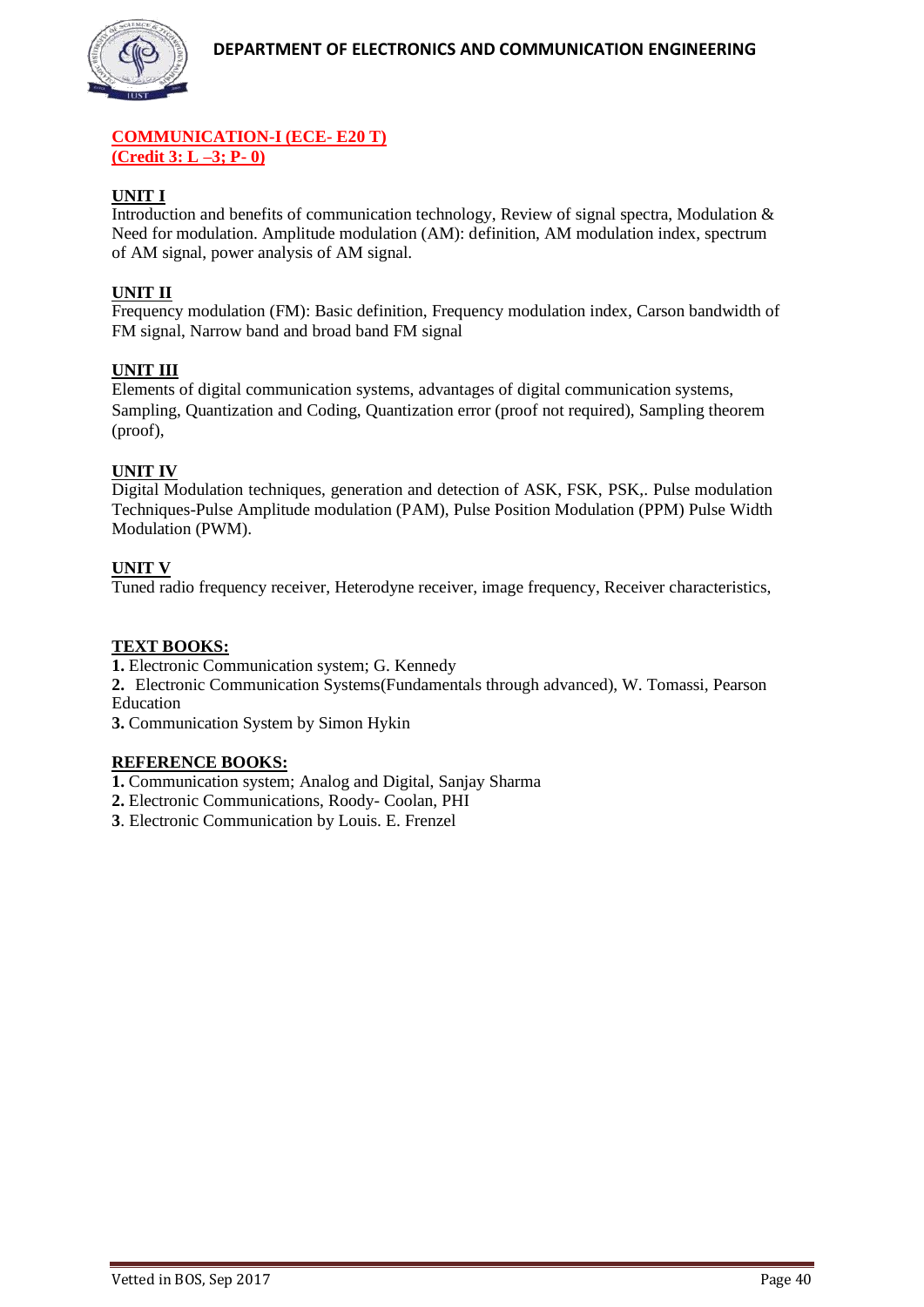## COMMUNICATION-I (ECE- E20 T)
**(Credit 3: L –3; P- 0)**

**UNIT I**

Introduction and benefits of communication technology, Review of signal spectra, Modulation & Need for modulation. Amplitude modulation (AM): definition, AM modulation index, spectrum of AM signal, power analysis of AM signal.

**UNIT II**

Frequency modulation (FM): Basic definition, Frequency modulation index, Carson bandwidth of FM signal, Narrow band and broad band FM signal

**UNIT III**

Elements of digital communication systems, advantages of digital communication systems, Sampling, Quantization and Coding, Quantization error (proof not required), Sampling theorem (proof),

**UNIT IV**

Digital Modulation techniques, generation and detection of ASK, FSK, PSK,. Pulse modulation Techniques-Pulse Amplitude modulation (PAM), Pulse Position Modulation (PPM) Pulse Width Modulation (PWM).

**UNIT V**

Tuned radio frequency receiver, Heterodyne receiver, image frequency, Receiver characteristics,

**TEXT BOOKS:**

**1.** Electronic Communication system; G. Kennedy
**2.** Electronic Communication Systems(Fundamentals through advanced), W. Tomassi, Pearson Education
**3.** Communication System by Simon Hykin

**REFERENCE BOOKS:**

**1.** Communication system; Analog and Digital, Sanjay Sharma
**2.** Electronic Communications, Roody- Coolan, PHI
**3**. Electronic Communication by Louis. E. Frenzel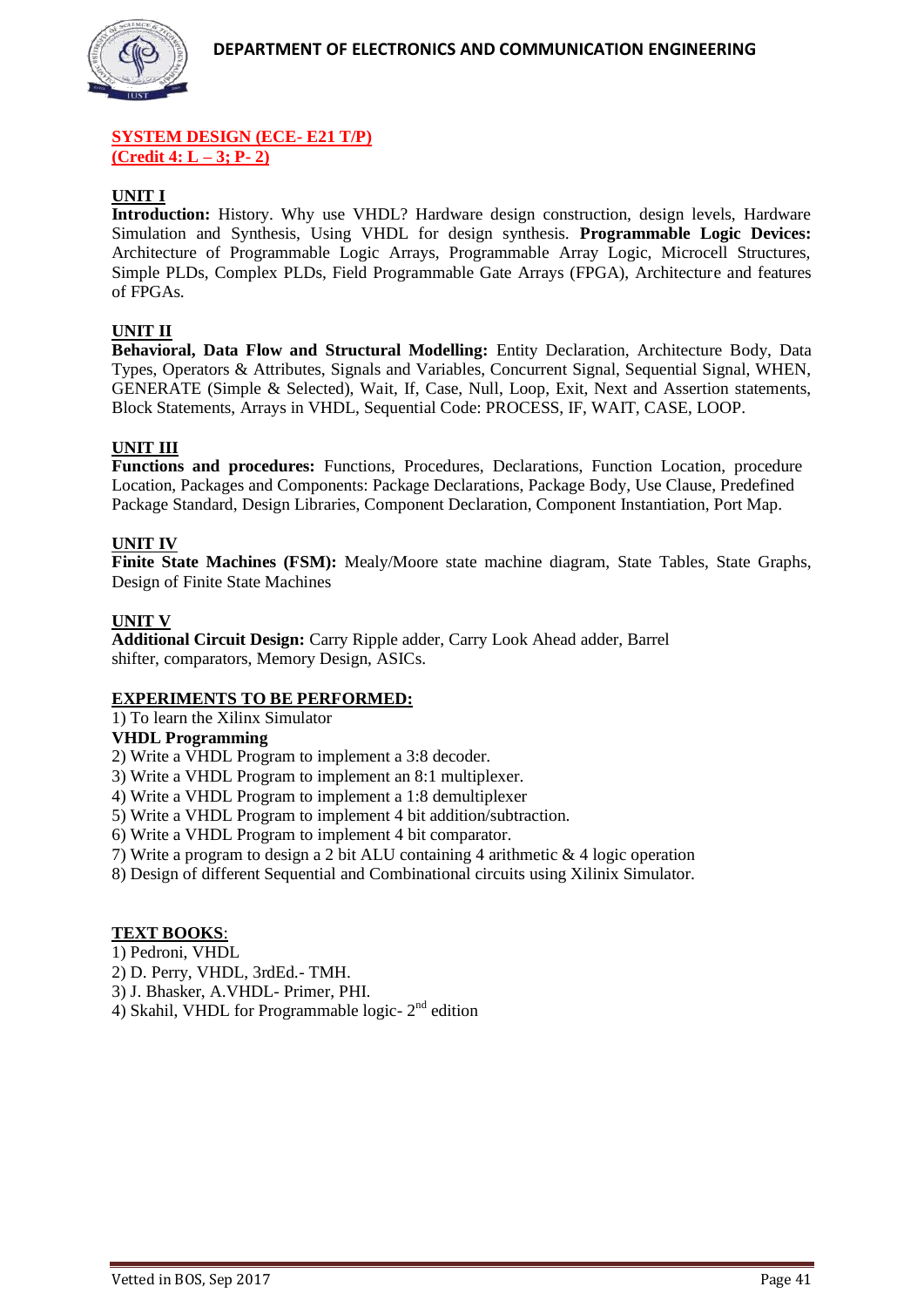## SYSTEM DESIGN (ECE- E21 T/P)
## (Credit 4: L – 3; P- 2)

### UNIT I

**Introduction:** History. Why use VHDL? Hardware design construction, design levels, Hardware Simulation and Synthesis, Using VHDL for design synthesis. **Programmable Logic Devices:** Architecture of Programmable Logic Arrays, Programmable Array Logic, Microcell Structures, Simple PLDs, Complex PLDs, Field Programmable Gate Arrays (FPGA), Architecture and features of FPGAs.

### UNIT II

**Behavioral, Data Flow and Structural Modelling:** Entity Declaration, Architecture Body, Data Types, Operators & Attributes, Signals and Variables, Concurrent Signal, Sequential Signal, WHEN, GENERATE (Simple & Selected), Wait, If, Case, Null, Loop, Exit, Next and Assertion statements, Block Statements, Arrays in VHDL, Sequential Code: PROCESS, IF, WAIT, CASE, LOOP.

### UNIT III

**Functions and procedures:** Functions, Procedures, Declarations, Function Location, procedure Location, Packages and Components: Package Declarations, Package Body, Use Clause, Predefined Package Standard, Design Libraries, Component Declaration, Component Instantiation, Port Map.

### UNIT IV

**Finite State Machines (FSM):** Mealy/Moore state machine diagram, State Tables, State Graphs, Design of Finite State Machines

### UNIT V

**Additional Circuit Design:** Carry Ripple adder, Carry Look Ahead adder, Barrel shifter, comparators, Memory Design, ASICs.

### EXPERIMENTS TO BE PERFORMED:

1) To learn the Xilinx Simulator

**VHDL Programming**

2) Write a VHDL Program to implement a 3:8 decoder.
3) Write a VHDL Program to implement an 8:1 multiplexer.
4) Write a VHDL Program to implement a 1:8 demultiplexer
5) Write a VHDL Program to implement 4 bit addition/subtraction.
6) Write a VHDL Program to implement 4 bit comparator.
7) Write a program to design a 2 bit ALU containing 4 arithmetic & 4 logic operation
8) Design of different Sequential and Combinational circuits using Xilinix Simulator.

### TEXT BOOKS:

1) Pedroni, VHDL
2) D. Perry, VHDL, 3rdEd.- TMH.
3) J. Bhasker, A.VHDL- Primer, PHI.
4) Skahil, VHDL for Programmable logic- 2nd edition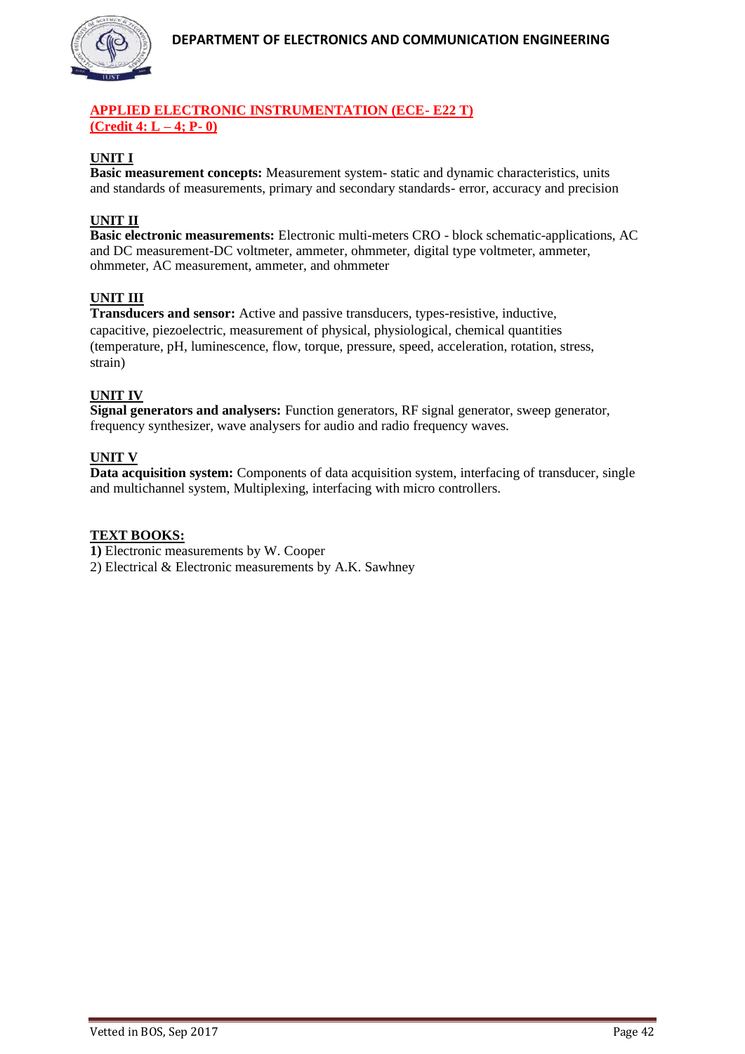## APPLIED ELECTRONIC INSTRUMENTATION (ECE- E22 T)
## (Credit 4: L – 4; P- 0)

### UNIT I

**Basic measurement concepts:** Measurement system- static and dynamic characteristics, units and standards of measurements, primary and secondary standards- error, accuracy and precision

### UNIT II

**Basic electronic measurements:** Electronic multi-meters CRO - block schematic-applications, AC and DC measurement-DC voltmeter, ammeter, ohmmeter, digital type voltmeter, ammeter, ohmmeter, AC measurement, ammeter, and ohmmeter

### UNIT III

**Transducers and sensor:** Active and passive transducers, types-resistive, inductive, capacitive, piezoelectric, measurement of physical, physiological, chemical quantities (temperature, pH, luminescence, flow, torque, pressure, speed, acceleration, rotation, stress, strain)

### UNIT IV

**Signal generators and analysers:** Function generators, RF signal generator, sweep generator, frequency synthesizer, wave analysers for audio and radio frequency waves.

### UNIT V

**Data acquisition system:** Components of data acquisition system, interfacing of transducer, single and multichannel system, Multiplexing, interfacing with micro controllers.

### TEXT BOOKS:

**1)** Electronic measurements by W. Cooper
2) Electrical & Electronic measurements by A.K. Sawhney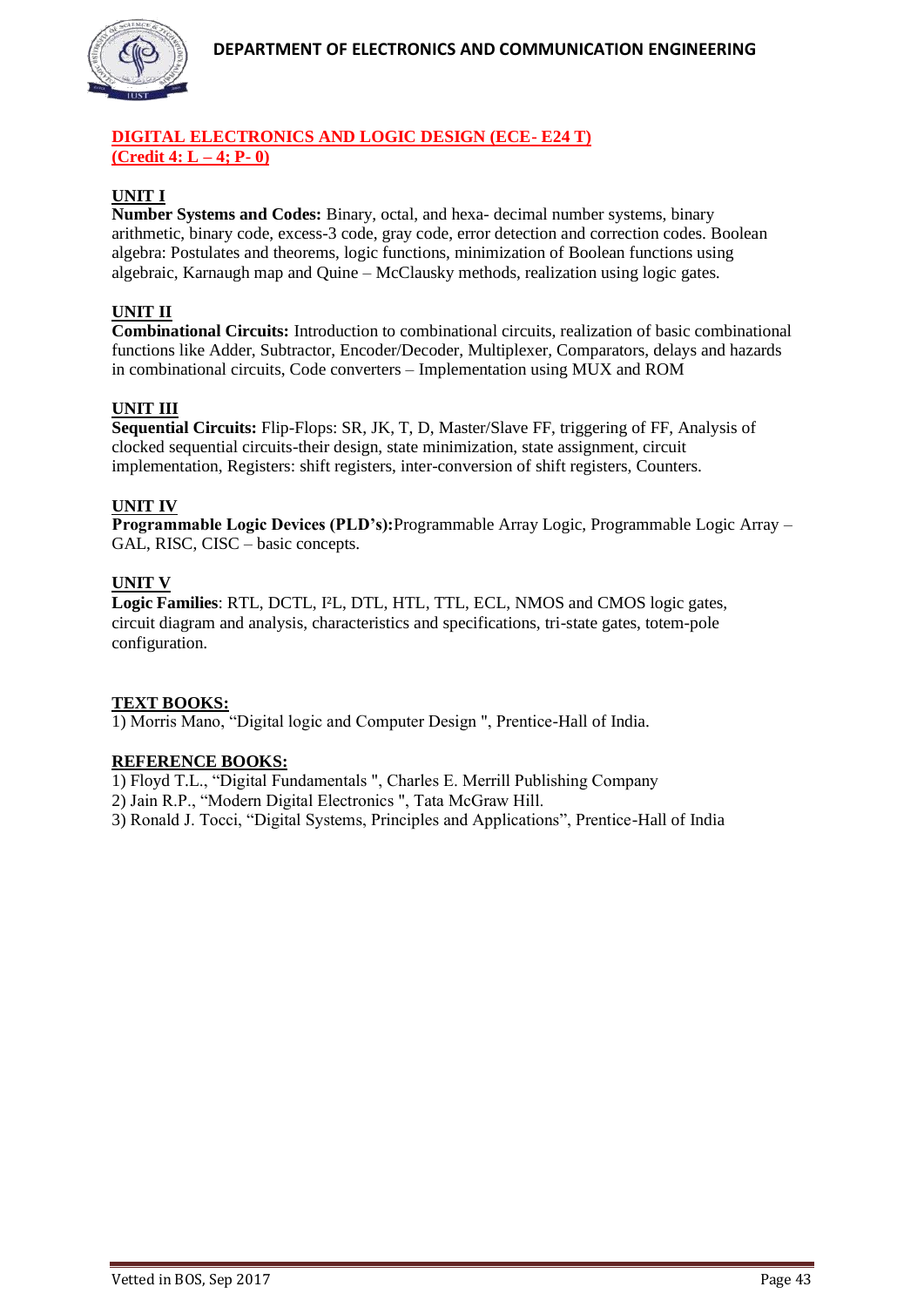## DIGITAL ELECTRONICS AND LOGIC DESIGN (ECE- E24 T)
**(Credit 4: L – 4; P- 0)**

### UNIT I

**Number Systems and Codes:** Binary, octal, and hexa- decimal number systems, binary arithmetic, binary code, excess-3 code, gray code, error detection and correction codes. Boolean algebra: Postulates and theorems, logic functions, minimization of Boolean functions using algebraic, Karnaugh map and Quine – McClausky methods, realization using logic gates.

### UNIT II

**Combinational Circuits:** Introduction to combinational circuits, realization of basic combinational functions like Adder, Subtractor, Encoder/Decoder, Multiplexer, Comparators, delays and hazards in combinational circuits, Code converters – Implementation using MUX and ROM

### UNIT III

**Sequential Circuits:** Flip-Flops: SR, JK, T, D, Master/Slave FF, triggering of FF, Analysis of clocked sequential circuits-their design, state minimization, state assignment, circuit implementation, Registers: shift registers, inter-conversion of shift registers, Counters.

### UNIT IV

**Programmable Logic Devices (PLD's):**Programmable Array Logic, Programmable Logic Array – GAL, RISC, CISC – basic concepts.

### UNIT V

**Logic Families**: RTL, DCTL, I²L, DTL, HTL, TTL, ECL, NMOS and CMOS logic gates, circuit diagram and analysis, characteristics and specifications, tri-state gates, totem-pole configuration.

### TEXT BOOKS:

1) Morris Mano, "Digital logic and Computer Design ", Prentice-Hall of India.

### REFERENCE BOOKS:

1) Floyd T.L., "Digital Fundamentals ", Charles E. Merrill Publishing Company
2) Jain R.P., "Modern Digital Electronics ", Tata McGraw Hill.
3) Ronald J. Tocci, "Digital Systems, Principles and Applications", Prentice-Hall of India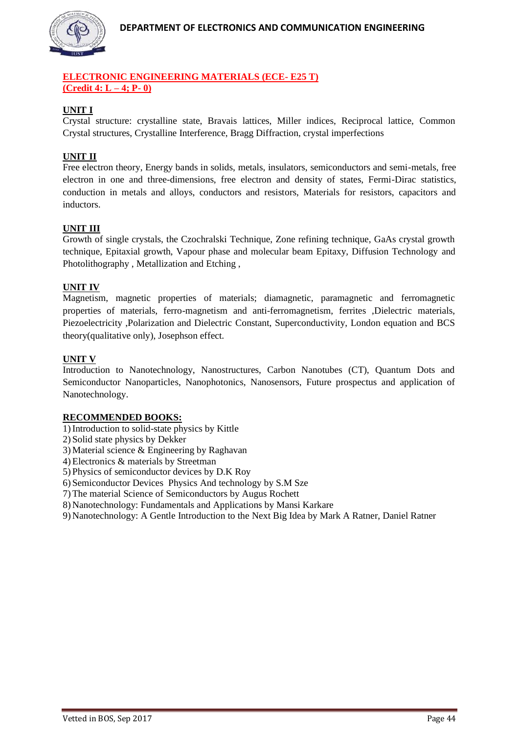## ELECTRONIC ENGINEERING MATERIALS (ECE- E25 T)
**(Credit 4: L – 4; P- 0)**

**UNIT I**

Crystal structure: crystalline state, Bravais lattices, Miller indices, Reciprocal lattice, Common Crystal structures, Crystalline Interference, Bragg Diffraction, crystal imperfections

**UNIT II**

Free electron theory, Energy bands in solids, metals, insulators, semiconductors and semi-metals, free electron in one and three-dimensions, free electron and density of states, Fermi-Dirac statistics, conduction in metals and alloys, conductors and resistors, Materials for resistors, capacitors and inductors.

**UNIT III**

Growth of single crystals, the Czochralski Technique, Zone refining technique, GaAs crystal growth technique, Epitaxial growth, Vapour phase and molecular beam Epitaxy, Diffusion Technology and Photolithography , Metallization and Etching ,

**UNIT IV**

Magnetism, magnetic properties of materials; diamagnetic, paramagnetic and ferromagnetic properties of materials, ferro-magnetism and anti-ferromagnetism, ferrites ,Dielectric materials, Piezoelectricity ,Polarization and Dielectric Constant, Superconductivity, London equation and BCS theory(qualitative only), Josephson effect.

**UNIT V**

Introduction to Nanotechnology, Nanostructures, Carbon Nanotubes (CT), Quantum Dots and Semiconductor Nanoparticles, Nanophotonics, Nanosensors, Future prospectus and application of Nanotechnology.

**RECOMMENDED BOOKS:**

1) Introduction to solid-state physics by Kittle
2) Solid state physics by Dekker
3) Material science & Engineering by Raghavan
4) Electronics & materials by Streetman
5) Physics of semiconductor devices by D.K Roy
6) Semiconductor Devices Physics And technology by S.M Sze
7) The material Science of Semiconductors by Augus Rochett
8) Nanotechnology: Fundamentals and Applications by Mansi Karkare
9) Nanotechnology: A Gentle Introduction to the Next Big Idea by Mark A Ratner, Daniel Ratner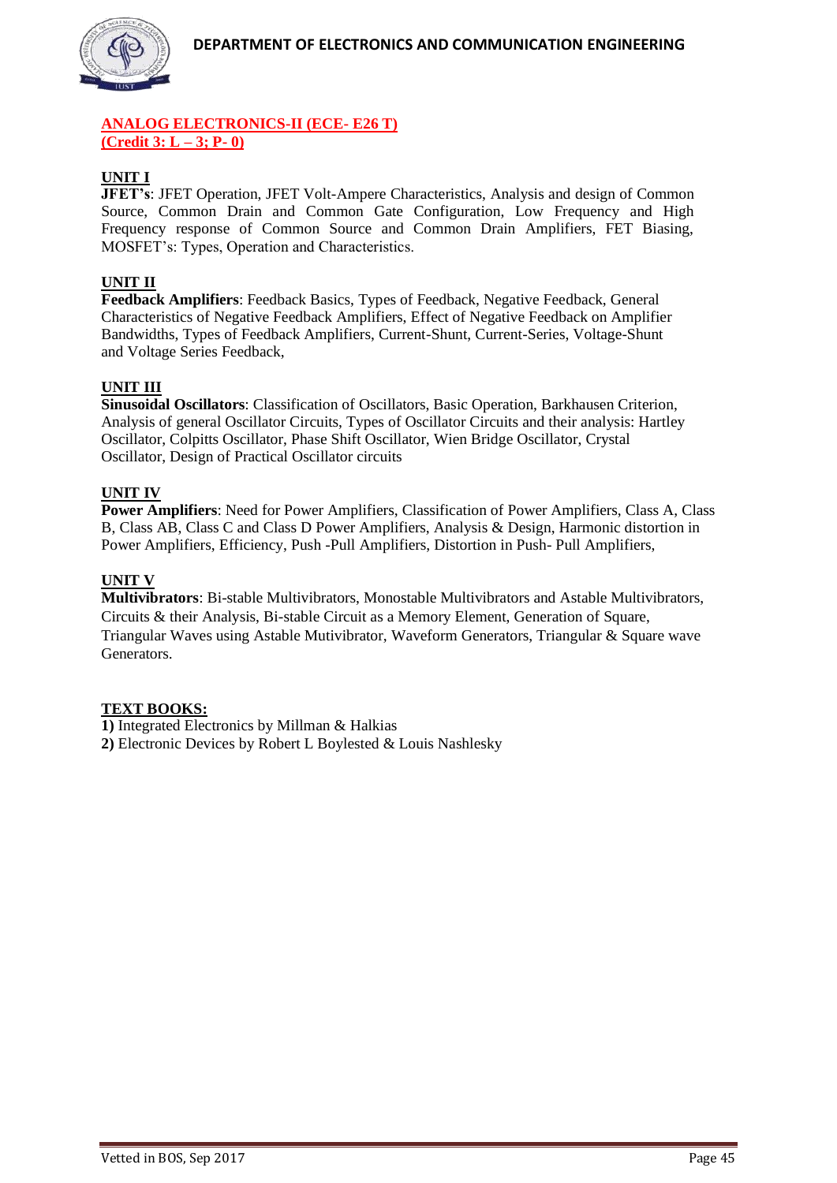## ANALOG ELECTRONICS-II (ECE- E26 T)
**(Credit 3: L – 3; P- 0)**

### UNIT I

**JFET's**: JFET Operation, JFET Volt-Ampere Characteristics, Analysis and design of Common Source, Common Drain and Common Gate Configuration, Low Frequency and High Frequency response of Common Source and Common Drain Amplifiers, FET Biasing, MOSFET's: Types, Operation and Characteristics.

### UNIT II

**Feedback Amplifiers**: Feedback Basics, Types of Feedback, Negative Feedback, General Characteristics of Negative Feedback Amplifiers, Effect of Negative Feedback on Amplifier Bandwidths, Types of Feedback Amplifiers, Current-Shunt, Current-Series, Voltage-Shunt and Voltage Series Feedback,

### UNIT III

**Sinusoidal Oscillators**: Classification of Oscillators, Basic Operation, Barkhausen Criterion, Analysis of general Oscillator Circuits, Types of Oscillator Circuits and their analysis: Hartley Oscillator, Colpitts Oscillator, Phase Shift Oscillator, Wien Bridge Oscillator, Crystal Oscillator, Design of Practical Oscillator circuits

### UNIT IV

**Power Amplifiers**: Need for Power Amplifiers, Classification of Power Amplifiers, Class A, Class B, Class AB, Class C and Class D Power Amplifiers, Analysis & Design, Harmonic distortion in Power Amplifiers, Efficiency, Push -Pull Amplifiers, Distortion in Push- Pull Amplifiers,

### UNIT V

**Multivibrators**: Bi-stable Multivibrators, Monostable Multivibrators and Astable Multivibrators, Circuits & their Analysis, Bi-stable Circuit as a Memory Element, Generation of Square, Triangular Waves using Astable Mutivibrator, Waveform Generators, Triangular & Square wave Generators.

### TEXT BOOKS:

**1)** Integrated Electronics by Millman & Halkias
**2)** Electronic Devices by Robert L Boylested & Louis Nashlesky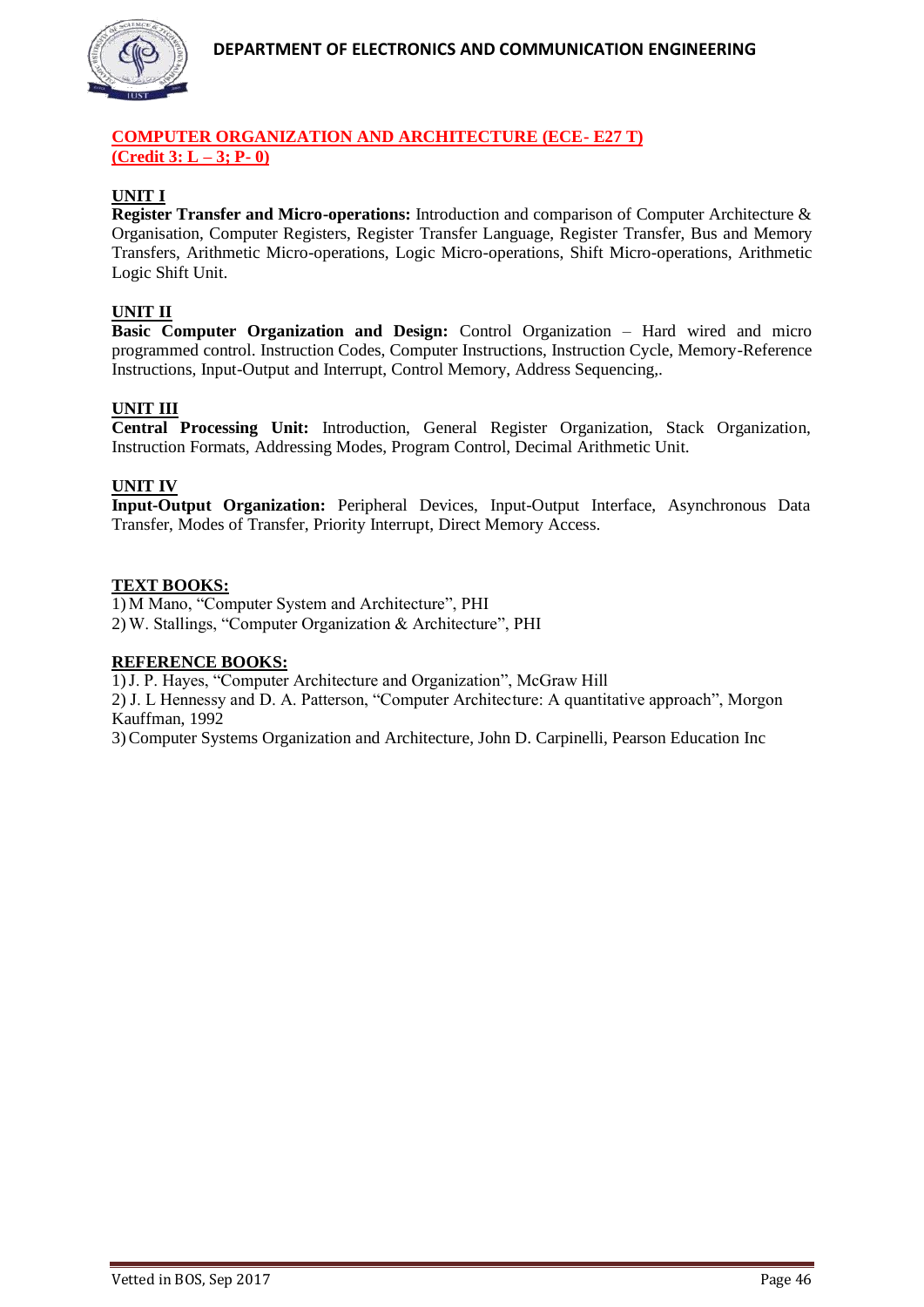## COMPUTER ORGANIZATION AND ARCHITECTURE (ECE- E27 T)
**(Credit 3: L – 3; P- 0)**

### UNIT I

**Register Transfer and Micro-operations:** Introduction and comparison of Computer Architecture & Organisation, Computer Registers, Register Transfer Language, Register Transfer, Bus and Memory Transfers, Arithmetic Micro-operations, Logic Micro-operations, Shift Micro-operations, Arithmetic Logic Shift Unit.

### UNIT II

**Basic Computer Organization and Design:** Control Organization – Hard wired and micro programmed control. Instruction Codes, Computer Instructions, Instruction Cycle, Memory-Reference Instructions, Input-Output and Interrupt, Control Memory, Address Sequencing,.

### UNIT III

**Central Processing Unit:** Introduction, General Register Organization, Stack Organization, Instruction Formats, Addressing Modes, Program Control, Decimal Arithmetic Unit.

### UNIT IV

**Input-Output Organization:** Peripheral Devices, Input-Output Interface, Asynchronous Data Transfer, Modes of Transfer, Priority Interrupt, Direct Memory Access.

### TEXT BOOKS:

1) M Mano, "Computer System and Architecture", PHI
2) W. Stallings, "Computer Organization & Architecture", PHI

### REFERENCE BOOKS:

1) J. P. Hayes, "Computer Architecture and Organization", McGraw Hill
2) J. L Hennessy and D. A. Patterson, "Computer Architecture: A quantitative approach", Morgon Kauffman, 1992
3) Computer Systems Organization and Architecture, John D. Carpinelli, Pearson Education Inc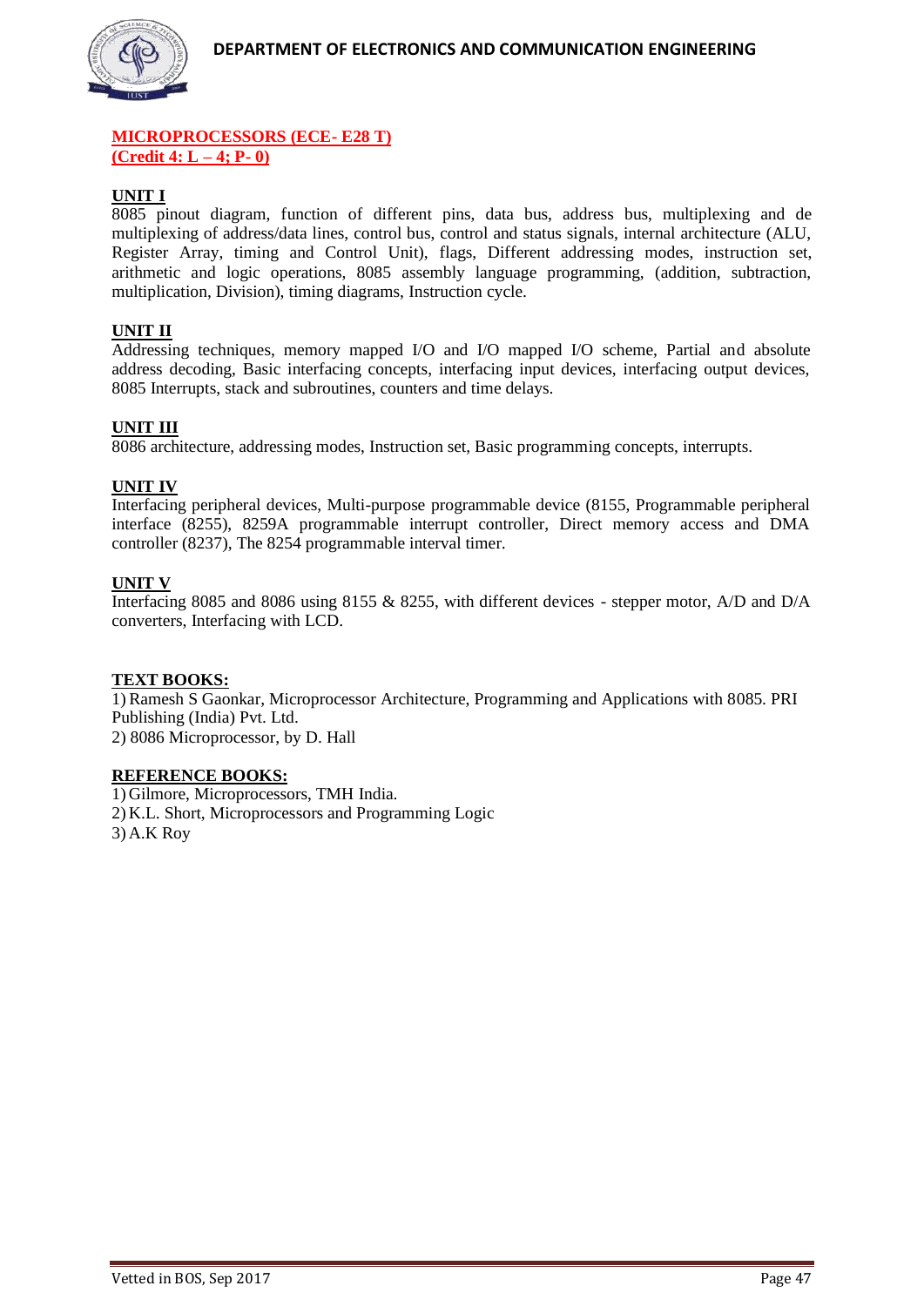## MICROPROCESSORS (ECE- E28 T)
**(Credit 4: L – 4; P- 0)**

### UNIT I

8085 pinout diagram, function of different pins, data bus, address bus, multiplexing and de multiplexing of address/data lines, control bus, control and status signals, internal architecture (ALU, Register Array, timing and Control Unit), flags, Different addressing modes, instruction set, arithmetic and logic operations, 8085 assembly language programming, (addition, subtraction, multiplication, Division), timing diagrams, Instruction cycle.

### UNIT II

Addressing techniques, memory mapped I/O and I/O mapped I/O scheme, Partial and absolute address decoding, Basic interfacing concepts, interfacing input devices, interfacing output devices, 8085 Interrupts, stack and subroutines, counters and time delays.

### UNIT III

8086 architecture, addressing modes, Instruction set, Basic programming concepts, interrupts.

### UNIT IV

Interfacing peripheral devices, Multi-purpose programmable device (8155, Programmable peripheral interface (8255), 8259A programmable interrupt controller, Direct memory access and DMA controller (8237), The 8254 programmable interval timer.

### UNIT V

Interfacing 8085 and 8086 using 8155 & 8255, with different devices - stepper motor, A/D and D/A converters, Interfacing with LCD.

### TEXT BOOKS:

1) Ramesh S Gaonkar, Microprocessor Architecture, Programming and Applications with 8085. PRI Publishing (India) Pvt. Ltd.
2) 8086 Microprocessor, by D. Hall

### REFERENCE BOOKS:

1) Gilmore, Microprocessors, TMH India.
2) K.L. Short, Microprocessors and Programming Logic
3) A.K Roy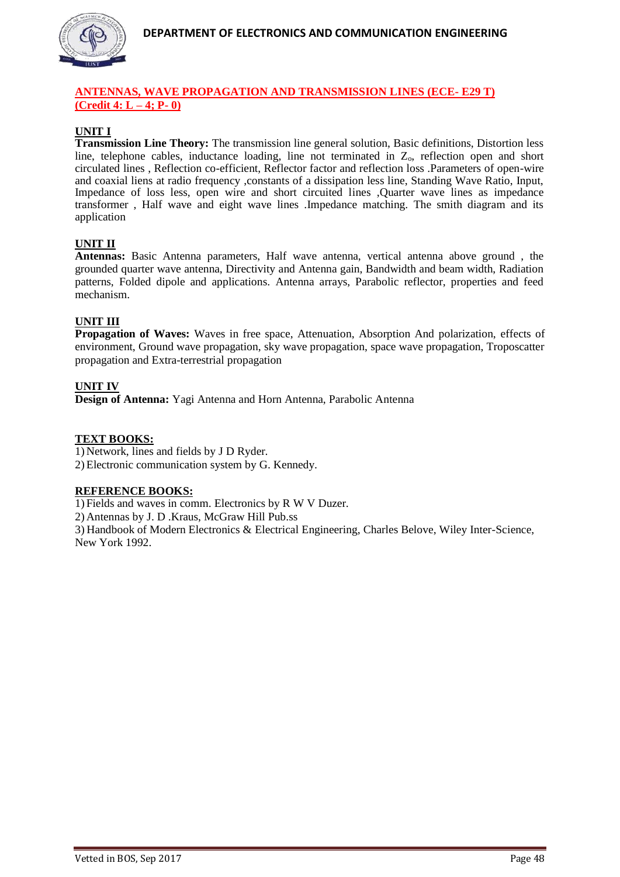## ANTENNAS, WAVE PROPAGATION AND TRANSMISSION LINES (ECE- E29 T)
**(Credit 4: L – 4; P- 0)**

### UNIT I

**Transmission Line Theory:** The transmission line general solution, Basic definitions, Distortion less line, telephone cables, inductance loading, line not terminated in $Z_o$, reflection open and short circulated lines , Reflection co-efficient, Reflector factor and reflection loss .Parameters of open-wire and coaxial liens at radio frequency ,constants of a dissipation less line, Standing Wave Ratio, Input, Impedance of loss less, open wire and short circuited lines ,Quarter wave lines as impedance transformer , Half wave and eight wave lines .Impedance matching. The smith diagram and its application

### UNIT II

**Antennas:** Basic Antenna parameters, Half wave antenna, vertical antenna above ground , the grounded quarter wave antenna, Directivity and Antenna gain, Bandwidth and beam width, Radiation patterns, Folded dipole and applications. Antenna arrays, Parabolic reflector, properties and feed mechanism.

### UNIT III

**Propagation of Waves:** Waves in free space, Attenuation, Absorption And polarization, effects of environment, Ground wave propagation, sky wave propagation, space wave propagation, Troposcatter propagation and Extra-terrestrial propagation

### UNIT IV

**Design of Antenna:** Yagi Antenna and Horn Antenna, Parabolic Antenna

### TEXT BOOKS:

1) Network, lines and fields by J D Ryder.
2) Electronic communication system by G. Kennedy.

### REFERENCE BOOKS:

1) Fields and waves in comm. Electronics by R W V Duzer.
2) Antennas by J. D .Kraus, McGraw Hill Pub.ss
3) Handbook of Modern Electronics & Electrical Engineering, Charles Belove, Wiley Inter-Science, New York 1992.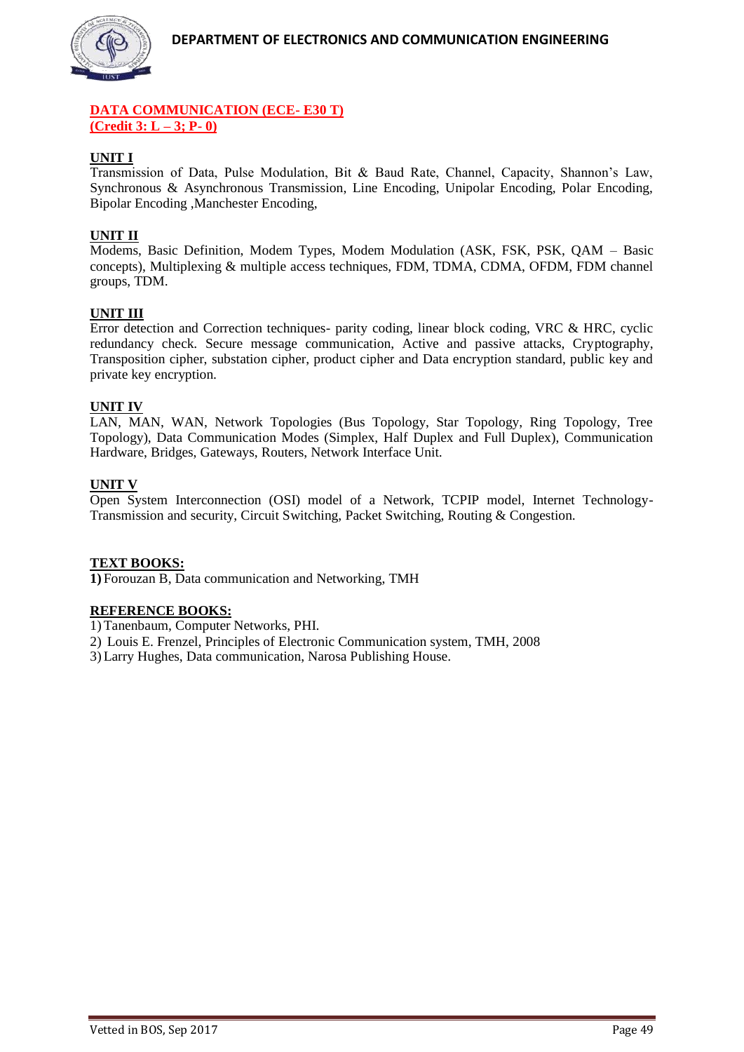## DATA COMMUNICATION (ECE- E30 T)
**(Credit 3: L – 3; P- 0)**

**UNIT I**

Transmission of Data, Pulse Modulation, Bit & Baud Rate, Channel, Capacity, Shannon's Law, Synchronous & Asynchronous Transmission, Line Encoding, Unipolar Encoding, Polar Encoding, Bipolar Encoding ,Manchester Encoding,

**UNIT II**

Modems, Basic Definition, Modem Types, Modem Modulation (ASK, FSK, PSK, QAM – Basic concepts), Multiplexing & multiple access techniques, FDM, TDMA, CDMA, OFDM, FDM channel groups, TDM.

**UNIT III**

Error detection and Correction techniques- parity coding, linear block coding, VRC & HRC, cyclic redundancy check. Secure message communication, Active and passive attacks, Cryptography, Transposition cipher, substation cipher, product cipher and Data encryption standard, public key and private key encryption.

**UNIT IV**

LAN, MAN, WAN, Network Topologies (Bus Topology, Star Topology, Ring Topology, Tree Topology), Data Communication Modes (Simplex, Half Duplex and Full Duplex), Communication Hardware, Bridges, Gateways, Routers, Network Interface Unit.

**UNIT V**

Open System Interconnection (OSI) model of a Network, TCPIP model, Internet Technology- Transmission and security, Circuit Switching, Packet Switching, Routing & Congestion.

**TEXT BOOKS:**

**1)** Forouzan B, Data communication and Networking, TMH

**REFERENCE BOOKS:**

1) Tanenbaum, Computer Networks, PHI.
2) Louis E. Frenzel, Principles of Electronic Communication system, TMH, 2008
3) Larry Hughes, Data communication, Narosa Publishing House.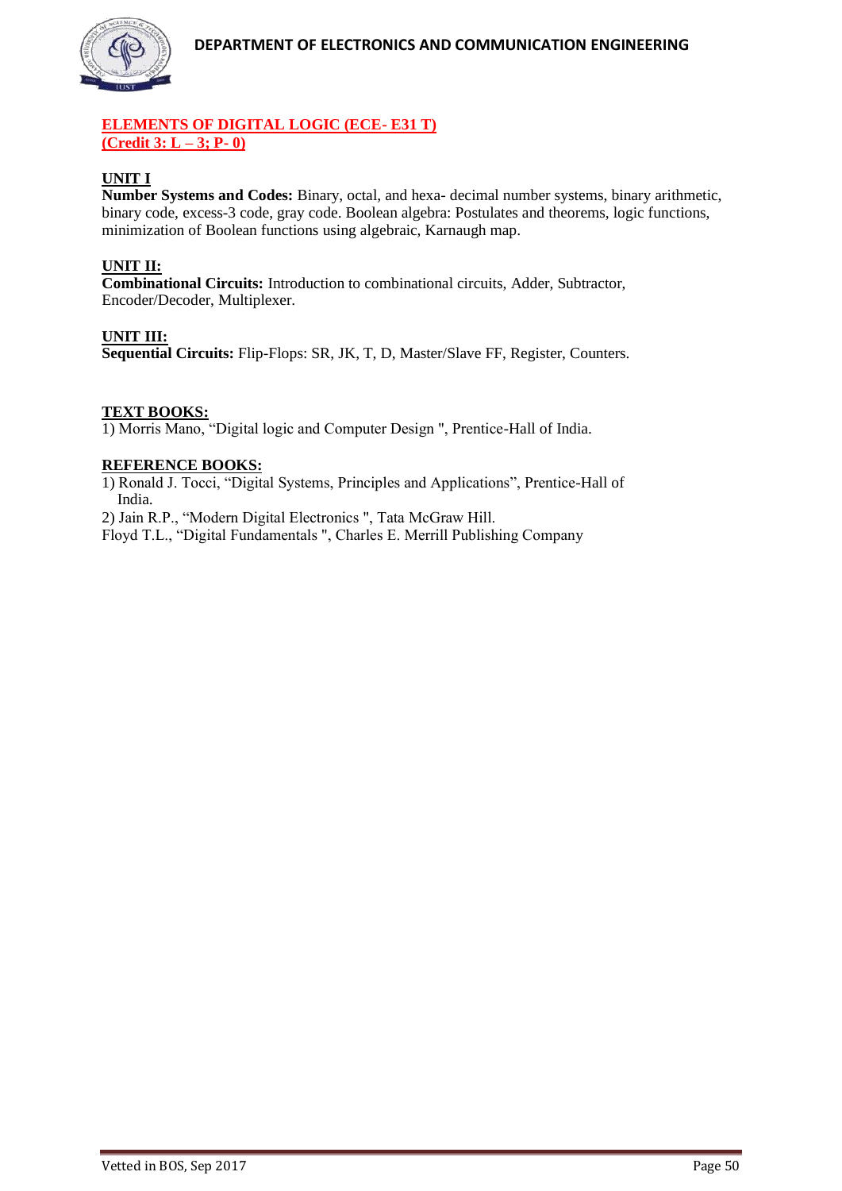## ELEMENTS OF DIGITAL LOGIC (ECE- E31 T)
**(Credit 3: L – 3; P- 0)**

**UNIT I**

**Number Systems and Codes:** Binary, octal, and hexa- decimal number systems, binary arithmetic, binary code, excess-3 code, gray code. Boolean algebra: Postulates and theorems, logic functions, minimization of Boolean functions using algebraic, Karnaugh map.

**UNIT II:**

**Combinational Circuits:** Introduction to combinational circuits, Adder, Subtractor, Encoder/Decoder, Multiplexer.

**UNIT III:**

**Sequential Circuits:** Flip-Flops: SR, JK, T, D, Master/Slave FF, Register, Counters.

**TEXT BOOKS:**

1) Morris Mano, "Digital logic and Computer Design ", Prentice-Hall of India.

**REFERENCE BOOKS:**

1) Ronald J. Tocci, "Digital Systems, Principles and Applications", Prentice-Hall of India.
2) Jain R.P., "Modern Digital Electronics ", Tata McGraw Hill.

Floyd T.L., "Digital Fundamentals ", Charles E. Merrill Publishing Company